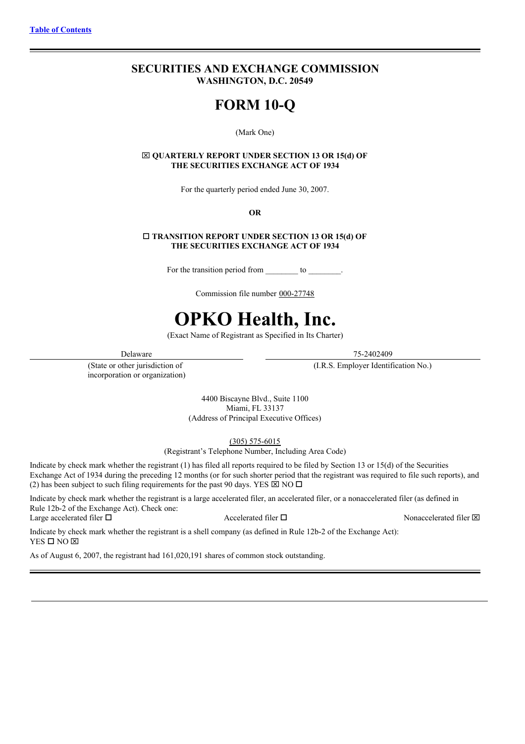[Table of Contents]

# SECURITIES AND EXCHANGE COMMISSION
**WASHINGTON, D.C. 20549**

# FORM 10-Q

(Mark One)

☒ **QUARTERLY REPORT UNDER SECTION 13 OR 15(d) OF THE SECURITIES EXCHANGE ACT OF 1934**

For the quarterly period ended June 30, 2007.

**OR**

☐ **TRANSITION REPORT UNDER SECTION 13 OR 15(d) OF THE SECURITIES EXCHANGE ACT OF 1934**

For the transition period from ________ to ________.

Commission file number 000-27748

# OPKO Health, Inc.

(Exact Name of Registrant as Specified in Its Charter)

| Delaware | 75-2402409 |
|---|---|
| (State or other jurisdiction of incorporation or organization) | (I.R.S. Employer Identification No.) |

4400 Biscayne Blvd., Suite 1100
Miami, FL 33137
(Address of Principal Executive Offices)

(305) 575-6015
(Registrant's Telephone Number, Including Area Code)

Indicate by check mark whether the registrant (1) has filed all reports required to be filed by Section 13 or 15(d) of the Securities Exchange Act of 1934 during the preceding 12 months (or for such shorter period that the registrant was required to file such reports), and (2) has been subject to such filing requirements for the past 90 days. YES ☒ NO ☐

Indicate by check mark whether the registrant is a large accelerated filer, an accelerated filer, or a nonaccelerated filer (as defined in Rule 12b-2 of the Exchange Act). Check one:
Large accelerated filer ☐ Accelerated filer ☐ Nonaccelerated filer ☒

Indicate by check mark whether the registrant is a shell company (as defined in Rule 12b-2 of the Exchange Act):
YES ☐ NO ☒

As of August 6, 2007, the registrant had 161,020,191 shares of common stock outstanding.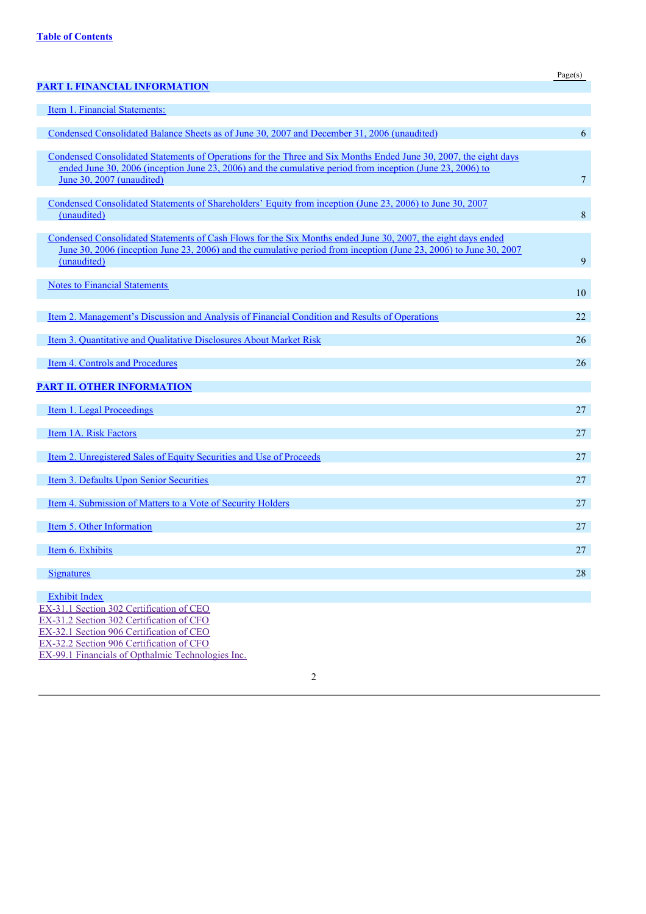**Table of Contents**

| | Page(s) |
|---|---|
| **PART I. FINANCIAL INFORMATION** | |
| Item 1. Financial Statements: | |
| Condensed Consolidated Balance Sheets as of June 30, 2007 and December 31, 2006 (unaudited) | 6 |
| Condensed Consolidated Statements of Operations for the Three and Six Months Ended June 30, 2007, the eight days ended June 30, 2006 (inception June 23, 2006) and the cumulative period from inception (June 23, 2006) to June 30, 2007 (unaudited) | 7 |
| Condensed Consolidated Statements of Shareholders' Equity from inception (June 23, 2006) to June 30, 2007 (unaudited) | 8 |
| Condensed Consolidated Statements of Cash Flows for the Six Months ended June 30, 2007, the eight days ended June 30, 2006 (inception June 23, 2006) and the cumulative period from inception (June 23, 2006) to June 30, 2007 (unaudited) | 9 |
| Notes to Financial Statements | 10 |
| Item 2. Management's Discussion and Analysis of Financial Condition and Results of Operations | 22 |
| Item 3. Quantitative and Qualitative Disclosures About Market Risk | 26 |
| Item 4. Controls and Procedures | 26 |
| **PART II. OTHER INFORMATION** | |
| Item 1. Legal Proceedings | 27 |
| Item 1A. Risk Factors | 27 |
| Item 2. Unregistered Sales of Equity Securities and Use of Proceeds | 27 |
| Item 3. Defaults Upon Senior Securities | 27 |
| Item 4. Submission of Matters to a Vote of Security Holders | 27 |
| Item 5. Other Information | 27 |
| Item 6. Exhibits | 27 |
| Signatures | 28 |
| Exhibit Index | |

EX-31.1 Section 302 Certification of CEO
EX-31.2 Section 302 Certification of CFO
EX-32.1 Section 906 Certification of CEO
EX-32.2 Section 906 Certification of CFO
EX-99.1 Financials of Opthalmic Technologies Inc.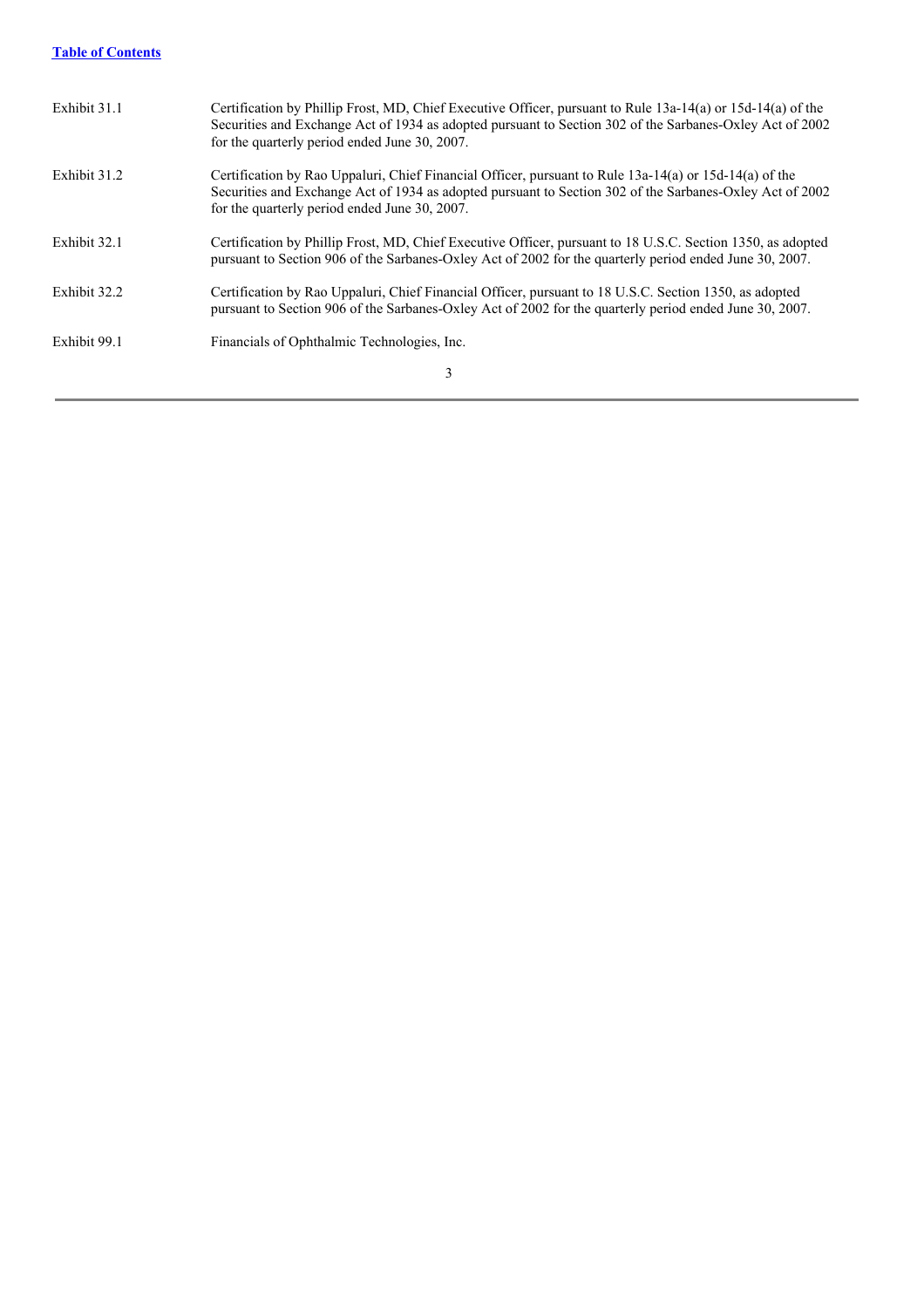[Table of Contents](#)

| | |
|---|---|
| Exhibit 31.1 | Certification by Phillip Frost, MD, Chief Executive Officer, pursuant to Rule 13a-14(a) or 15d-14(a) of the Securities and Exchange Act of 1934 as adopted pursuant to Section 302 of the Sarbanes-Oxley Act of 2002 for the quarterly period ended June 30, 2007. |
| Exhibit 31.2 | Certification by Rao Uppaluri, Chief Financial Officer, pursuant to Rule 13a-14(a) or 15d-14(a) of the Securities and Exchange Act of 1934 as adopted pursuant to Section 302 of the Sarbanes-Oxley Act of 2002 for the quarterly period ended June 30, 2007. |
| Exhibit 32.1 | Certification by Phillip Frost, MD, Chief Executive Officer, pursuant to 18 U.S.C. Section 1350, as adopted pursuant to Section 906 of the Sarbanes-Oxley Act of 2002 for the quarterly period ended June 30, 2007. |
| Exhibit 32.2 | Certification by Rao Uppaluri, Chief Financial Officer, pursuant to 18 U.S.C. Section 1350, as adopted pursuant to Section 906 of the Sarbanes-Oxley Act of 2002 for the quarterly period ended June 30, 2007. |
| Exhibit 99.1 | Financials of Ophthalmic Technologies, Inc. |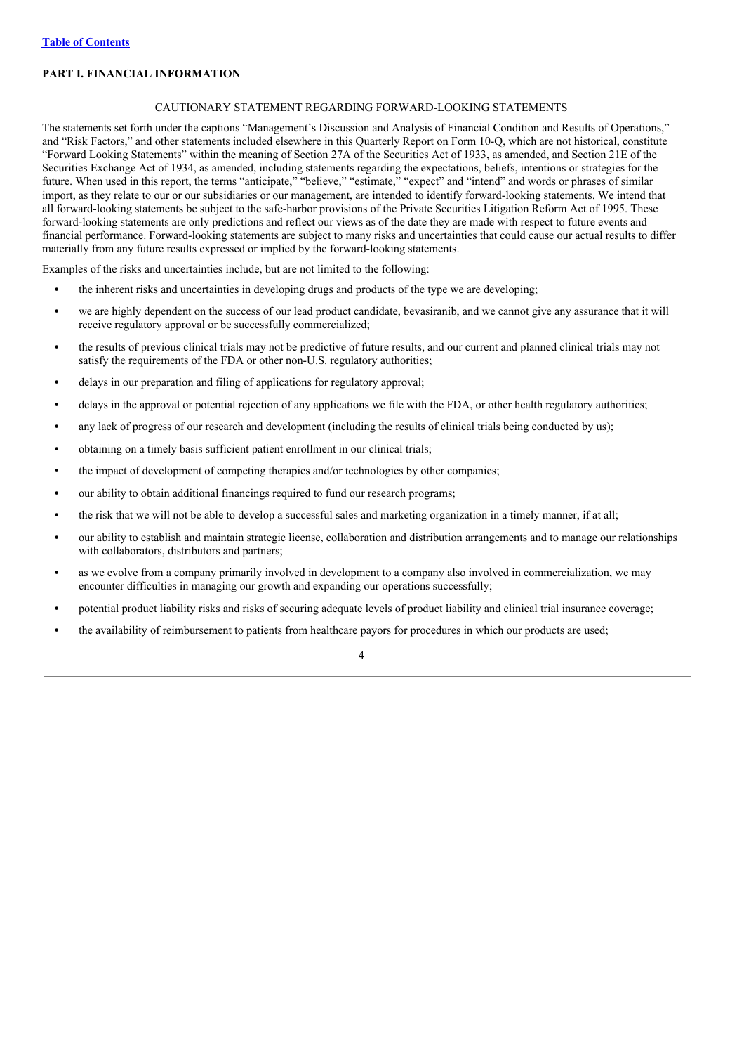[Table of Contents](#)

## PART I. FINANCIAL INFORMATION

### CAUTIONARY STATEMENT REGARDING FORWARD-LOOKING STATEMENTS

The statements set forth under the captions "Management's Discussion and Analysis of Financial Condition and Results of Operations," and "Risk Factors," and other statements included elsewhere in this Quarterly Report on Form 10-Q, which are not historical, constitute "Forward Looking Statements" within the meaning of Section 27A of the Securities Act of 1933, as amended, and Section 21E of the Securities Exchange Act of 1934, as amended, including statements regarding the expectations, beliefs, intentions or strategies for the future. When used in this report, the terms "anticipate," "believe," "estimate," "expect" and "intend" and words or phrases of similar import, as they relate to our or our subsidiaries or our management, are intended to identify forward-looking statements. We intend that all forward-looking statements be subject to the safe-harbor provisions of the Private Securities Litigation Reform Act of 1995. These forward-looking statements are only predictions and reflect our views as of the date they are made with respect to future events and financial performance. Forward-looking statements are subject to many risks and uncertainties that could cause our actual results to differ materially from any future results expressed or implied by the forward-looking statements.

Examples of the risks and uncertainties include, but are not limited to the following:

- the inherent risks and uncertainties in developing drugs and products of the type we are developing;
- we are highly dependent on the success of our lead product candidate, bevasiranib, and we cannot give any assurance that it will receive regulatory approval or be successfully commercialized;
- the results of previous clinical trials may not be predictive of future results, and our current and planned clinical trials may not satisfy the requirements of the FDA or other non-U.S. regulatory authorities;
- delays in our preparation and filing of applications for regulatory approval;
- delays in the approval or potential rejection of any applications we file with the FDA, or other health regulatory authorities;
- any lack of progress of our research and development (including the results of clinical trials being conducted by us);
- obtaining on a timely basis sufficient patient enrollment in our clinical trials;
- the impact of development of competing therapies and/or technologies by other companies;
- our ability to obtain additional financings required to fund our research programs;
- the risk that we will not be able to develop a successful sales and marketing organization in a timely manner, if at all;
- our ability to establish and maintain strategic license, collaboration and distribution arrangements and to manage our relationships with collaborators, distributors and partners;
- as we evolve from a company primarily involved in development to a company also involved in commercialization, we may encounter difficulties in managing our growth and expanding our operations successfully;
- potential product liability risks and risks of securing adequate levels of product liability and clinical trial insurance coverage;
- the availability of reimbursement to patients from healthcare payors for procedures in which our products are used;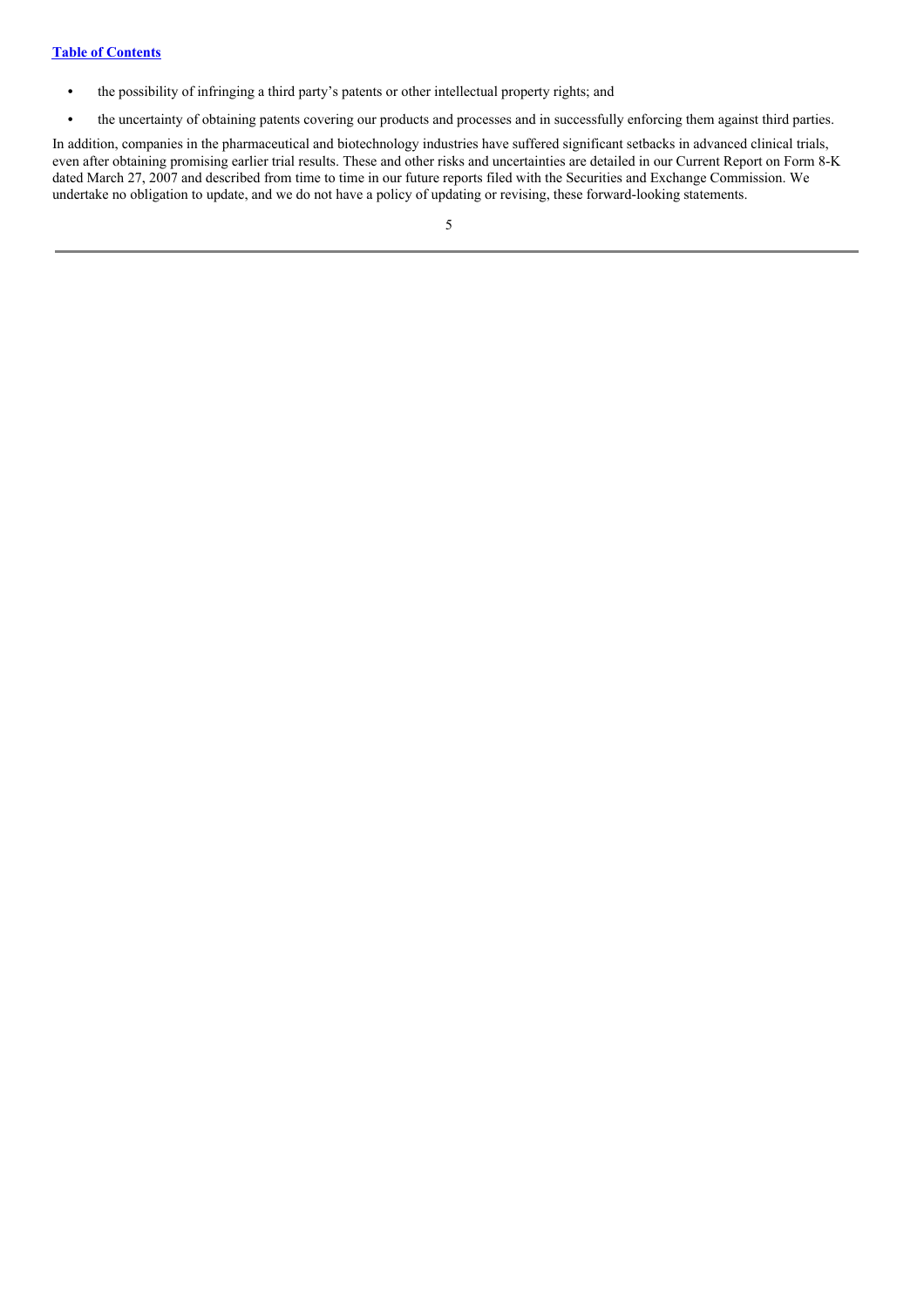- the possibility of infringing a third party's patents or other intellectual property rights; and
- the uncertainty of obtaining patents covering our products and processes and in successfully enforcing them against third parties.

In addition, companies in the pharmaceutical and biotechnology industries have suffered significant setbacks in advanced clinical trials, even after obtaining promising earlier trial results. These and other risks and uncertainties are detailed in our Current Report on Form 8-K dated March 27, 2007 and described from time to time in our future reports filed with the Securities and Exchange Commission. We undertake no obligation to update, and we do not have a policy of updating or revising, these forward-looking statements.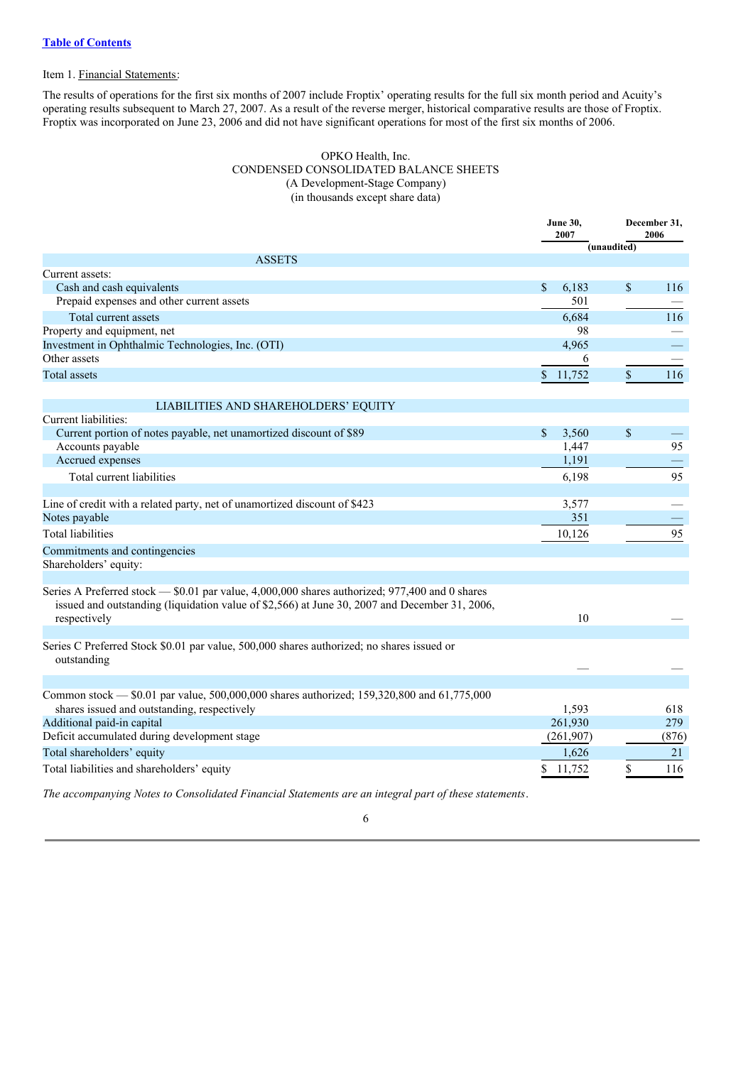[Table of Contents]

Item 1. Financial Statements:

The results of operations for the first six months of 2007 include Froptix' operating results for the full six month period and Acuity's operating results subsequent to March 27, 2007. As a result of the reverse merger, historical comparative results are those of Froptix. Froptix was incorporated on June 23, 2006 and did not have significant operations for most of the first six months of 2006.

OPKO Health, Inc.
CONDENSED CONSOLIDATED BALANCE SHEETS
(A Development-Stage Company)
(in thousands except share data)

| | June 30, 2007 | December 31, 2006 |
|---|---|---|
| | (unaudited) | |
| **ASSETS** | | |
| Current assets: | | |
| Cash and cash equivalents | $ 6,183 | $ 116 |
| Prepaid expenses and other current assets | 501 | — |
| Total current assets | 6,684 | 116 |
| Property and equipment, net | 98 | — |
| Investment in Ophthalmic Technologies, Inc. (OTI) | 4,965 | — |
| Other assets | 6 | — |
| Total assets | $ 11,752 | $ 116 |
| **LIABILITIES AND SHAREHOLDERS' EQUITY** | | |
| Current liabilities: | | |
| Current portion of notes payable, net unamortized discount of $89 | $ 3,560 | $ — |
| Accounts payable | 1,447 | 95 |
| Accrued expenses | 1,191 | — |
| Total current liabilities | 6,198 | 95 |
| Line of credit with a related party, net of unamortized discount of $423 | 3,577 | — |
| Notes payable | 351 | — |
| Total liabilities | 10,126 | 95 |
| Commitments and contingencies | | |
| Shareholders' equity: | | |
| Series A Preferred stock — $0.01 par value, 4,000,000 shares authorized; 977,400 and 0 shares issued and outstanding (liquidation value of $2,566) at June 30, 2007 and December 31, 2006, respectively | 10 | — |
| Series C Preferred Stock $0.01 par value, 500,000 shares authorized; no shares issued or outstanding | — | — |
| Common stock — $0.01 par value, 500,000,000 shares authorized; 159,320,800 and 61,775,000 shares issued and outstanding, respectively | 1,593 | 618 |
| Additional paid-in capital | 261,930 | 279 |
| Deficit accumulated during development stage | (261,907) | (876) |
| Total shareholders' equity | 1,626 | 21 |
| Total liabilities and shareholders' equity | $ 11,752 | $ 116 |

*The accompanying Notes to Consolidated Financial Statements are an integral part of these statements.*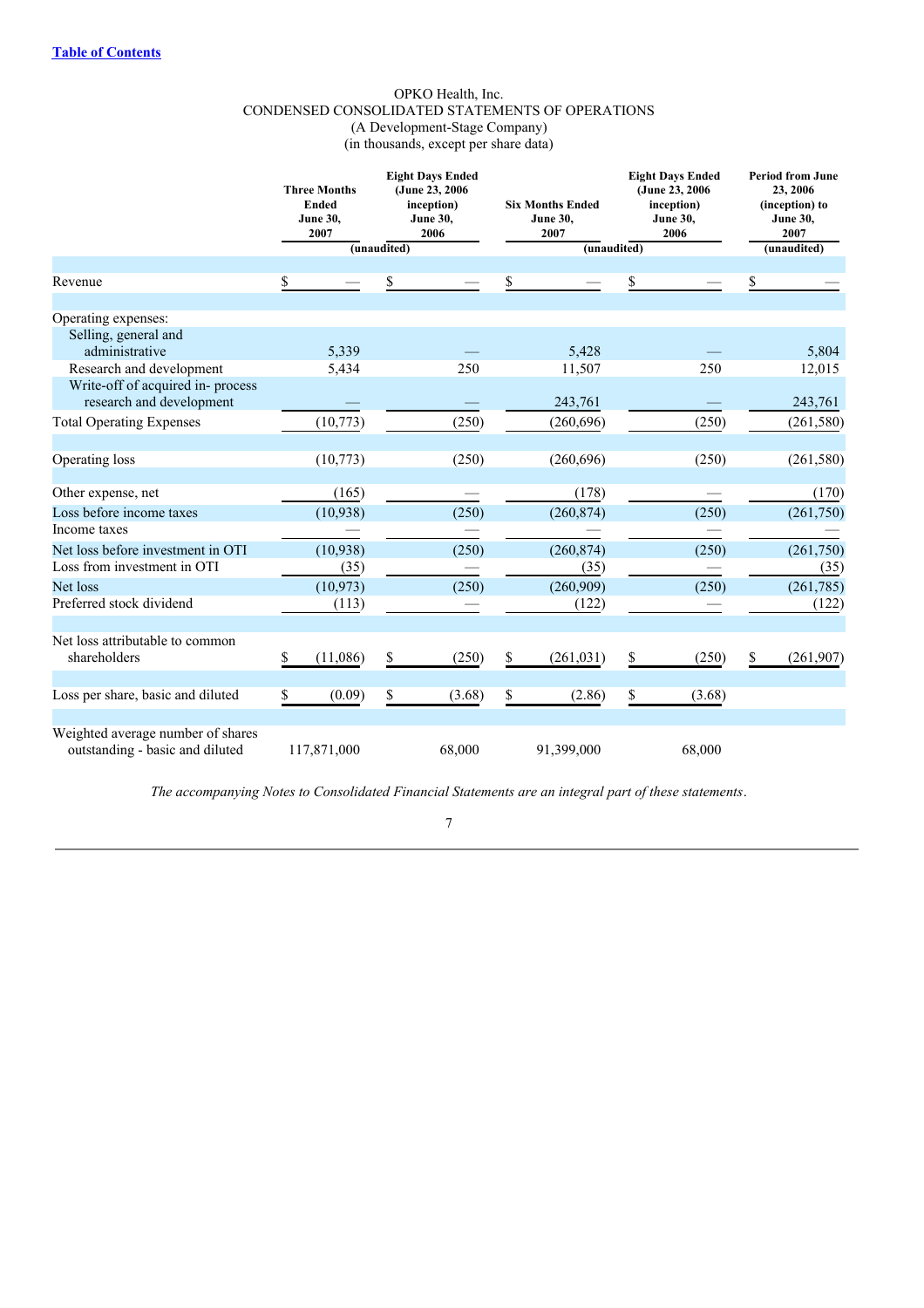OPKO Health, Inc.
CONDENSED CONSOLIDATED STATEMENTS OF OPERATIONS
(A Development-Stage Company)
(in thousands, except per share data)

| | Three Months Ended June 30, 2007 | Eight Days Ended (June 23, 2006 inception) June 30, 2006 | Six Months Ended June 30, 2007 | Eight Days Ended (June 23, 2006 inception) June 30, 2006 | Period from June 23, 2006 (inception) to June 30, 2007 |
|---|---|---|---|---|---|
| | (unaudited) | | (unaudited) | | (unaudited) |
| Revenue | $ — | $ — | $ — | $ — | $ — |
| Operating expenses: | | | | | |
| Selling, general and administrative | 5,339 | — | 5,428 | — | 5,804 |
| Research and development | 5,434 | 250 | 11,507 | 250 | 12,015 |
| Write-off of acquired in- process research and development | — | — | 243,761 | — | 243,761 |
| Total Operating Expenses | (10,773) | (250) | (260,696) | (250) | (261,580) |
| Operating loss | (10,773) | (250) | (260,696) | (250) | (261,580) |
| Other expense, net | (165) | — | (178) | — | (170) |
| Loss before income taxes | (10,938) | (250) | (260,874) | (250) | (261,750) |
| Income taxes | — | — | — | — | — |
| Net loss before investment in OTI | (10,938) | (250) | (260,874) | (250) | (261,750) |
| Loss from investment in OTI | (35) | — | (35) | — | (35) |
| Net loss | (10,973) | (250) | (260,909) | (250) | (261,785) |
| Preferred stock dividend | (113) | — | (122) | — | (122) |
| Net loss attributable to common shareholders | $ (11,086) | $ (250) | $ (261,031) | $ (250) | $ (261,907) |
| Loss per share, basic and diluted | $ (0.09) | $ (3.68) | $ (2.86) | $ (3.68) | |
| Weighted average number of shares outstanding - basic and diluted | 117,871,000 | 68,000 | 91,399,000 | 68,000 | |

*The accompanying Notes to Consolidated Financial Statements are an integral part of these statements.*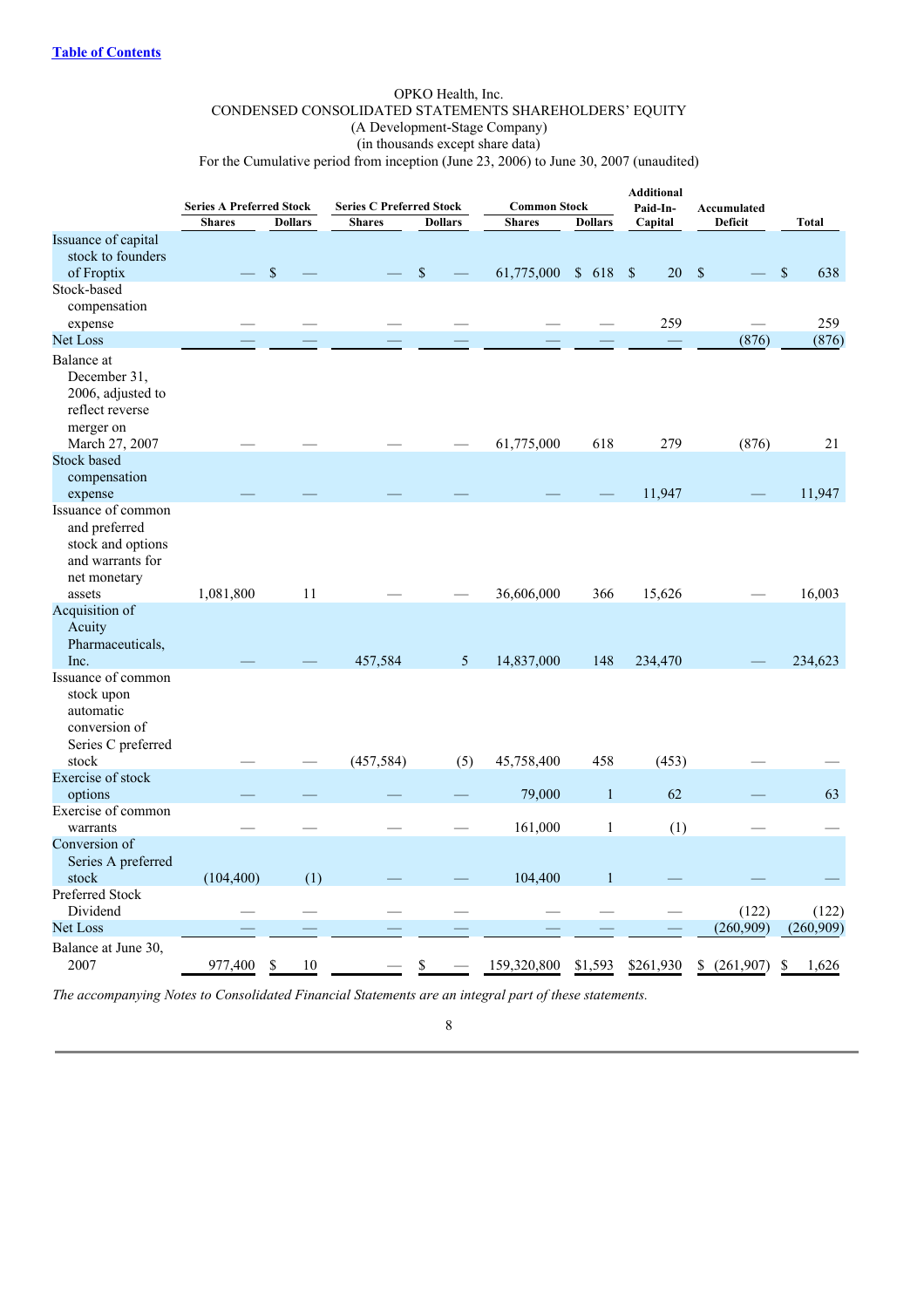[Table of Contents](#)

OPKO Health, Inc.
CONDENSED CONSOLIDATED STATEMENTS SHAREHOLDERS' EQUITY
(A Development-Stage Company)
(in thousands except share data)
For the Cumulative period from inception (June 23, 2006) to June 30, 2007 (unaudited)

| | Series A Preferred Stock | | Series C Preferred Stock | | Common Stock | | Additional Paid-In-Capital | Accumulated Deficit | Total |
|---|---|---|---|---|---|---|---|---|---|
| | Shares | Dollars | Shares | Dollars | Shares | Dollars | | | |
| Issuance of capital stock to founders of Froptix | — | $ — | — | $ — | 61,775,000 | $ 618 | $ 20 | $ — | $ 638 |
| Stock-based compensation expense | — | — | — | — | — | — | 259 | — | 259 |
| Net Loss | — | — | — | — | — | — | — | (876) | (876) |
| Balance at December 31, 2006, adjusted to reflect reverse merger on March 27, 2007 | — | — | — | — | 61,775,000 | 618 | 279 | (876) | 21 |
| Stock based compensation expense | — | — | — | — | — | — | 11,947 | — | 11,947 |
| Issuance of common and preferred stock and options and warrants for net monetary assets | 1,081,800 | 11 | — | — | 36,606,000 | 366 | 15,626 | — | 16,003 |
| Acquisition of Acuity Pharmaceuticals, Inc. | — | — | 457,584 | 5 | 14,837,000 | 148 | 234,470 | — | 234,623 |
| Issuance of common stock upon automatic conversion of Series C preferred stock | — | — | (457,584) | (5) | 45,758,400 | 458 | (453) | — | — |
| Exercise of stock options | — | — | — | — | 79,000 | 1 | 62 | — | 63 |
| Exercise of common warrants | — | — | — | — | 161,000 | 1 | (1) | — | — |
| Conversion of Series A preferred stock | (104,400) | (1) | — | — | 104,400 | 1 | — | — | — |
| Preferred Stock Dividend | — | — | — | — | — | — | — | (122) | (122) |
| Net Loss | — | — | — | — | — | — | — | (260,909) | (260,909) |
| Balance at June 30, 2007 | 977,400 | $ 10 | — | $ — | 159,320,800 | $1,593 | $261,930 | $ (261,907) | $ 1,626 |

*The accompanying Notes to Consolidated Financial Statements are an integral part of these statements.*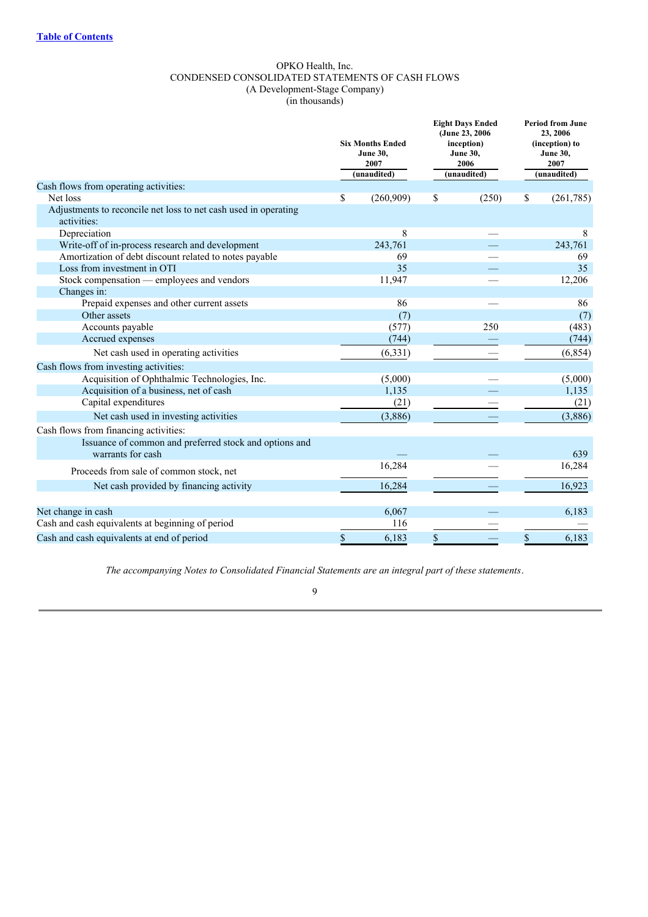OPKO Health, Inc.
CONDENSED CONSOLIDATED STATEMENTS OF CASH FLOWS
(A Development-Stage Company)
(in thousands)

| | Six Months Ended June 30, 2007 (unaudited) | Eight Days Ended (June 23, 2006 inception) June 30, 2006 (unaudited) | Period from June 23, 2006 (inception) to June 30, 2007 (unaudited) |
|---|---|---|---|
| Cash flows from operating activities: | | | |
| Net loss | $ (260,909) | $ (250) | $ (261,785) |
| Adjustments to reconcile net loss to net cash used in operating activities: | | | |
| Depreciation | 8 | — | 8 |
| Write-off of in-process research and development | 243,761 | — | 243,761 |
| Amortization of debt discount related to notes payable | 69 | — | 69 |
| Loss from investment in OTI | 35 | — | 35 |
| Stock compensation — employees and vendors | 11,947 | — | 12,206 |
| Changes in: | | | |
| Prepaid expenses and other current assets | 86 | — | 86 |
| Other assets | (7) | | (7) |
| Accounts payable | (577) | 250 | (483) |
| Accrued expenses | (744) | — | (744) |
| Net cash used in operating activities | (6,331) | — | (6,854) |
| Cash flows from investing activities: | | | |
| Acquisition of Ophthalmic Technologies, Inc. | (5,000) | — | (5,000) |
| Acquisition of a business, net of cash | 1,135 | — | 1,135 |
| Capital expenditures | (21) | — | (21) |
| Net cash used in investing activities | (3,886) | — | (3,886) |
| Cash flows from financing activities: | | | |
| Issuance of common and preferred stock and options and warrants for cash | — | — | 639 |
| Proceeds from sale of common stock, net | 16,284 | — | 16,284 |
| Net cash provided by financing activity | 16,284 | — | 16,923 |
| Net change in cash | 6,067 | — | 6,183 |
| Cash and cash equivalents at beginning of period | 116 | — | — |
| Cash and cash equivalents at end of period | $ 6,183 | $ — | $ 6,183 |

*The accompanying Notes to Consolidated Financial Statements are an integral part of these statements*.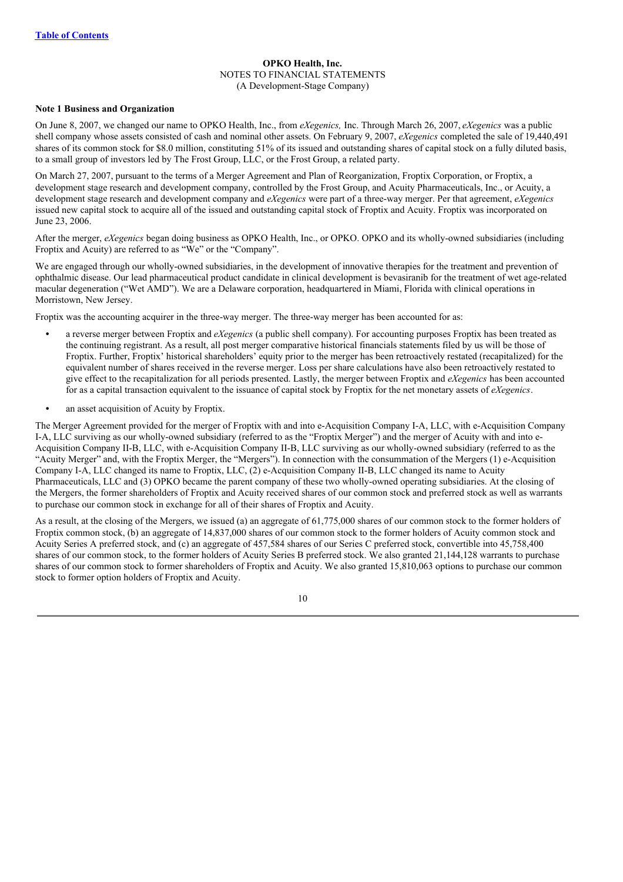[Table of Contents](#)

**OPKO Health, Inc.**
NOTES TO FINANCIAL STATEMENTS
(A Development-Stage Company)

**Note 1 Business and Organization**

On June 8, 2007, we changed our name to OPKO Health, Inc., from *eXegenics,* Inc. Through March 26, 2007, *eXegenics* was a public shell company whose assets consisted of cash and nominal other assets. On February 9, 2007, *eXegenics* completed the sale of 19,440,491 shares of its common stock for $8.0 million, constituting 51% of its issued and outstanding shares of capital stock on a fully diluted basis, to a small group of investors led by The Frost Group, LLC, or the Frost Group, a related party.

On March 27, 2007, pursuant to the terms of a Merger Agreement and Plan of Reorganization, Froptix Corporation, or Froptix, a development stage research and development company, controlled by the Frost Group, and Acuity Pharmaceuticals, Inc., or Acuity, a development stage research and development company and *eXegenics* were part of a three-way merger. Per that agreement, *eXegenics* issued new capital stock to acquire all of the issued and outstanding capital stock of Froptix and Acuity. Froptix was incorporated on June 23, 2006.

After the merger, *eXegenics* began doing business as OPKO Health, Inc., or OPKO. OPKO and its wholly-owned subsidiaries (including Froptix and Acuity) are referred to as "We" or the "Company".

We are engaged through our wholly-owned subsidiaries, in the development of innovative therapies for the treatment and prevention of ophthalmic disease. Our lead pharmaceutical product candidate in clinical development is bevasiranib for the treatment of wet age-related macular degeneration ("Wet AMD"). We are a Delaware corporation, headquartered in Miami, Florida with clinical operations in Morristown, New Jersey.

Froptix was the accounting acquirer in the three-way merger. The three-way merger has been accounted for as:

- a reverse merger between Froptix and *eXegenics* (a public shell company). For accounting purposes Froptix has been treated as the continuing registrant. As a result, all post merger comparative historical financials statements filed by us will be those of Froptix. Further, Froptix' historical shareholders' equity prior to the merger has been retroactively restated (recapitalized) for the equivalent number of shares received in the reverse merger. Loss per share calculations have also been retroactively restated to give effect to the recapitalization for all periods presented. Lastly, the merger between Froptix and *eXegenics* has been accounted for as a capital transaction equivalent to the issuance of capital stock by Froptix for the net monetary assets of *eXegenics*.
- an asset acquisition of Acuity by Froptix.

The Merger Agreement provided for the merger of Froptix with and into e-Acquisition Company I-A, LLC, with e-Acquisition Company I-A, LLC surviving as our wholly-owned subsidiary (referred to as the "Froptix Merger") and the merger of Acuity with and into e-Acquisition Company II-B, LLC, with e-Acquisition Company II-B, LLC surviving as our wholly-owned subsidiary (referred to as the "Acuity Merger" and, with the Froptix Merger, the "Mergers"). In connection with the consummation of the Mergers (1) e-Acquisition Company I-A, LLC changed its name to Froptix, LLC, (2) e-Acquisition Company II-B, LLC changed its name to Acuity Pharmaceuticals, LLC and (3) OPKO became the parent company of these two wholly-owned operating subsidiaries. At the closing of the Mergers, the former shareholders of Froptix and Acuity received shares of our common stock and preferred stock as well as warrants to purchase our common stock in exchange for all of their shares of Froptix and Acuity.

As a result, at the closing of the Mergers, we issued (a) an aggregate of 61,775,000 shares of our common stock to the former holders of Froptix common stock, (b) an aggregate of 14,837,000 shares of our common stock to the former holders of Acuity common stock and Acuity Series A preferred stock, and (c) an aggregate of 457,584 shares of our Series C preferred stock, convertible into 45,758,400 shares of our common stock, to the former holders of Acuity Series B preferred stock. We also granted 21,144,128 warrants to purchase shares of our common stock to former shareholders of Froptix and Acuity. We also granted 15,810,063 options to purchase our common stock to former option holders of Froptix and Acuity.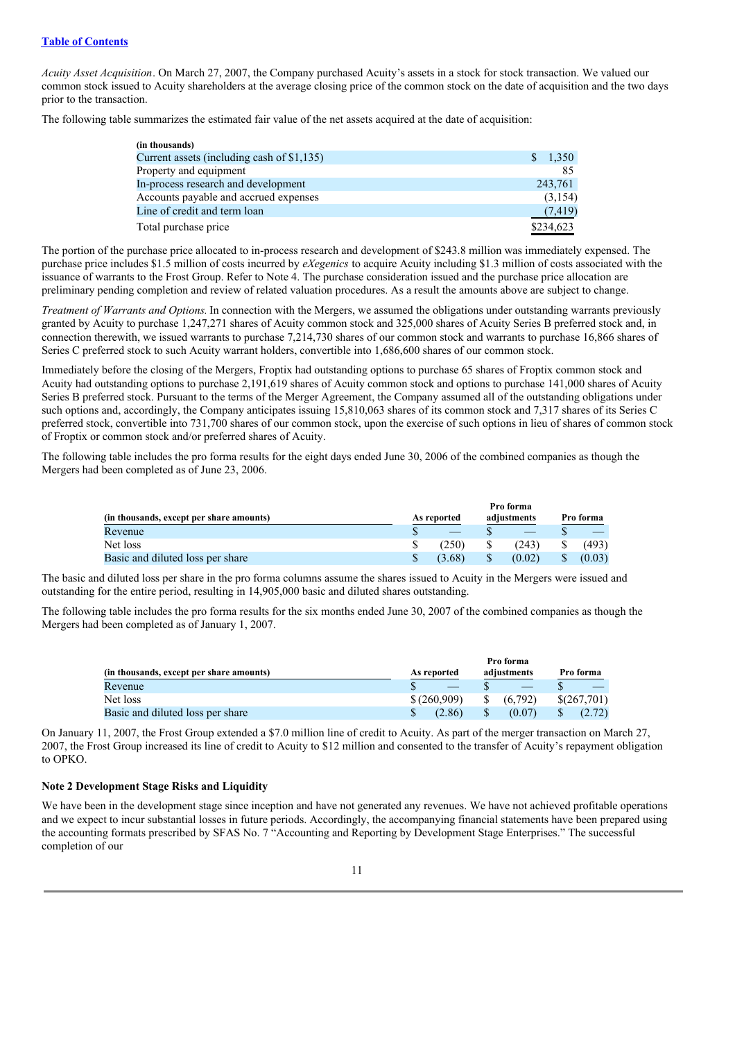*Acuity Asset Acquisition*. On March 27, 2007, the Company purchased Acuity's assets in a stock for stock transaction. We valued our common stock issued to Acuity shareholders at the average closing price of the common stock on the date of acquisition and the two days prior to the transaction.

The following table summarizes the estimated fair value of the net assets acquired at the date of acquisition:

| (in thousands) | |
|---|---|
| Current assets (including cash of $1,135) | $ 1,350 |
| Property and equipment | 85 |
| In-process research and development | 243,761 |
| Accounts payable and accrued expenses | (3,154) |
| Line of credit and term loan | (7,419) |
| Total purchase price | $234,623 |

The portion of the purchase price allocated to in-process research and development of $243.8 million was immediately expensed. The purchase price includes $1.5 million of costs incurred by *eXegenics* to acquire Acuity including $1.3 million of costs associated with the issuance of warrants to the Frost Group. Refer to Note 4. The purchase consideration issued and the purchase price allocation are preliminary pending completion and review of related valuation procedures. As a result the amounts above are subject to change.

*Treatment of Warrants and Options.* In connection with the Mergers, we assumed the obligations under outstanding warrants previously granted by Acuity to purchase 1,247,271 shares of Acuity common stock and 325,000 shares of Acuity Series B preferred stock and, in connection therewith, we issued warrants to purchase 7,214,730 shares of our common stock and warrants to purchase 16,866 shares of Series C preferred stock to such Acuity warrant holders, convertible into 1,686,600 shares of our common stock.

Immediately before the closing of the Mergers, Froptix had outstanding options to purchase 65 shares of Froptix common stock and Acuity had outstanding options to purchase 2,191,619 shares of Acuity common stock and options to purchase 141,000 shares of Acuity Series B preferred stock. Pursuant to the terms of the Merger Agreement, the Company assumed all of the outstanding obligations under such options and, accordingly, the Company anticipates issuing 15,810,063 shares of its common stock and 7,317 shares of its Series C preferred stock, convertible into 731,700 shares of our common stock, upon the exercise of such options in lieu of shares of common stock of Froptix or common stock and/or preferred shares of Acuity.

The following table includes the pro forma results for the eight days ended June 30, 2006 of the combined companies as though the Mergers had been completed as of June 23, 2006.

| (in thousands, except per share amounts) | As reported | Pro forma adjustments | Pro forma |
|---|---|---|---|
| Revenue | $ — | $ — | $ — |
| Net loss | $ (250) | $ (243) | $ (493) |
| Basic and diluted loss per share | $ (3.68) | $ (0.02) | $ (0.03) |

The basic and diluted loss per share in the pro forma columns assume the shares issued to Acuity in the Mergers were issued and outstanding for the entire period, resulting in 14,905,000 basic and diluted shares outstanding.

The following table includes the pro forma results for the six months ended June 30, 2007 of the combined companies as though the Mergers had been completed as of January 1, 2007.

| (in thousands, except per share amounts) | As reported | Pro forma adjustments | Pro forma |
|---|---|---|---|
| Revenue | $ — | $ — | $ — |
| Net loss | $ (260,909) | $ (6,792) | $(267,701) |
| Basic and diluted loss per share | $ (2.86) | $ (0.07) | $ (2.72) |

On January 11, 2007, the Frost Group extended a $7.0 million line of credit to Acuity. As part of the merger transaction on March 27, 2007, the Frost Group increased its line of credit to Acuity to $12 million and consented to the transfer of Acuity's repayment obligation to OPKO.

**Note 2 Development Stage Risks and Liquidity**

We have been in the development stage since inception and have not generated any revenues. We have not achieved profitable operations and we expect to incur substantial losses in future periods. Accordingly, the accompanying financial statements have been prepared using the accounting formats prescribed by SFAS No. 7 "Accounting and Reporting by Development Stage Enterprises." The successful completion of our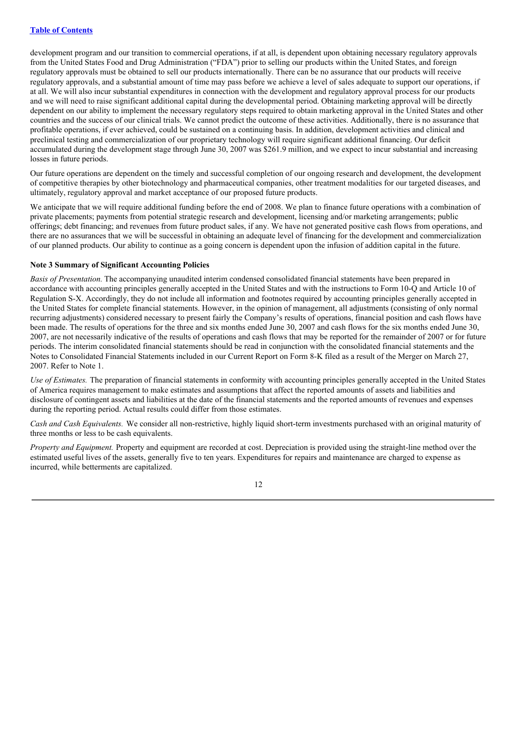development program and our transition to commercial operations, if at all, is dependent upon obtaining necessary regulatory approvals from the United States Food and Drug Administration ("FDA") prior to selling our products within the United States, and foreign regulatory approvals must be obtained to sell our products internationally. There can be no assurance that our products will receive regulatory approvals, and a substantial amount of time may pass before we achieve a level of sales adequate to support our operations, if at all. We will also incur substantial expenditures in connection with the development and regulatory approval process for our products and we will need to raise significant additional capital during the developmental period. Obtaining marketing approval will be directly dependent on our ability to implement the necessary regulatory steps required to obtain marketing approval in the United States and other countries and the success of our clinical trials. We cannot predict the outcome of these activities. Additionally, there is no assurance that profitable operations, if ever achieved, could be sustained on a continuing basis. In addition, development activities and clinical and preclinical testing and commercialization of our proprietary technology will require significant additional financing. Our deficit accumulated during the development stage through June 30, 2007 was $261.9 million, and we expect to incur substantial and increasing losses in future periods.

Our future operations are dependent on the timely and successful completion of our ongoing research and development, the development of competitive therapies by other biotechnology and pharmaceutical companies, other treatment modalities for our targeted diseases, and ultimately, regulatory approval and market acceptance of our proposed future products.

We anticipate that we will require additional funding before the end of 2008. We plan to finance future operations with a combination of private placements; payments from potential strategic research and development, licensing and/or marketing arrangements; public offerings; debt financing; and revenues from future product sales, if any. We have not generated positive cash flows from operations, and there are no assurances that we will be successful in obtaining an adequate level of financing for the development and commercialization of our planned products. Our ability to continue as a going concern is dependent upon the infusion of addition capital in the future.

**Note 3 Summary of Significant Accounting Policies**

*Basis of Presentation.* The accompanying unaudited interim condensed consolidated financial statements have been prepared in accordance with accounting principles generally accepted in the United States and with the instructions to Form 10-Q and Article 10 of Regulation S-X. Accordingly, they do not include all information and footnotes required by accounting principles generally accepted in the United States for complete financial statements. However, in the opinion of management, all adjustments (consisting of only normal recurring adjustments) considered necessary to present fairly the Company's results of operations, financial position and cash flows have been made. The results of operations for the three and six months ended June 30, 2007 and cash flows for the six months ended June 30, 2007, are not necessarily indicative of the results of operations and cash flows that may be reported for the remainder of 2007 or for future periods. The interim consolidated financial statements should be read in conjunction with the consolidated financial statements and the Notes to Consolidated Financial Statements included in our Current Report on Form 8-K filed as a result of the Merger on March 27, 2007. Refer to Note 1.

*Use of Estimates.* The preparation of financial statements in conformity with accounting principles generally accepted in the United States of America requires management to make estimates and assumptions that affect the reported amounts of assets and liabilities and disclosure of contingent assets and liabilities at the date of the financial statements and the reported amounts of revenues and expenses during the reporting period. Actual results could differ from those estimates.

*Cash and Cash Equivalents.* We consider all non-restrictive, highly liquid short-term investments purchased with an original maturity of three months or less to be cash equivalents.

*Property and Equipment.* Property and equipment are recorded at cost. Depreciation is provided using the straight-line method over the estimated useful lives of the assets, generally five to ten years. Expenditures for repairs and maintenance are charged to expense as incurred, while betterments are capitalized.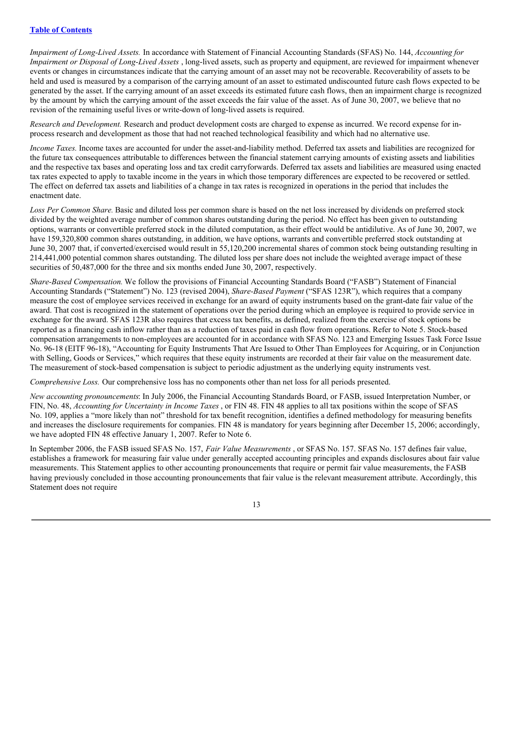*Impairment of Long-Lived Assets.* In accordance with Statement of Financial Accounting Standards (SFAS) No. 144, *Accounting for Impairment or Disposal of Long-Lived Assets* , long-lived assets, such as property and equipment, are reviewed for impairment whenever events or changes in circumstances indicate that the carrying amount of an asset may not be recoverable. Recoverability of assets to be held and used is measured by a comparison of the carrying amount of an asset to estimated undiscounted future cash flows expected to be generated by the asset. If the carrying amount of an asset exceeds its estimated future cash flows, then an impairment charge is recognized by the amount by which the carrying amount of the asset exceeds the fair value of the asset. As of June 30, 2007, we believe that no revision of the remaining useful lives or write-down of long-lived assets is required.

*Research and Development.* Research and product development costs are charged to expense as incurred. We record expense for in-process research and development as those that had not reached technological feasibility and which had no alternative use.

*Income Taxes.* Income taxes are accounted for under the asset-and-liability method. Deferred tax assets and liabilities are recognized for the future tax consequences attributable to differences between the financial statement carrying amounts of existing assets and liabilities and the respective tax bases and operating loss and tax credit carryforwards. Deferred tax assets and liabilities are measured using enacted tax rates expected to apply to taxable income in the years in which those temporary differences are expected to be recovered or settled. The effect on deferred tax assets and liabilities of a change in tax rates is recognized in operations in the period that includes the enactment date.

*Loss Per Common Share.* Basic and diluted loss per common share is based on the net loss increased by dividends on preferred stock divided by the weighted average number of common shares outstanding during the period. No effect has been given to outstanding options, warrants or convertible preferred stock in the diluted computation, as their effect would be antidilutive. As of June 30, 2007, we have 159,320,800 common shares outstanding, in addition, we have options, warrants and convertible preferred stock outstanding at June 30, 2007 that, if converted/exercised would result in 55,120,200 incremental shares of common stock being outstanding resulting in 214,441,000 potential common shares outstanding. The diluted loss per share does not include the weighted average impact of these securities of 50,487,000 for the three and six months ended June 30, 2007, respectively.

*Share-Based Compensation.* We follow the provisions of Financial Accounting Standards Board ("FASB") Statement of Financial Accounting Standards ("Statement") No. 123 (revised 2004), *Share-Based Payment* ("SFAS 123R"), which requires that a company measure the cost of employee services received in exchange for an award of equity instruments based on the grant-date fair value of the award. That cost is recognized in the statement of operations over the period during which an employee is required to provide service in exchange for the award. SFAS 123R also requires that excess tax benefits, as defined, realized from the exercise of stock options be reported as a financing cash inflow rather than as a reduction of taxes paid in cash flow from operations. Refer to Note 5. Stock-based compensation arrangements to non-employees are accounted for in accordance with SFAS No. 123 and Emerging Issues Task Force Issue No. 96-18 (EITF 96-18), "Accounting for Equity Instruments That Are Issued to Other Than Employees for Acquiring, or in Conjunction with Selling, Goods or Services," which requires that these equity instruments are recorded at their fair value on the measurement date. The measurement of stock-based compensation is subject to periodic adjustment as the underlying equity instruments vest.

*Comprehensive Loss.* Our comprehensive loss has no components other than net loss for all periods presented.

*New accounting pronouncements*: In July 2006, the Financial Accounting Standards Board, or FASB, issued Interpretation Number, or FIN, No. 48, *Accounting for Uncertainty in Income Taxes* , or FIN 48. FIN 48 applies to all tax positions within the scope of SFAS No. 109, applies a "more likely than not" threshold for tax benefit recognition, identifies a defined methodology for measuring benefits and increases the disclosure requirements for companies. FIN 48 is mandatory for years beginning after December 15, 2006; accordingly, we have adopted FIN 48 effective January 1, 2007. Refer to Note 6.

In September 2006, the FASB issued SFAS No. 157, *Fair Value Measurements* , or SFAS No. 157. SFAS No. 157 defines fair value, establishes a framework for measuring fair value under generally accepted accounting principles and expands disclosures about fair value measurements. This Statement applies to other accounting pronouncements that require or permit fair value measurements, the FASB having previously concluded in those accounting pronouncements that fair value is the relevant measurement attribute. Accordingly, this Statement does not require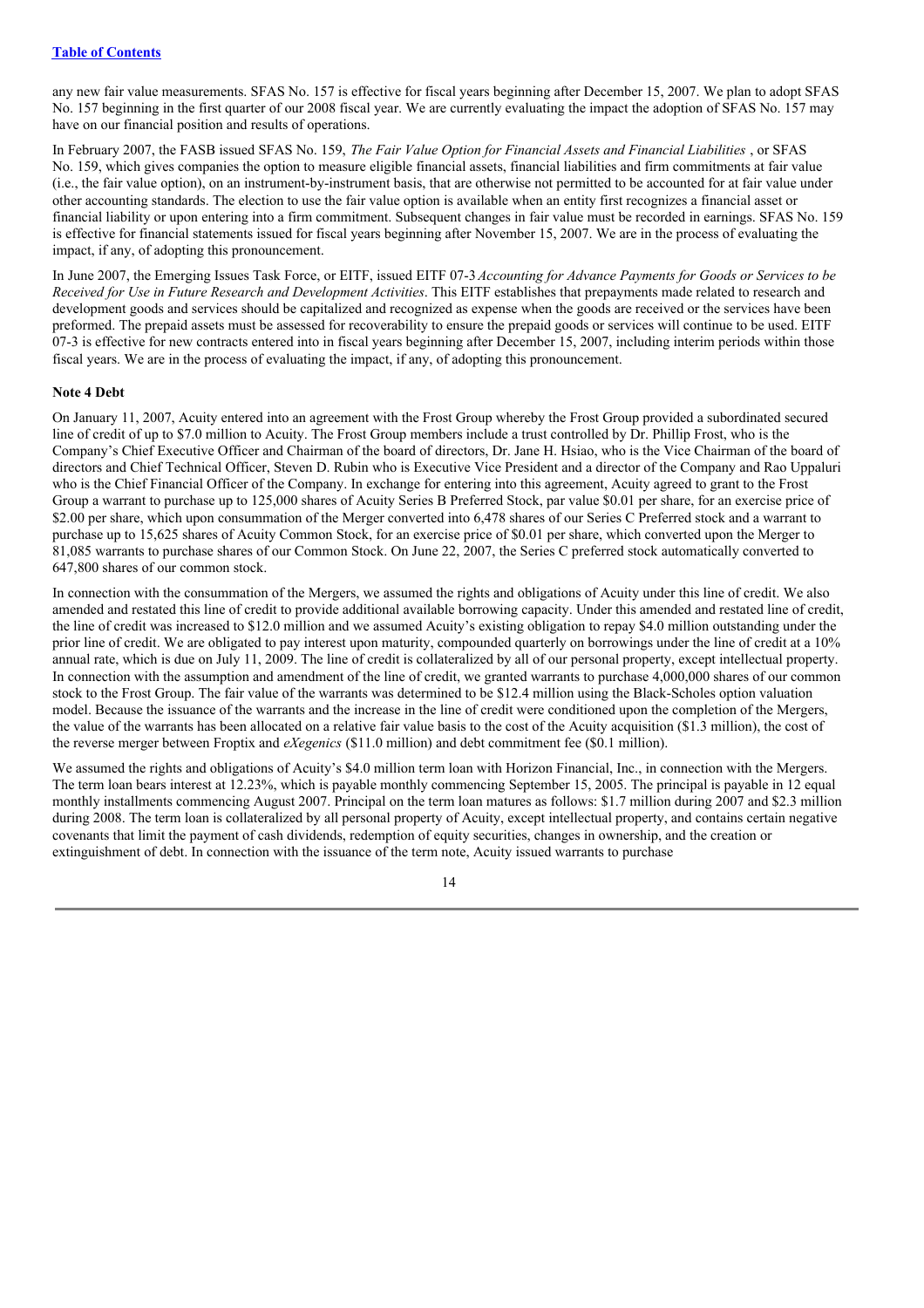any new fair value measurements. SFAS No. 157 is effective for fiscal years beginning after December 15, 2007. We plan to adopt SFAS No. 157 beginning in the first quarter of our 2008 fiscal year. We are currently evaluating the impact the adoption of SFAS No. 157 may have on our financial position and results of operations.

In February 2007, the FASB issued SFAS No. 159, *The Fair Value Option for Financial Assets and Financial Liabilities* , or SFAS No. 159, which gives companies the option to measure eligible financial assets, financial liabilities and firm commitments at fair value (i.e., the fair value option), on an instrument-by-instrument basis, that are otherwise not permitted to be accounted for at fair value under other accounting standards. The election to use the fair value option is available when an entity first recognizes a financial asset or financial liability or upon entering into a firm commitment. Subsequent changes in fair value must be recorded in earnings. SFAS No. 159 is effective for financial statements issued for fiscal years beginning after November 15, 2007. We are in the process of evaluating the impact, if any, of adopting this pronouncement.

In June 2007, the Emerging Issues Task Force, or EITF, issued EITF 07-3 *Accounting for Advance Payments for Goods or Services to be Received for Use in Future Research and Development Activities*. This EITF establishes that prepayments made related to research and development goods and services should be capitalized and recognized as expense when the goods are received or the services have been preformed. The prepaid assets must be assessed for recoverability to ensure the prepaid goods or services will continue to be used. EITF 07-3 is effective for new contracts entered into in fiscal years beginning after December 15, 2007, including interim periods within those fiscal years. We are in the process of evaluating the impact, if any, of adopting this pronouncement.

**Note 4 Debt**

On January 11, 2007, Acuity entered into an agreement with the Frost Group whereby the Frost Group provided a subordinated secured line of credit of up to $7.0 million to Acuity. The Frost Group members include a trust controlled by Dr. Phillip Frost, who is the Company's Chief Executive Officer and Chairman of the board of directors, Dr. Jane H. Hsiao, who is the Vice Chairman of the board of directors and Chief Technical Officer, Steven D. Rubin who is Executive Vice President and a director of the Company and Rao Uppaluri who is the Chief Financial Officer of the Company. In exchange for entering into this agreement, Acuity agreed to grant to the Frost Group a warrant to purchase up to 125,000 shares of Acuity Series B Preferred Stock, par value $0.01 per share, for an exercise price of $2.00 per share, which upon consummation of the Merger converted into 6,478 shares of our Series C Preferred stock and a warrant to purchase up to 15,625 shares of Acuity Common Stock, for an exercise price of $0.01 per share, which converted upon the Merger to 81,085 warrants to purchase shares of our Common Stock. On June 22, 2007, the Series C preferred stock automatically converted to 647,800 shares of our common stock.

In connection with the consummation of the Mergers, we assumed the rights and obligations of Acuity under this line of credit. We also amended and restated this line of credit to provide additional available borrowing capacity. Under this amended and restated line of credit, the line of credit was increased to $12.0 million and we assumed Acuity's existing obligation to repay $4.0 million outstanding under the prior line of credit. We are obligated to pay interest upon maturity, compounded quarterly on borrowings under the line of credit at a 10% annual rate, which is due on July 11, 2009. The line of credit is collateralized by all of our personal property, except intellectual property. In connection with the assumption and amendment of the line of credit, we granted warrants to purchase 4,000,000 shares of our common stock to the Frost Group. The fair value of the warrants was determined to be $12.4 million using the Black-Scholes option valuation model. Because the issuance of the warrants and the increase in the line of credit were conditioned upon the completion of the Mergers, the value of the warrants has been allocated on a relative fair value basis to the cost of the Acuity acquisition ($1.3 million), the cost of the reverse merger between Froptix and *eXegenics* ($11.0 million) and debt commitment fee ($0.1 million).

We assumed the rights and obligations of Acuity's $4.0 million term loan with Horizon Financial, Inc., in connection with the Mergers. The term loan bears interest at 12.23%, which is payable monthly commencing September 15, 2005. The principal is payable in 12 equal monthly installments commencing August 2007. Principal on the term loan matures as follows: $1.7 million during 2007 and $2.3 million during 2008. The term loan is collateralized by all personal property of Acuity, except intellectual property, and contains certain negative covenants that limit the payment of cash dividends, redemption of equity securities, changes in ownership, and the creation or extinguishment of debt. In connection with the issuance of the term note, Acuity issued warrants to purchase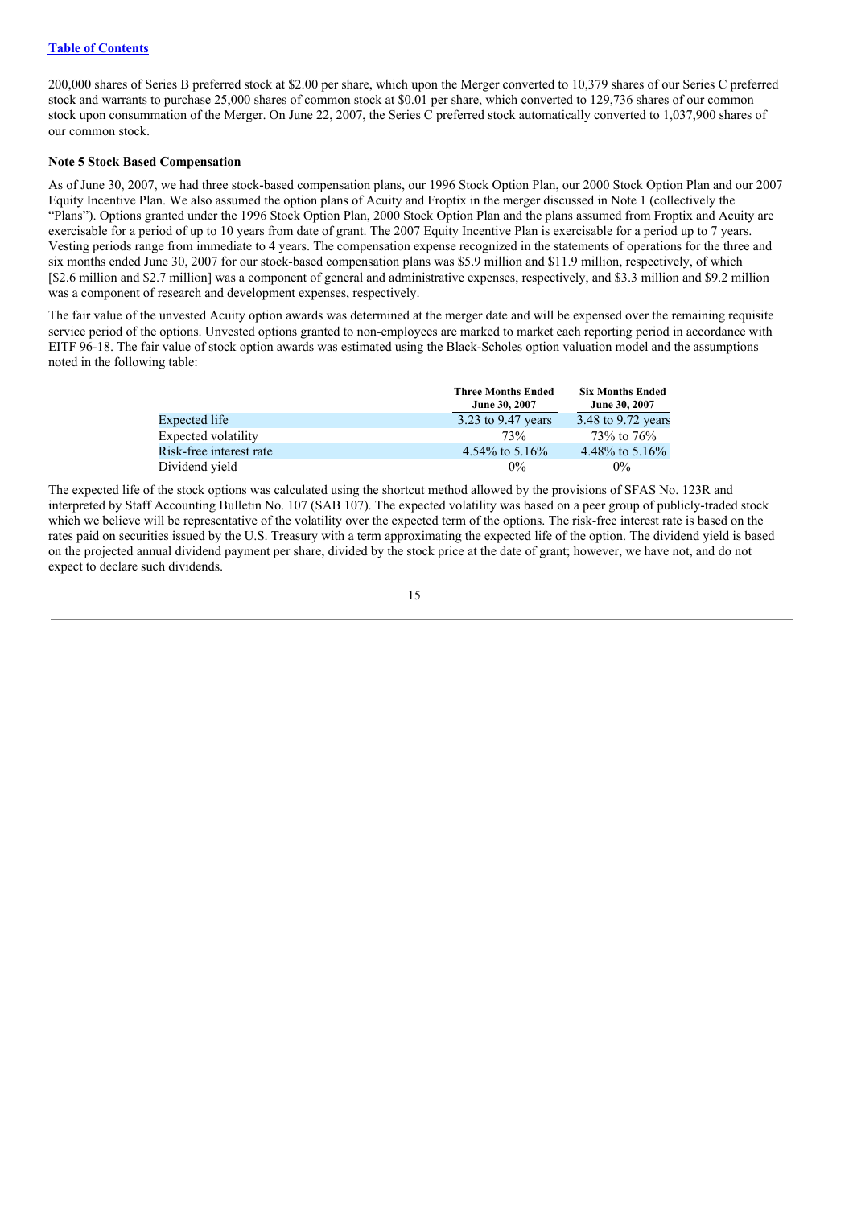200,000 shares of Series B preferred stock at $2.00 per share, which upon the Merger converted to 10,379 shares of our Series C preferred stock and warrants to purchase 25,000 shares of common stock at $0.01 per share, which converted to 129,736 shares of our common stock upon consummation of the Merger. On June 22, 2007, the Series C preferred stock automatically converted to 1,037,900 shares of our common stock.

**Note 5 Stock Based Compensation**

As of June 30, 2007, we had three stock-based compensation plans, our 1996 Stock Option Plan, our 2000 Stock Option Plan and our 2007 Equity Incentive Plan. We also assumed the option plans of Acuity and Froptix in the merger discussed in Note 1 (collectively the "Plans"). Options granted under the 1996 Stock Option Plan, 2000 Stock Option Plan and the plans assumed from Froptix and Acuity are exercisable for a period of up to 10 years from date of grant. The 2007 Equity Incentive Plan is exercisable for a period up to 7 years. Vesting periods range from immediate to 4 years. The compensation expense recognized in the statements of operations for the three and six months ended June 30, 2007 for our stock-based compensation plans was $5.9 million and $11.9 million, respectively, of which [$2.6 million and $2.7 million] was a component of general and administrative expenses, respectively, and $3.3 million and $9.2 million was a component of research and development expenses, respectively.

The fair value of the unvested Acuity option awards was determined at the merger date and will be expensed over the remaining requisite service period of the options. Unvested options granted to non-employees are marked to market each reporting period in accordance with EITF 96-18. The fair value of stock option awards was estimated using the Black-Scholes option valuation model and the assumptions noted in the following table:

| | Three Months Ended June 30, 2007 | Six Months Ended June 30, 2007 |
|---|---|---|
| Expected life | 3.23 to 9.47 years | 3.48 to 9.72 years |
| Expected volatility | 73% | 73% to 76% |
| Risk-free interest rate | 4.54% to 5.16% | 4.48% to 5.16% |
| Dividend yield | 0% | 0% |

The expected life of the stock options was calculated using the shortcut method allowed by the provisions of SFAS No. 123R and interpreted by Staff Accounting Bulletin No. 107 (SAB 107). The expected volatility was based on a peer group of publicly-traded stock which we believe will be representative of the volatility over the expected term of the options. The risk-free interest rate is based on the rates paid on securities issued by the U.S. Treasury with a term approximating the expected life of the option. The dividend yield is based on the projected annual dividend payment per share, divided by the stock price at the date of grant; however, we have not, and do not expect to declare such dividends.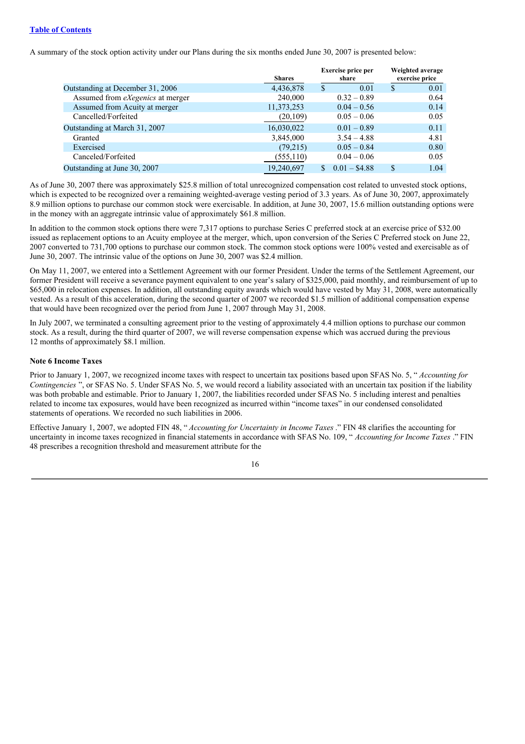[Table of Contents](#)

A summary of the stock option activity under our Plans during the six months ended June 30, 2007 is presented below:

| | Shares | Exercise price per share | Weighted average exercise price |
|---|---|---|---|
| Outstanding at December 31, 2006 | 4,436,878 | $ 0.01 | $ 0.01 |
| Assumed from *eXegenics* at merger | 240,000 | 0.32 – 0.89 | 0.64 |
| Assumed from Acuity at merger | 11,373,253 | 0.04 – 0.56 | 0.14 |
| Cancelled/Forfeited | (20,109) | 0.05 – 0.06 | 0.05 |
| Outstanding at March 31, 2007 | 16,030,022 | 0.01 – 0.89 | 0.11 |
| Granted | 3,845,000 | 3.54 – 4.88 | 4.81 |
| Exercised | (79,215) | 0.05 – 0.84 | 0.80 |
| Canceled/Forfeited | (555,110) | 0.04 – 0.06 | 0.05 |
| Outstanding at June 30, 2007 | 19,240,697 | $ 0.01 – $4.88 | $ 1.04 |

As of June 30, 2007 there was approximately $25.8 million of total unrecognized compensation cost related to unvested stock options, which is expected to be recognized over a remaining weighted-average vesting period of 3.3 years. As of June 30, 2007, approximately 8.9 million options to purchase our common stock were exercisable. In addition, at June 30, 2007, 15.6 million outstanding options were in the money with an aggregate intrinsic value of approximately $61.8 million.

In addition to the common stock options there were 7,317 options to purchase Series C preferred stock at an exercise price of $32.00 issued as replacement options to an Acuity employee at the merger, which, upon conversion of the Series C Preferred stock on June 22, 2007 converted to 731,700 options to purchase our common stock. The common stock options were 100% vested and exercisable as of June 30, 2007. The intrinsic value of the options on June 30, 2007 was $2.4 million.

On May 11, 2007, we entered into a Settlement Agreement with our former President. Under the terms of the Settlement Agreement, our former President will receive a severance payment equivalent to one year's salary of $325,000, paid monthly, and reimbursement of up to $65,000 in relocation expenses. In addition, all outstanding equity awards which would have vested by May 31, 2008, were automatically vested. As a result of this acceleration, during the second quarter of 2007 we recorded $1.5 million of additional compensation expense that would have been recognized over the period from June 1, 2007 through May 31, 2008.

In July 2007, we terminated a consulting agreement prior to the vesting of approximately 4.4 million options to purchase our common stock. As a result, during the third quarter of 2007, we will reverse compensation expense which was accrued during the previous 12 months of approximately $8.1 million.

**Note 6 Income Taxes**

Prior to January 1, 2007, we recognized income taxes with respect to uncertain tax positions based upon SFAS No. 5, "*Accounting for Contingencies*", or SFAS No. 5. Under SFAS No. 5, we would record a liability associated with an uncertain tax position if the liability was both probable and estimable. Prior to January 1, 2007, the liabilities recorded under SFAS No. 5 including interest and penalties related to income tax exposures, would have been recognized as incurred within "income taxes" in our condensed consolidated statements of operations. We recorded no such liabilities in 2006.

Effective January 1, 2007, we adopted FIN 48, "*Accounting for Uncertainty in Income Taxes*." FIN 48 clarifies the accounting for uncertainty in income taxes recognized in financial statements in accordance with SFAS No. 109, "*Accounting for Income Taxes*." FIN 48 prescribes a recognition threshold and measurement attribute for the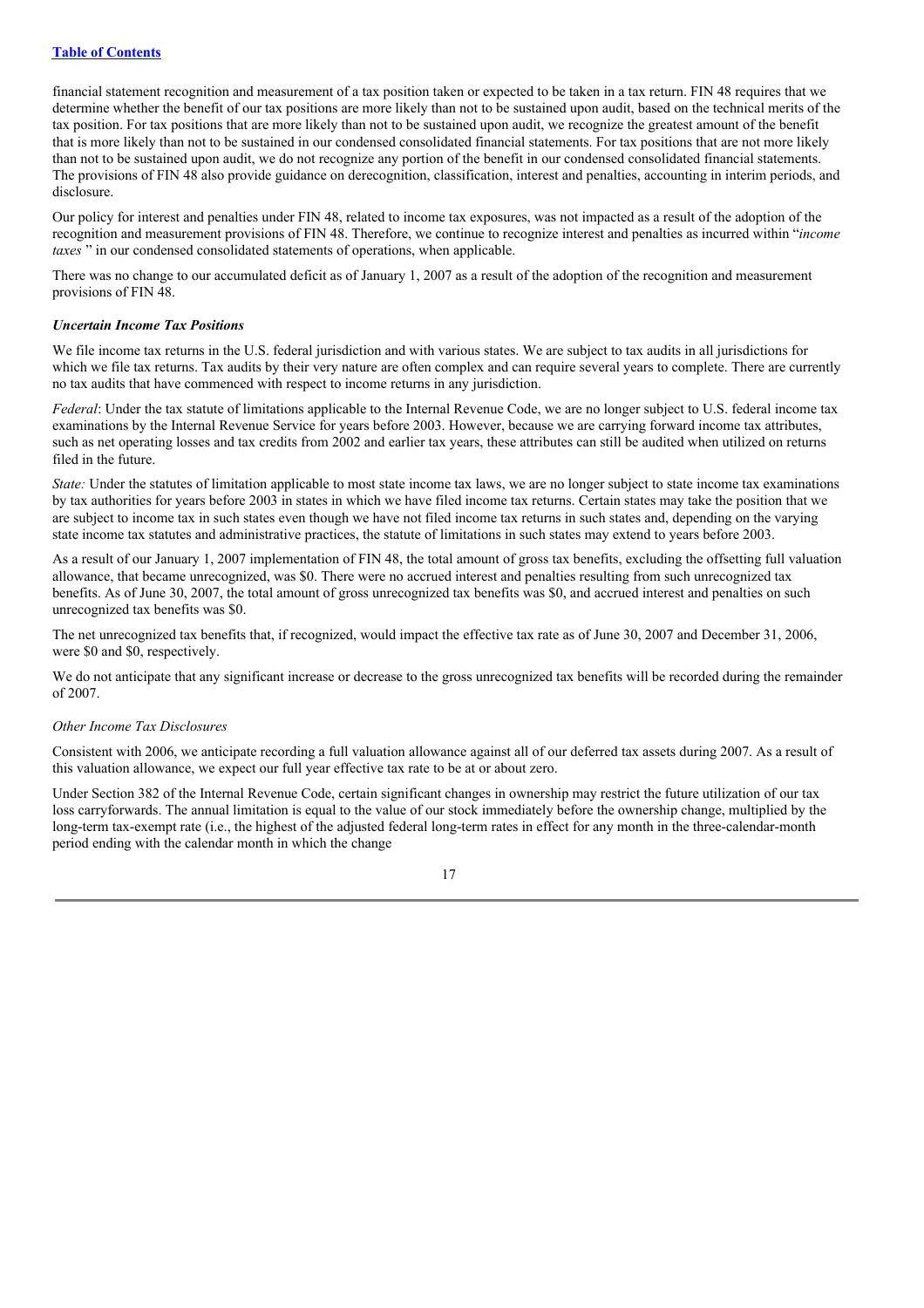financial statement recognition and measurement of a tax position taken or expected to be taken in a tax return. FIN 48 requires that we determine whether the benefit of our tax positions are more likely than not to be sustained upon audit, based on the technical merits of the tax position. For tax positions that are more likely than not to be sustained upon audit, we recognize the greatest amount of the benefit that is more likely than not to be sustained in our condensed consolidated financial statements. For tax positions that are not more likely than not to be sustained upon audit, we do not recognize any portion of the benefit in our condensed consolidated financial statements. The provisions of FIN 48 also provide guidance on derecognition, classification, interest and penalties, accounting in interim periods, and disclosure.

Our policy for interest and penalties under FIN 48, related to income tax exposures, was not impacted as a result of the adoption of the recognition and measurement provisions of FIN 48. Therefore, we continue to recognize interest and penalties as incurred within "*income taxes* " in our condensed consolidated statements of operations, when applicable.

There was no change to our accumulated deficit as of January 1, 2007 as a result of the adoption of the recognition and measurement provisions of FIN 48.

***Uncertain Income Tax Positions***

We file income tax returns in the U.S. federal jurisdiction and with various states. We are subject to tax audits in all jurisdictions for which we file tax returns. Tax audits by their very nature are often complex and can require several years to complete. There are currently no tax audits that have commenced with respect to income returns in any jurisdiction.

*Federal*: Under the tax statute of limitations applicable to the Internal Revenue Code, we are no longer subject to U.S. federal income tax examinations by the Internal Revenue Service for years before 2003. However, because we are carrying forward income tax attributes, such as net operating losses and tax credits from 2002 and earlier tax years, these attributes can still be audited when utilized on returns filed in the future.

*State:* Under the statutes of limitation applicable to most state income tax laws, we are no longer subject to state income tax examinations by tax authorities for years before 2003 in states in which we have filed income tax returns. Certain states may take the position that we are subject to income tax in such states even though we have not filed income tax returns in such states and, depending on the varying state income tax statutes and administrative practices, the statute of limitations in such states may extend to years before 2003.

As a result of our January 1, 2007 implementation of FIN 48, the total amount of gross tax benefits, excluding the offsetting full valuation allowance, that became unrecognized, was $0. There were no accrued interest and penalties resulting from such unrecognized tax benefits. As of June 30, 2007, the total amount of gross unrecognized tax benefits was $0, and accrued interest and penalties on such unrecognized tax benefits was $0.

The net unrecognized tax benefits that, if recognized, would impact the effective tax rate as of June 30, 2007 and December 31, 2006, were $0 and $0, respectively.

We do not anticipate that any significant increase or decrease to the gross unrecognized tax benefits will be recorded during the remainder of 2007.

*Other Income Tax Disclosures*

Consistent with 2006, we anticipate recording a full valuation allowance against all of our deferred tax assets during 2007. As a result of this valuation allowance, we expect our full year effective tax rate to be at or about zero.

Under Section 382 of the Internal Revenue Code, certain significant changes in ownership may restrict the future utilization of our tax loss carryforwards. The annual limitation is equal to the value of our stock immediately before the ownership change, multiplied by the long-term tax-exempt rate (i.e., the highest of the adjusted federal long-term rates in effect for any month in the three-calendar-month period ending with the calendar month in which the change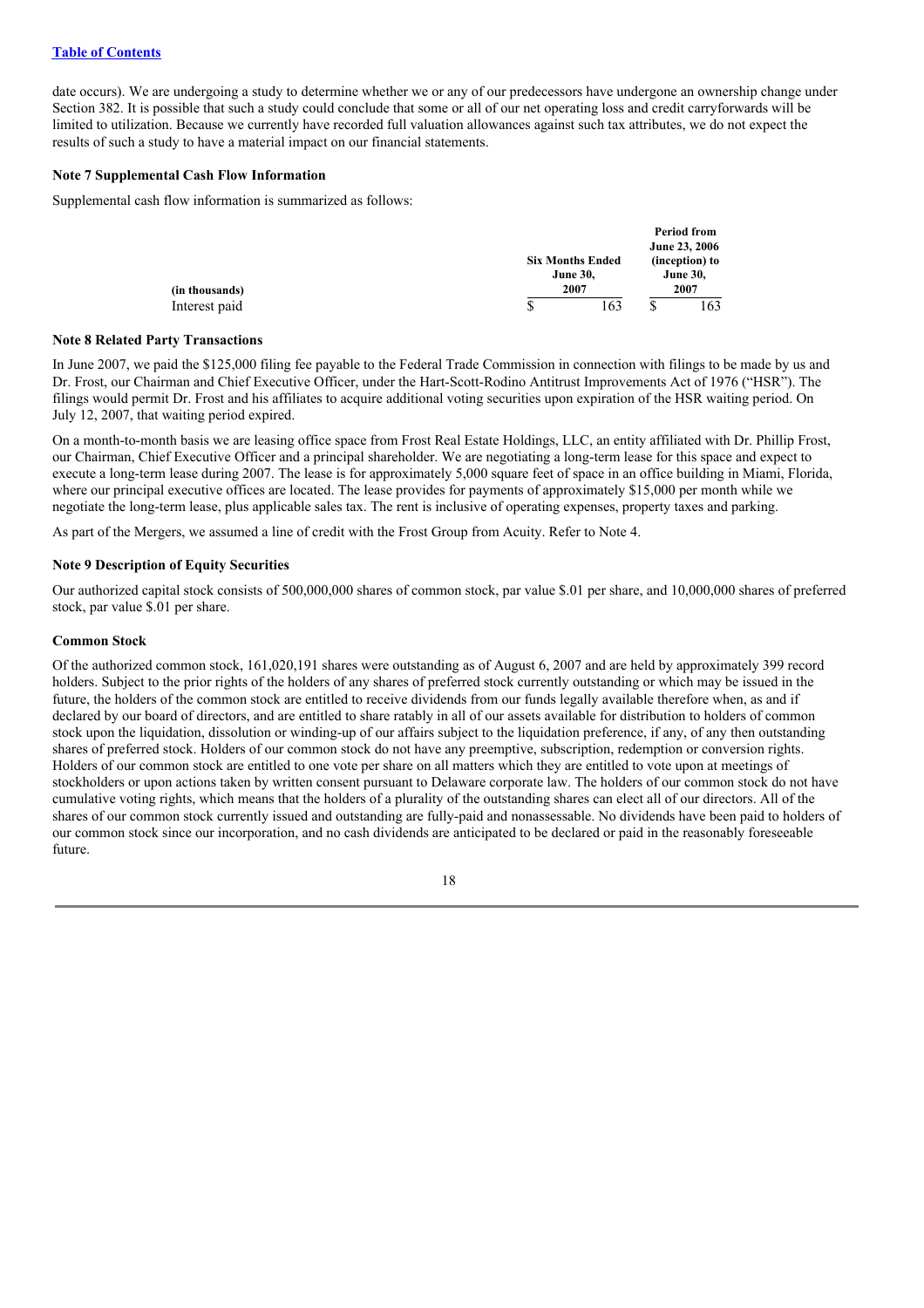date occurs). We are undergoing a study to determine whether we or any of our predecessors have undergone an ownership change under Section 382. It is possible that such a study could conclude that some or all of our net operating loss and credit carryforwards will be limited to utilization. Because we currently have recorded full valuation allowances against such tax attributes, we do not expect the results of such a study to have a material impact on our financial statements.

**Note 7 Supplemental Cash Flow Information**

Supplemental cash flow information is summarized as follows:

| (in thousands) | Six Months Ended June 30, 2007 | Period from June 23, 2006 (inception) to June 30, 2007 |
|---|---|---|
| Interest paid | $ 163 | $ 163 |

**Note 8 Related Party Transactions**

In June 2007, we paid the $125,000 filing fee payable to the Federal Trade Commission in connection with filings to be made by us and Dr. Frost, our Chairman and Chief Executive Officer, under the Hart-Scott-Rodino Antitrust Improvements Act of 1976 ("HSR"). The filings would permit Dr. Frost and his affiliates to acquire additional voting securities upon expiration of the HSR waiting period. On July 12, 2007, that waiting period expired.

On a month-to-month basis we are leasing office space from Frost Real Estate Holdings, LLC, an entity affiliated with Dr. Phillip Frost, our Chairman, Chief Executive Officer and a principal shareholder. We are negotiating a long-term lease for this space and expect to execute a long-term lease during 2007. The lease is for approximately 5,000 square feet of space in an office building in Miami, Florida, where our principal executive offices are located. The lease provides for payments of approximately $15,000 per month while we negotiate the long-term lease, plus applicable sales tax. The rent is inclusive of operating expenses, property taxes and parking.

As part of the Mergers, we assumed a line of credit with the Frost Group from Acuity. Refer to Note 4.

**Note 9 Description of Equity Securities**

Our authorized capital stock consists of 500,000,000 shares of common stock, par value $.01 per share, and 10,000,000 shares of preferred stock, par value $.01 per share.

**Common Stock**

Of the authorized common stock, 161,020,191 shares were outstanding as of August 6, 2007 and are held by approximately 399 record holders. Subject to the prior rights of the holders of any shares of preferred stock currently outstanding or which may be issued in the future, the holders of the common stock are entitled to receive dividends from our funds legally available therefore when, as and if declared by our board of directors, and are entitled to share ratably in all of our assets available for distribution to holders of common stock upon the liquidation, dissolution or winding-up of our affairs subject to the liquidation preference, if any, of any then outstanding shares of preferred stock. Holders of our common stock do not have any preemptive, subscription, redemption or conversion rights. Holders of our common stock are entitled to one vote per share on all matters which they are entitled to vote upon at meetings of stockholders or upon actions taken by written consent pursuant to Delaware corporate law. The holders of our common stock do not have cumulative voting rights, which means that the holders of a plurality of the outstanding shares can elect all of our directors. All of the shares of our common stock currently issued and outstanding are fully-paid and nonassessable. No dividends have been paid to holders of our common stock since our incorporation, and no cash dividends are anticipated to be declared or paid in the reasonably foreseeable future.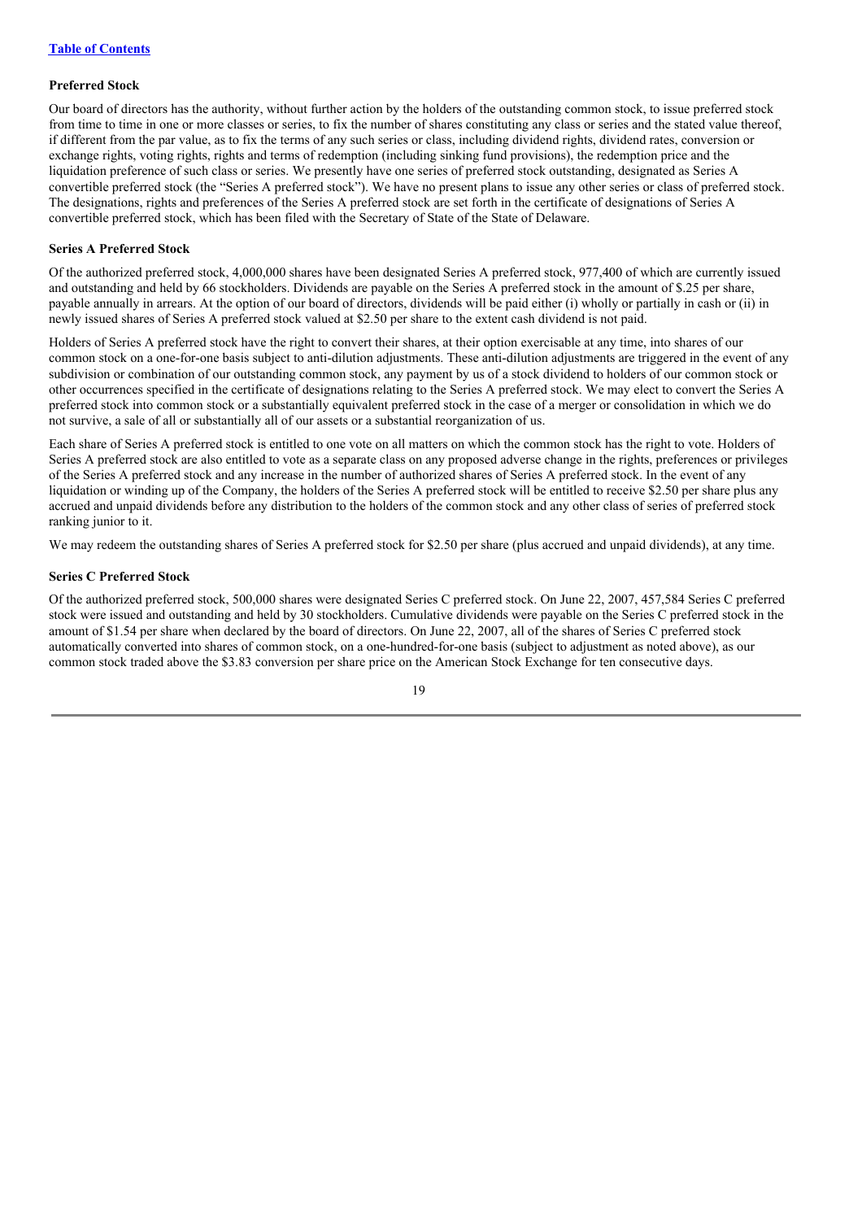[Table of Contents](#)

### Preferred Stock

Our board of directors has the authority, without further action by the holders of the outstanding common stock, to issue preferred stock from time to time in one or more classes or series, to fix the number of shares constituting any class or series and the stated value thereof, if different from the par value, as to fix the terms of any such series or class, including dividend rights, dividend rates, conversion or exchange rights, voting rights, rights and terms of redemption (including sinking fund provisions), the redemption price and the liquidation preference of such class or series. We presently have one series of preferred stock outstanding, designated as Series A convertible preferred stock (the "Series A preferred stock"). We have no present plans to issue any other series or class of preferred stock. The designations, rights and preferences of the Series A preferred stock are set forth in the certificate of designations of Series A convertible preferred stock, which has been filed with the Secretary of State of the State of Delaware.

### Series A Preferred Stock

Of the authorized preferred stock, 4,000,000 shares have been designated Series A preferred stock, 977,400 of which are currently issued and outstanding and held by 66 stockholders. Dividends are payable on the Series A preferred stock in the amount of $.25 per share, payable annually in arrears. At the option of our board of directors, dividends will be paid either (i) wholly or partially in cash or (ii) in newly issued shares of Series A preferred stock valued at $2.50 per share to the extent cash dividend is not paid.

Holders of Series A preferred stock have the right to convert their shares, at their option exercisable at any time, into shares of our common stock on a one-for-one basis subject to anti-dilution adjustments. These anti-dilution adjustments are triggered in the event of any subdivision or combination of our outstanding common stock, any payment by us of a stock dividend to holders of our common stock or other occurrences specified in the certificate of designations relating to the Series A preferred stock. We may elect to convert the Series A preferred stock into common stock or a substantially equivalent preferred stock in the case of a merger or consolidation in which we do not survive, a sale of all or substantially all of our assets or a substantial reorganization of us.

Each share of Series A preferred stock is entitled to one vote on all matters on which the common stock has the right to vote. Holders of Series A preferred stock are also entitled to vote as a separate class on any proposed adverse change in the rights, preferences or privileges of the Series A preferred stock and any increase in the number of authorized shares of Series A preferred stock. In the event of any liquidation or winding up of the Company, the holders of the Series A preferred stock will be entitled to receive $2.50 per share plus any accrued and unpaid dividends before any distribution to the holders of the common stock and any other class of series of preferred stock ranking junior to it.

We may redeem the outstanding shares of Series A preferred stock for $2.50 per share (plus accrued and unpaid dividends), at any time.

### Series C Preferred Stock

Of the authorized preferred stock, 500,000 shares were designated Series C preferred stock. On June 22, 2007, 457,584 Series C preferred stock were issued and outstanding and held by 30 stockholders. Cumulative dividends were payable on the Series C preferred stock in the amount of $1.54 per share when declared by the board of directors. On June 22, 2007, all of the shares of Series C preferred stock automatically converted into shares of common stock, on a one-hundred-for-one basis (subject to adjustment as noted above), as our common stock traded above the $3.83 conversion per share price on the American Stock Exchange for ten consecutive days.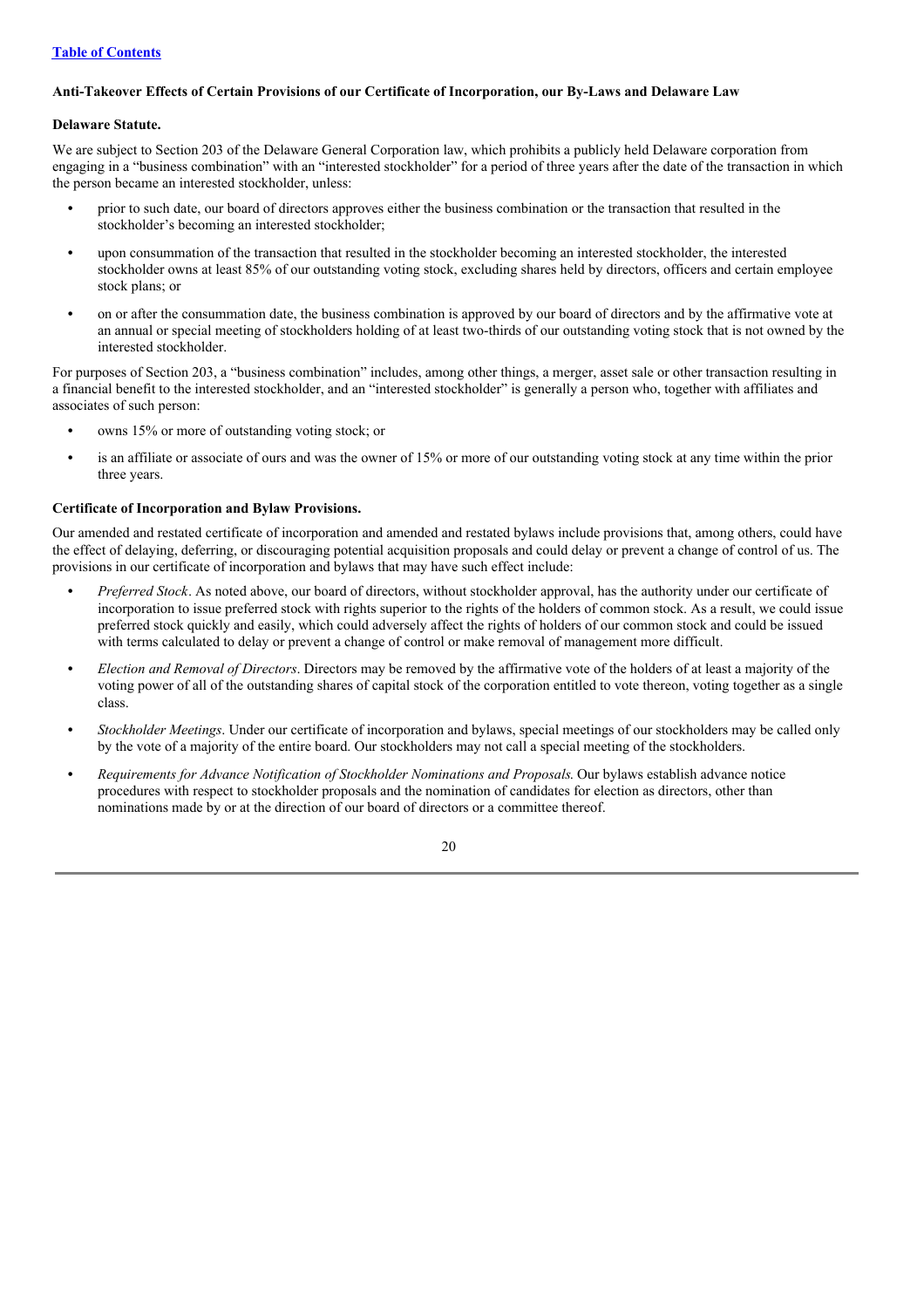### Anti-Takeover Effects of Certain Provisions of our Certificate of Incorporation, our By-Laws and Delaware Law

**Delaware Statute.**

We are subject to Section 203 of the Delaware General Corporation law, which prohibits a publicly held Delaware corporation from engaging in a "business combination" with an "interested stockholder" for a period of three years after the date of the transaction in which the person became an interested stockholder, unless:

- prior to such date, our board of directors approves either the business combination or the transaction that resulted in the stockholder's becoming an interested stockholder;
- upon consummation of the transaction that resulted in the stockholder becoming an interested stockholder, the interested stockholder owns at least 85% of our outstanding voting stock, excluding shares held by directors, officers and certain employee stock plans; or
- on or after the consummation date, the business combination is approved by our board of directors and by the affirmative vote at an annual or special meeting of stockholders holding of at least two-thirds of our outstanding voting stock that is not owned by the interested stockholder.

For purposes of Section 203, a "business combination" includes, among other things, a merger, asset sale or other transaction resulting in a financial benefit to the interested stockholder, and an "interested stockholder" is generally a person who, together with affiliates and associates of such person:

- owns 15% or more of outstanding voting stock; or
- is an affiliate or associate of ours and was the owner of 15% or more of our outstanding voting stock at any time within the prior three years.

**Certificate of Incorporation and Bylaw Provisions.**

Our amended and restated certificate of incorporation and amended and restated bylaws include provisions that, among others, could have the effect of delaying, deferring, or discouraging potential acquisition proposals and could delay or prevent a change of control of us. The provisions in our certificate of incorporation and bylaws that may have such effect include:

- *Preferred Stock*. As noted above, our board of directors, without stockholder approval, has the authority under our certificate of incorporation to issue preferred stock with rights superior to the rights of the holders of common stock. As a result, we could issue preferred stock quickly and easily, which could adversely affect the rights of holders of our common stock and could be issued with terms calculated to delay or prevent a change of control or make removal of management more difficult.
- *Election and Removal of Directors*. Directors may be removed by the affirmative vote of the holders of at least a majority of the voting power of all of the outstanding shares of capital stock of the corporation entitled to vote thereon, voting together as a single class.
- *Stockholder Meetings*. Under our certificate of incorporation and bylaws, special meetings of our stockholders may be called only by the vote of a majority of the entire board. Our stockholders may not call a special meeting of the stockholders.
- *Requirements for Advance Notification of Stockholder Nominations and Proposals.* Our bylaws establish advance notice procedures with respect to stockholder proposals and the nomination of candidates for election as directors, other than nominations made by or at the direction of our board of directors or a committee thereof.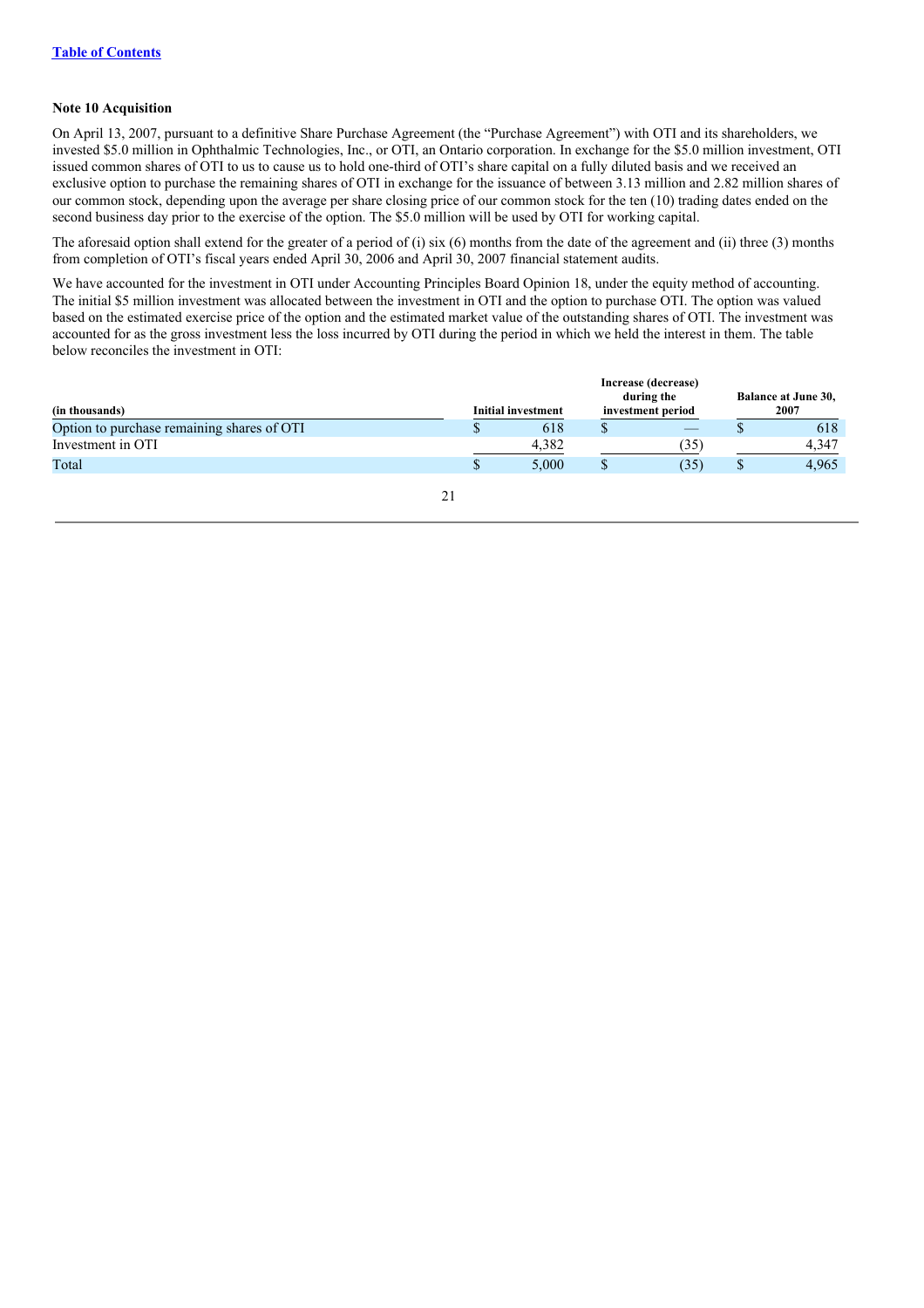**Note 10 Acquisition**

On April 13, 2007, pursuant to a definitive Share Purchase Agreement (the "Purchase Agreement") with OTI and its shareholders, we invested $5.0 million in Ophthalmic Technologies, Inc., or OTI, an Ontario corporation. In exchange for the $5.0 million investment, OTI issued common shares of OTI to us to cause us to hold one-third of OTI's share capital on a fully diluted basis and we received an exclusive option to purchase the remaining shares of OTI in exchange for the issuance of between 3.13 million and 2.82 million shares of our common stock, depending upon the average per share closing price of our common stock for the ten (10) trading dates ended on the second business day prior to the exercise of the option. The $5.0 million will be used by OTI for working capital.

The aforesaid option shall extend for the greater of a period of (i) six (6) months from the date of the agreement and (ii) three (3) months from completion of OTI's fiscal years ended April 30, 2006 and April 30, 2007 financial statement audits.

We have accounted for the investment in OTI under Accounting Principles Board Opinion 18, under the equity method of accounting. The initial $5 million investment was allocated between the investment in OTI and the option to purchase OTI. The option was valued based on the estimated exercise price of the option and the estimated market value of the outstanding shares of OTI. The investment was accounted for as the gross investment less the loss incurred by OTI during the period in which we held the interest in them. The table below reconciles the investment in OTI:

| (in thousands) | Initial investment | Increase (decrease) during the investment period | Balance at June 30, 2007 |
|---|---|---|---|
| Option to purchase remaining shares of OTI | $ 618 | $ — | $ 618 |
| Investment in OTI | 4,382 | (35) | 4,347 |
| Total | $ 5,000 | $ (35) | $ 4,965 |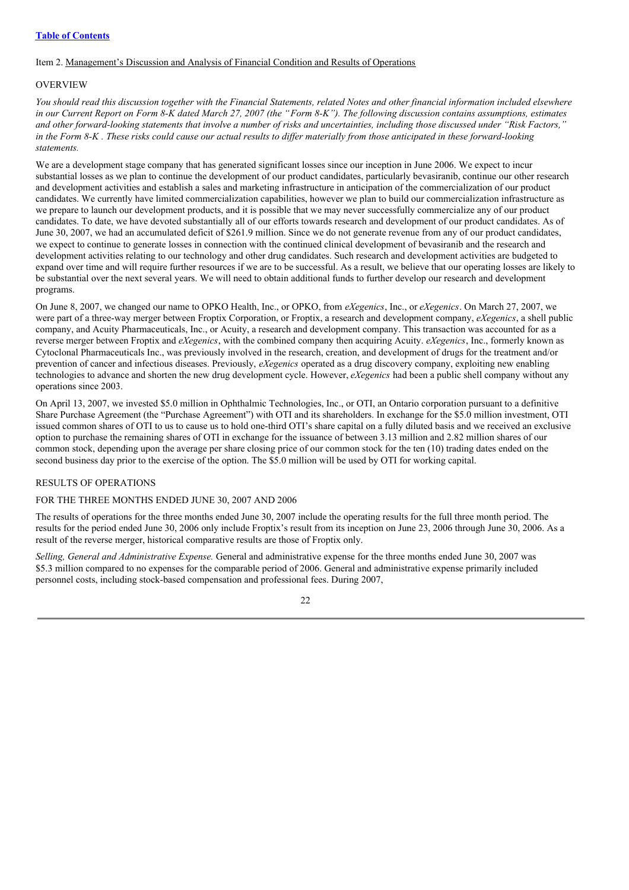[Table of Contents](#)

Item 2. Management's Discussion and Analysis of Financial Condition and Results of Operations

## OVERVIEW

*You should read this discussion together with the Financial Statements, related Notes and other financial information included elsewhere in our Current Report on Form 8-K dated March 27, 2007 (the "Form 8-K"). The following discussion contains assumptions, estimates and other forward-looking statements that involve a number of risks and uncertainties, including those discussed under "Risk Factors," in the Form 8-K . These risks could cause our actual results to differ materially from those anticipated in these forward-looking statements.*

We are a development stage company that has generated significant losses since our inception in June 2006. We expect to incur substantial losses as we plan to continue the development of our product candidates, particularly bevasiranib, continue our other research and development activities and establish a sales and marketing infrastructure in anticipation of the commercialization of our product candidates. We currently have limited commercialization capabilities, however we plan to build our commercialization infrastructure as we prepare to launch our development products, and it is possible that we may never successfully commercialize any of our product candidates. To date, we have devoted substantially all of our efforts towards research and development of our product candidates. As of June 30, 2007, we had an accumulated deficit of $261.9 million. Since we do not generate revenue from any of our product candidates, we expect to continue to generate losses in connection with the continued clinical development of bevasiranib and the research and development activities relating to our technology and other drug candidates. Such research and development activities are budgeted to expand over time and will require further resources if we are to be successful. As a result, we believe that our operating losses are likely to be substantial over the next several years. We will need to obtain additional funds to further develop our research and development programs.

On June 8, 2007, we changed our name to OPKO Health, Inc., or OPKO, from *eXegenics*, Inc., or *eXegenics*. On March 27, 2007, we were part of a three-way merger between Froptix Corporation, or Froptix, a research and development company, *eXegenics*, a shell public company, and Acuity Pharmaceuticals, Inc., or Acuity, a research and development company. This transaction was accounted for as a reverse merger between Froptix and *eXegenics*, with the combined company then acquiring Acuity. *eXegenics*, Inc., formerly known as Cytoclonal Pharmaceuticals Inc., was previously involved in the research, creation, and development of drugs for the treatment and/or prevention of cancer and infectious diseases. Previously, *eXegenics* operated as a drug discovery company, exploiting new enabling technologies to advance and shorten the new drug development cycle. However, *eXegenics* had been a public shell company without any operations since 2003.

On April 13, 2007, we invested $5.0 million in Ophthalmic Technologies, Inc., or OTI, an Ontario corporation pursuant to a definitive Share Purchase Agreement (the "Purchase Agreement") with OTI and its shareholders. In exchange for the $5.0 million investment, OTI issued common shares of OTI to us to cause us to hold one-third OTI's share capital on a fully diluted basis and we received an exclusive option to purchase the remaining shares of OTI in exchange for the issuance of between 3.13 million and 2.82 million shares of our common stock, depending upon the average per share closing price of our common stock for the ten (10) trading dates ended on the second business day prior to the exercise of the option. The $5.0 million will be used by OTI for working capital.

## RESULTS OF OPERATIONS

### FOR THE THREE MONTHS ENDED JUNE 30, 2007 AND 2006

The results of operations for the three months ended June 30, 2007 include the operating results for the full three month period. The results for the period ended June 30, 2006 only include Froptix's result from its inception on June 23, 2006 through June 30, 2006. As a result of the reverse merger, historical comparative results are those of Froptix only.

*Selling, General and Administrative Expense.* General and administrative expense for the three months ended June 30, 2007 was $5.3 million compared to no expenses for the comparable period of 2006. General and administrative expense primarily included personnel costs, including stock-based compensation and professional fees. During 2007,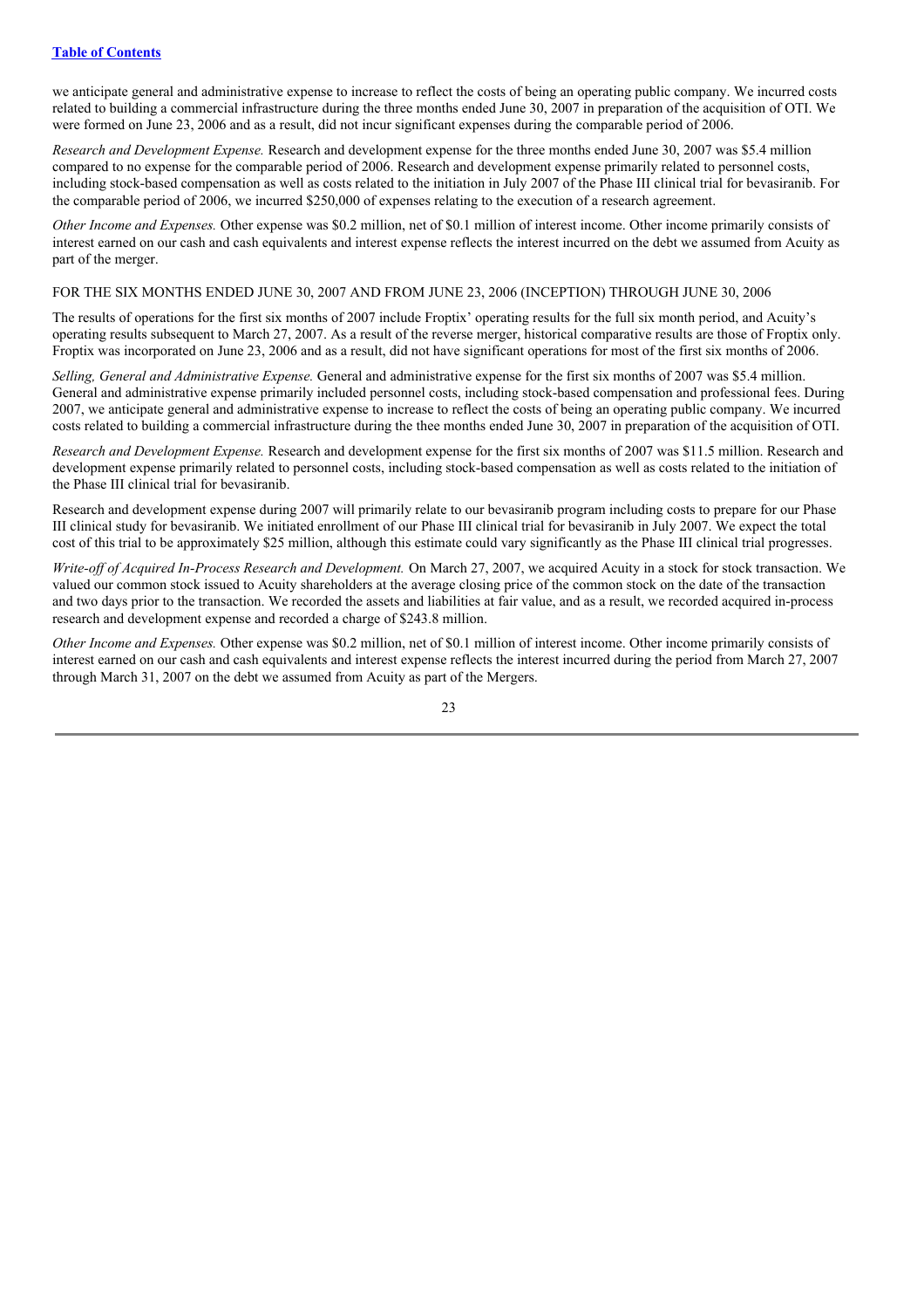we anticipate general and administrative expense to increase to reflect the costs of being an operating public company. We incurred costs related to building a commercial infrastructure during the three months ended June 30, 2007 in preparation of the acquisition of OTI. We were formed on June 23, 2006 and as a result, did not incur significant expenses during the comparable period of 2006.

*Research and Development Expense.* Research and development expense for the three months ended June 30, 2007 was $5.4 million compared to no expense for the comparable period of 2006. Research and development expense primarily related to personnel costs, including stock-based compensation as well as costs related to the initiation in July 2007 of the Phase III clinical trial for bevasiranib. For the comparable period of 2006, we incurred $250,000 of expenses relating to the execution of a research agreement.

*Other Income and Expenses.* Other expense was $0.2 million, net of $0.1 million of interest income. Other income primarily consists of interest earned on our cash and cash equivalents and interest expense reflects the interest incurred on the debt we assumed from Acuity as part of the merger.

FOR THE SIX MONTHS ENDED JUNE 30, 2007 AND FROM JUNE 23, 2006 (INCEPTION) THROUGH JUNE 30, 2006

The results of operations for the first six months of 2007 include Froptix' operating results for the full six month period, and Acuity's operating results subsequent to March 27, 2007. As a result of the reverse merger, historical comparative results are those of Froptix only. Froptix was incorporated on June 23, 2006 and as a result, did not have significant operations for most of the first six months of 2006.

*Selling, General and Administrative Expense.* General and administrative expense for the first six months of 2007 was $5.4 million. General and administrative expense primarily included personnel costs, including stock-based compensation and professional fees. During 2007, we anticipate general and administrative expense to increase to reflect the costs of being an operating public company. We incurred costs related to building a commercial infrastructure during the thee months ended June 30, 2007 in preparation of the acquisition of OTI.

*Research and Development Expense.* Research and development expense for the first six months of 2007 was $11.5 million. Research and development expense primarily related to personnel costs, including stock-based compensation as well as costs related to the initiation of the Phase III clinical trial for bevasiranib.

Research and development expense during 2007 will primarily relate to our bevasiranib program including costs to prepare for our Phase III clinical study for bevasiranib. We initiated enrollment of our Phase III clinical trial for bevasiranib in July 2007. We expect the total cost of this trial to be approximately $25 million, although this estimate could vary significantly as the Phase III clinical trial progresses.

*Write-off of Acquired In-Process Research and Development.* On March 27, 2007, we acquired Acuity in a stock for stock transaction. We valued our common stock issued to Acuity shareholders at the average closing price of the common stock on the date of the transaction and two days prior to the transaction. We recorded the assets and liabilities at fair value, and as a result, we recorded acquired in-process research and development expense and recorded a charge of $243.8 million.

*Other Income and Expenses.* Other expense was $0.2 million, net of $0.1 million of interest income. Other income primarily consists of interest earned on our cash and cash equivalents and interest expense reflects the interest incurred during the period from March 27, 2007 through March 31, 2007 on the debt we assumed from Acuity as part of the Mergers.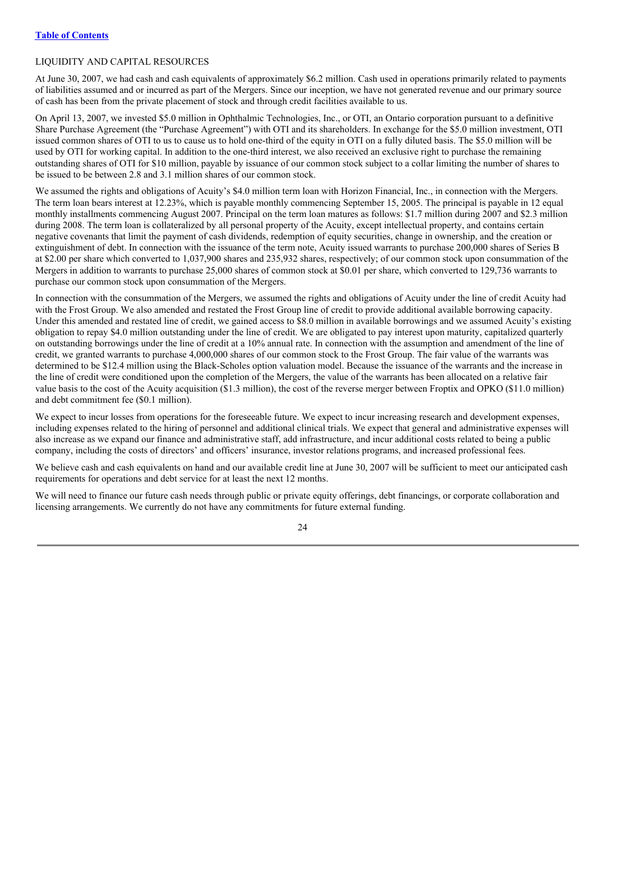## LIQUIDITY AND CAPITAL RESOURCES

At June 30, 2007, we had cash and cash equivalents of approximately $6.2 million. Cash used in operations primarily related to payments of liabilities assumed and or incurred as part of the Mergers. Since our inception, we have not generated revenue and our primary source of cash has been from the private placement of stock and through credit facilities available to us.

On April 13, 2007, we invested $5.0 million in Ophthalmic Technologies, Inc., or OTI, an Ontario corporation pursuant to a definitive Share Purchase Agreement (the "Purchase Agreement") with OTI and its shareholders. In exchange for the $5.0 million investment, OTI issued common shares of OTI to us to cause us to hold one-third of the equity in OTI on a fully diluted basis. The $5.0 million will be used by OTI for working capital. In addition to the one-third interest, we also received an exclusive right to purchase the remaining outstanding shares of OTI for $10 million, payable by issuance of our common stock subject to a collar limiting the number of shares to be issued to be between 2.8 and 3.1 million shares of our common stock.

We assumed the rights and obligations of Acuity's $4.0 million term loan with Horizon Financial, Inc., in connection with the Mergers. The term loan bears interest at 12.23%, which is payable monthly commencing September 15, 2005. The principal is payable in 12 equal monthly installments commencing August 2007. Principal on the term loan matures as follows: $1.7 million during 2007 and $2.3 million during 2008. The term loan is collateralized by all personal property of the Acuity, except intellectual property, and contains certain negative covenants that limit the payment of cash dividends, redemption of equity securities, change in ownership, and the creation or extinguishment of debt. In connection with the issuance of the term note, Acuity issued warrants to purchase 200,000 shares of Series B at $2.00 per share which converted to 1,037,900 shares and 235,932 shares, respectively; of our common stock upon consummation of the Mergers in addition to warrants to purchase 25,000 shares of common stock at $0.01 per share, which converted to 129,736 warrants to purchase our common stock upon consummation of the Mergers.

In connection with the consummation of the Mergers, we assumed the rights and obligations of Acuity under the line of credit Acuity had with the Frost Group. We also amended and restated the Frost Group line of credit to provide additional available borrowing capacity. Under this amended and restated line of credit, we gained access to $8.0 million in available borrowings and we assumed Acuity's existing obligation to repay $4.0 million outstanding under the line of credit. We are obligated to pay interest upon maturity, capitalized quarterly on outstanding borrowings under the line of credit at a 10% annual rate. In connection with the assumption and amendment of the line of credit, we granted warrants to purchase 4,000,000 shares of our common stock to the Frost Group. The fair value of the warrants was determined to be $12.4 million using the Black-Scholes option valuation model. Because the issuance of the warrants and the increase in the line of credit were conditioned upon the completion of the Mergers, the value of the warrants has been allocated on a relative fair value basis to the cost of the Acuity acquisition ($1.3 million), the cost of the reverse merger between Froptix and OPKO ($11.0 million) and debt commitment fee ($0.1 million).

We expect to incur losses from operations for the foreseeable future. We expect to incur increasing research and development expenses, including expenses related to the hiring of personnel and additional clinical trials. We expect that general and administrative expenses will also increase as we expand our finance and administrative staff, add infrastructure, and incur additional costs related to being a public company, including the costs of directors' and officers' insurance, investor relations programs, and increased professional fees.

We believe cash and cash equivalents on hand and our available credit line at June 30, 2007 will be sufficient to meet our anticipated cash requirements for operations and debt service for at least the next 12 months.

We will need to finance our future cash needs through public or private equity offerings, debt financings, or corporate collaboration and licensing arrangements. We currently do not have any commitments for future external funding.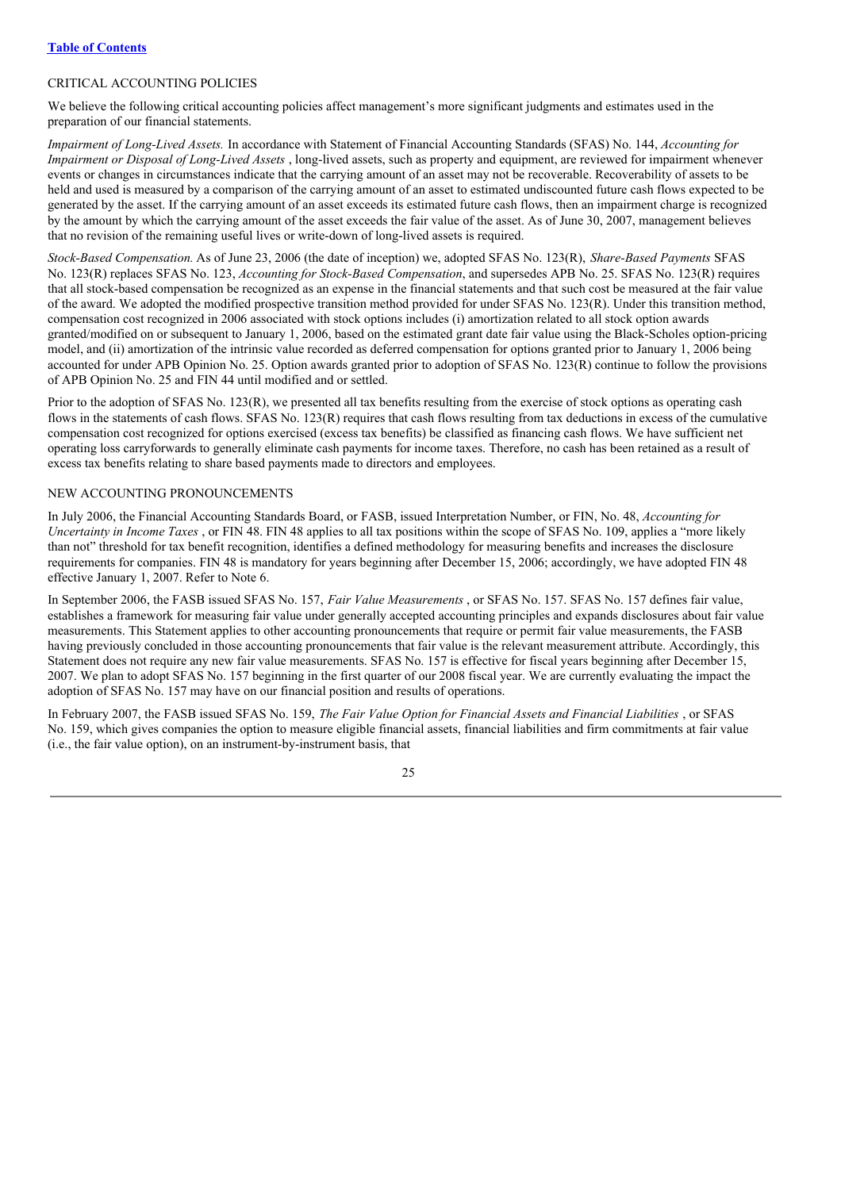## CRITICAL ACCOUNTING POLICIES

We believe the following critical accounting policies affect management's more significant judgments and estimates used in the preparation of our financial statements.

*Impairment of Long-Lived Assets.* In accordance with Statement of Financial Accounting Standards (SFAS) No. 144, *Accounting for Impairment or Disposal of Long-Lived Assets* , long-lived assets, such as property and equipment, are reviewed for impairment whenever events or changes in circumstances indicate that the carrying amount of an asset may not be recoverable. Recoverability of assets to be held and used is measured by a comparison of the carrying amount of an asset to estimated undiscounted future cash flows expected to be generated by the asset. If the carrying amount of an asset exceeds its estimated future cash flows, then an impairment charge is recognized by the amount by which the carrying amount of the asset exceeds the fair value of the asset. As of June 30, 2007, management believes that no revision of the remaining useful lives or write-down of long-lived assets is required.

*Stock-Based Compensation.* As of June 23, 2006 (the date of inception) we, adopted SFAS No. 123(R), *Share-Based Payments* SFAS No. 123(R) replaces SFAS No. 123, *Accounting for Stock-Based Compensation*, and supersedes APB No. 25. SFAS No. 123(R) requires that all stock-based compensation be recognized as an expense in the financial statements and that such cost be measured at the fair value of the award. We adopted the modified prospective transition method provided for under SFAS No. 123(R). Under this transition method, compensation cost recognized in 2006 associated with stock options includes (i) amortization related to all stock option awards granted/modified on or subsequent to January 1, 2006, based on the estimated grant date fair value using the Black-Scholes option-pricing model, and (ii) amortization of the intrinsic value recorded as deferred compensation for options granted prior to January 1, 2006 being accounted for under APB Opinion No. 25. Option awards granted prior to adoption of SFAS No. 123(R) continue to follow the provisions of APB Opinion No. 25 and FIN 44 until modified and or settled.

Prior to the adoption of SFAS No. 123(R), we presented all tax benefits resulting from the exercise of stock options as operating cash flows in the statements of cash flows. SFAS No. 123(R) requires that cash flows resulting from tax deductions in excess of the cumulative compensation cost recognized for options exercised (excess tax benefits) be classified as financing cash flows. We have sufficient net operating loss carryforwards to generally eliminate cash payments for income taxes. Therefore, no cash has been retained as a result of excess tax benefits relating to share based payments made to directors and employees.

## NEW ACCOUNTING PRONOUNCEMENTS

In July 2006, the Financial Accounting Standards Board, or FASB, issued Interpretation Number, or FIN, No. 48, *Accounting for Uncertainty in Income Taxes* , or FIN 48. FIN 48 applies to all tax positions within the scope of SFAS No. 109, applies a "more likely than not" threshold for tax benefit recognition, identifies a defined methodology for measuring benefits and increases the disclosure requirements for companies. FIN 48 is mandatory for years beginning after December 15, 2006; accordingly, we have adopted FIN 48 effective January 1, 2007. Refer to Note 6.

In September 2006, the FASB issued SFAS No. 157, *Fair Value Measurements* , or SFAS No. 157. SFAS No. 157 defines fair value, establishes a framework for measuring fair value under generally accepted accounting principles and expands disclosures about fair value measurements. This Statement applies to other accounting pronouncements that require or permit fair value measurements, the FASB having previously concluded in those accounting pronouncements that fair value is the relevant measurement attribute. Accordingly, this Statement does not require any new fair value measurements. SFAS No. 157 is effective for fiscal years beginning after December 15, 2007. We plan to adopt SFAS No. 157 beginning in the first quarter of our 2008 fiscal year. We are currently evaluating the impact the adoption of SFAS No. 157 may have on our financial position and results of operations.

In February 2007, the FASB issued SFAS No. 159, *The Fair Value Option for Financial Assets and Financial Liabilities* , or SFAS No. 159, which gives companies the option to measure eligible financial assets, financial liabilities and firm commitments at fair value (i.e., the fair value option), on an instrument-by-instrument basis, that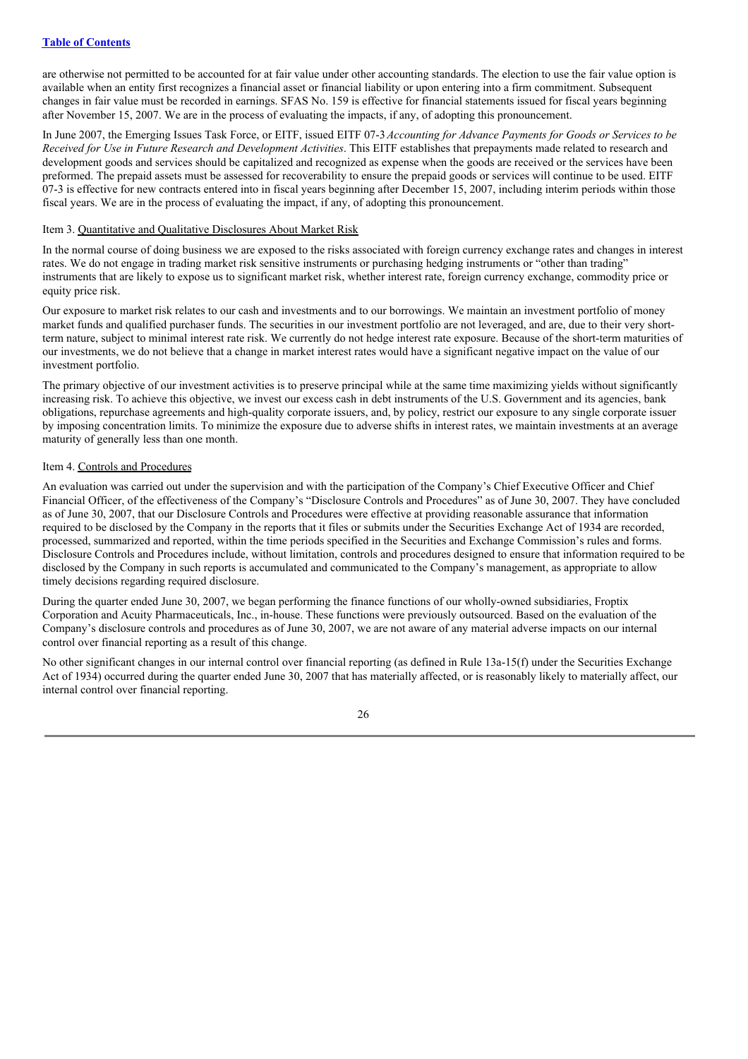are otherwise not permitted to be accounted for at fair value under other accounting standards. The election to use the fair value option is available when an entity first recognizes a financial asset or financial liability or upon entering into a firm commitment. Subsequent changes in fair value must be recorded in earnings. SFAS No. 159 is effective for financial statements issued for fiscal years beginning after November 15, 2007. We are in the process of evaluating the impacts, if any, of adopting this pronouncement.

In June 2007, the Emerging Issues Task Force, or EITF, issued EITF 07-3 *Accounting for Advance Payments for Goods or Services to be Received for Use in Future Research and Development Activities*. This EITF establishes that prepayments made related to research and development goods and services should be capitalized and recognized as expense when the goods are received or the services have been preformed. The prepaid assets must be assessed for recoverability to ensure the prepaid goods or services will continue to be used. EITF 07-3 is effective for new contracts entered into in fiscal years beginning after December 15, 2007, including interim periods within those fiscal years. We are in the process of evaluating the impact, if any, of adopting this pronouncement.

## Item 3. Quantitative and Qualitative Disclosures About Market Risk

In the normal course of doing business we are exposed to the risks associated with foreign currency exchange rates and changes in interest rates. We do not engage in trading market risk sensitive instruments or purchasing hedging instruments or "other than trading" instruments that are likely to expose us to significant market risk, whether interest rate, foreign currency exchange, commodity price or equity price risk.

Our exposure to market risk relates to our cash and investments and to our borrowings. We maintain an investment portfolio of money market funds and qualified purchaser funds. The securities in our investment portfolio are not leveraged, and are, due to their very short-term nature, subject to minimal interest rate risk. We currently do not hedge interest rate exposure. Because of the short-term maturities of our investments, we do not believe that a change in market interest rates would have a significant negative impact on the value of our investment portfolio.

The primary objective of our investment activities is to preserve principal while at the same time maximizing yields without significantly increasing risk. To achieve this objective, we invest our excess cash in debt instruments of the U.S. Government and its agencies, bank obligations, repurchase agreements and high-quality corporate issuers, and, by policy, restrict our exposure to any single corporate issuer by imposing concentration limits. To minimize the exposure due to adverse shifts in interest rates, we maintain investments at an average maturity of generally less than one month.

## Item 4. Controls and Procedures

An evaluation was carried out under the supervision and with the participation of the Company's Chief Executive Officer and Chief Financial Officer, of the effectiveness of the Company's "Disclosure Controls and Procedures" as of June 30, 2007. They have concluded as of June 30, 2007, that our Disclosure Controls and Procedures were effective at providing reasonable assurance that information required to be disclosed by the Company in the reports that it files or submits under the Securities Exchange Act of 1934 are recorded, processed, summarized and reported, within the time periods specified in the Securities and Exchange Commission's rules and forms. Disclosure Controls and Procedures include, without limitation, controls and procedures designed to ensure that information required to be disclosed by the Company in such reports is accumulated and communicated to the Company's management, as appropriate to allow timely decisions regarding required disclosure.

During the quarter ended June 30, 2007, we began performing the finance functions of our wholly-owned subsidiaries, Froptix Corporation and Acuity Pharmaceuticals, Inc., in-house. These functions were previously outsourced. Based on the evaluation of the Company's disclosure controls and procedures as of June 30, 2007, we are not aware of any material adverse impacts on our internal control over financial reporting as a result of this change.

No other significant changes in our internal control over financial reporting (as defined in Rule 13a-15(f) under the Securities Exchange Act of 1934) occurred during the quarter ended June 30, 2007 that has materially affected, or is reasonably likely to materially affect, our internal control over financial reporting.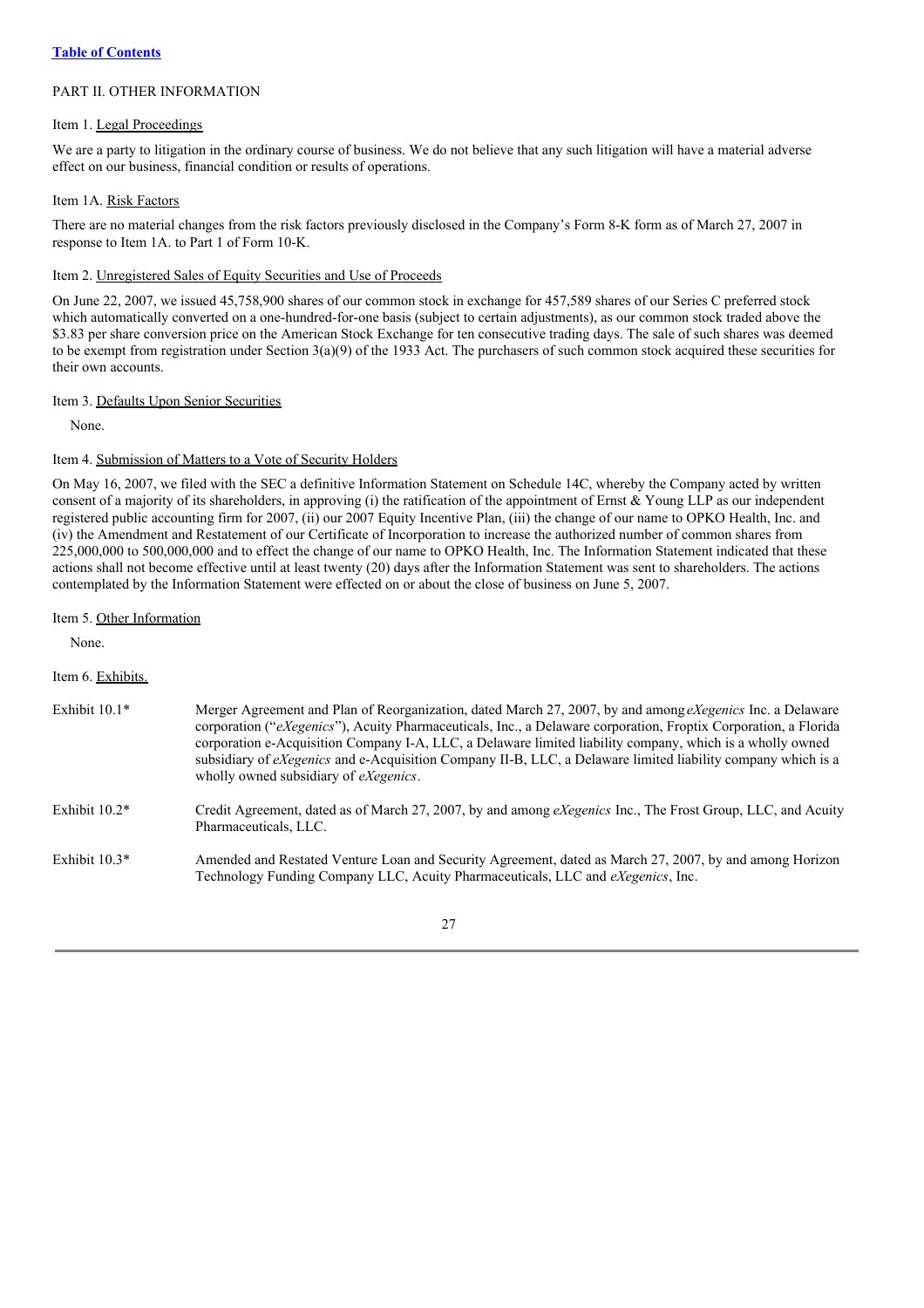[Table of Contents](#)

## PART II. OTHER INFORMATION

### Item 1. Legal Proceedings

We are a party to litigation in the ordinary course of business. We do not believe that any such litigation will have a material adverse effect on our business, financial condition or results of operations.

### Item 1A. Risk Factors

There are no material changes from the risk factors previously disclosed in the Company's Form 8-K form as of March 27, 2007 in response to Item 1A. to Part 1 of Form 10-K.

### Item 2. Unregistered Sales of Equity Securities and Use of Proceeds

On June 22, 2007, we issued 45,758,900 shares of our common stock in exchange for 457,589 shares of our Series C preferred stock which automatically converted on a one-hundred-for-one basis (subject to certain adjustments), as our common stock traded above the $3.83 per share conversion price on the American Stock Exchange for ten consecutive trading days. The sale of such shares was deemed to be exempt from registration under Section 3(a)(9) of the 1933 Act. The purchasers of such common stock acquired these securities for their own accounts.

### Item 3. Defaults Upon Senior Securities

None.

### Item 4. Submission of Matters to a Vote of Security Holders

On May 16, 2007, we filed with the SEC a definitive Information Statement on Schedule 14C, whereby the Company acted by written consent of a majority of its shareholders, in approving (i) the ratification of the appointment of Ernst & Young LLP as our independent registered public accounting firm for 2007, (ii) our 2007 Equity Incentive Plan, (iii) the change of our name to OPKO Health, Inc. and (iv) the Amendment and Restatement of our Certificate of Incorporation to increase the authorized number of common shares from 225,000,000 to 500,000,000 and to effect the change of our name to OPKO Health, Inc. The Information Statement indicated that these actions shall not become effective until at least twenty (20) days after the Information Statement was sent to shareholders. The actions contemplated by the Information Statement were effected on or about the close of business on June 5, 2007.

### Item 5. Other Information

None.

### Item 6. Exhibits.

| | |
|---|---|
| Exhibit 10.1* | Merger Agreement and Plan of Reorganization, dated March 27, 2007, by and among *eXegenics* Inc. a Delaware corporation ("*eXegenics*"), Acuity Pharmaceuticals, Inc., a Delaware corporation, Froptix Corporation, a Florida corporation e-Acquisition Company I-A, LLC, a Delaware limited liability company, which is a wholly owned subsidiary of *eXegenics* and e-Acquisition Company II-B, LLC, a Delaware limited liability company which is a wholly owned subsidiary of *eXegenics*. |
| Exhibit 10.2* | Credit Agreement, dated as of March 27, 2007, by and among *eXegenics* Inc., The Frost Group, LLC, and Acuity Pharmaceuticals, LLC. |
| Exhibit 10.3* | Amended and Restated Venture Loan and Security Agreement, dated as March 27, 2007, by and among Horizon Technology Funding Company LLC, Acuity Pharmaceuticals, LLC and *eXegenics*, Inc. |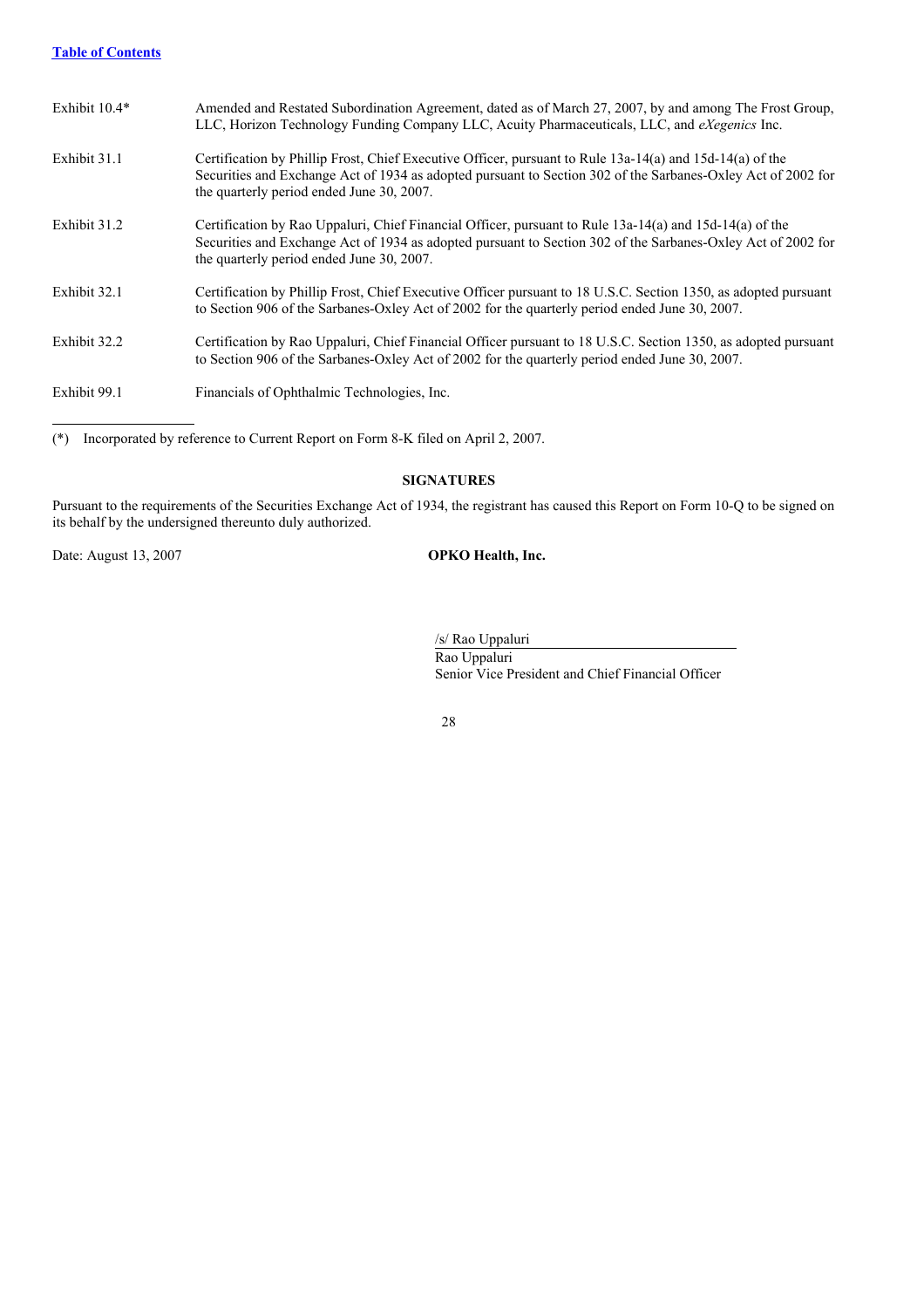| | |
|---|---|
| Exhibit 10.4* | Amended and Restated Subordination Agreement, dated as of March 27, 2007, by and among The Frost Group, LLC, Horizon Technology Funding Company LLC, Acuity Pharmaceuticals, LLC, and *eXegenics* Inc. |
| Exhibit 31.1 | Certification by Phillip Frost, Chief Executive Officer, pursuant to Rule 13a-14(a) and 15d-14(a) of the Securities and Exchange Act of 1934 as adopted pursuant to Section 302 of the Sarbanes-Oxley Act of 2002 for the quarterly period ended June 30, 2007. |
| Exhibit 31.2 | Certification by Rao Uppaluri, Chief Financial Officer, pursuant to Rule 13a-14(a) and 15d-14(a) of the Securities and Exchange Act of 1934 as adopted pursuant to Section 302 of the Sarbanes-Oxley Act of 2002 for the quarterly period ended June 30, 2007. |
| Exhibit 32.1 | Certification by Phillip Frost, Chief Executive Officer pursuant to 18 U.S.C. Section 1350, as adopted pursuant to Section 906 of the Sarbanes-Oxley Act of 2002 for the quarterly period ended June 30, 2007. |
| Exhibit 32.2 | Certification by Rao Uppaluri, Chief Financial Officer pursuant to 18 U.S.C. Section 1350, as adopted pursuant to Section 906 of the Sarbanes-Oxley Act of 2002 for the quarterly period ended June 30, 2007. |
| Exhibit 99.1 | Financials of Ophthalmic Technologies, Inc. |

(*) Incorporated by reference to Current Report on Form 8-K filed on April 2, 2007.

## SIGNATURES

Pursuant to the requirements of the Securities Exchange Act of 1934, the registrant has caused this Report on Form 10-Q to be signed on its behalf by the undersigned thereunto duly authorized.

Date: August 13, 2007

**OPKO Health, Inc.**

/s/ Rao Uppaluri
Rao Uppaluri
Senior Vice President and Chief Financial Officer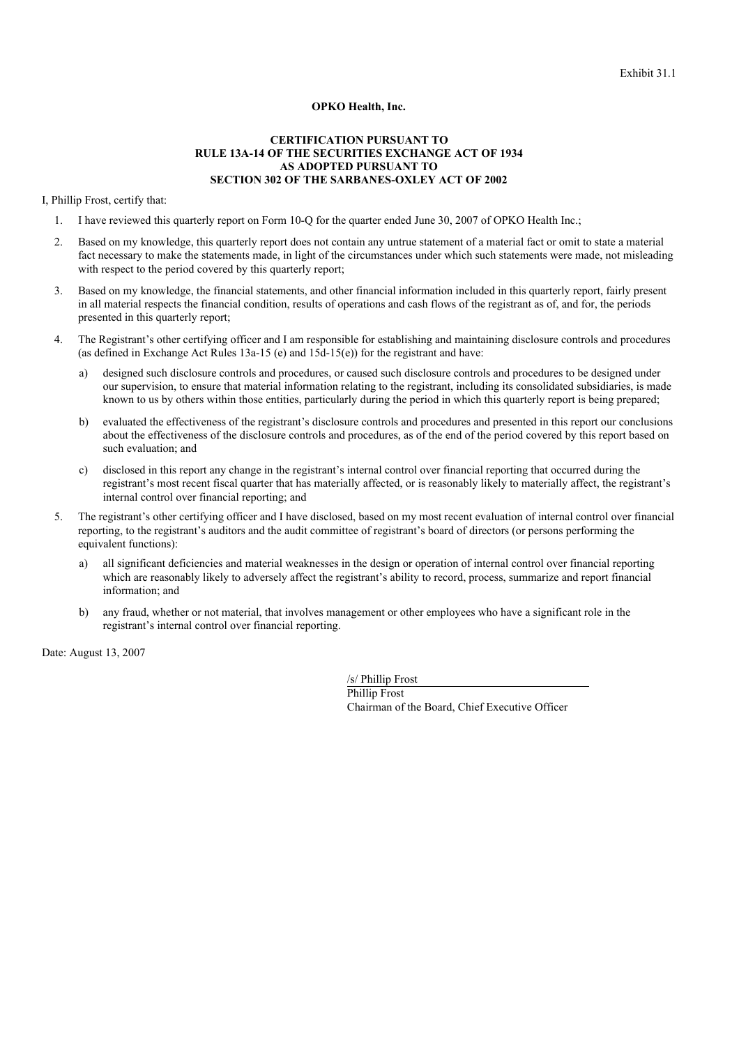Exhibit 31.1

**OPKO Health, Inc.**

**CERTIFICATION PURSUANT TO
RULE 13A-14 OF THE SECURITIES EXCHANGE ACT OF 1934
AS ADOPTED PURSUANT TO
SECTION 302 OF THE SARBANES-OXLEY ACT OF 2002**

I, Phillip Frost, certify that:

1. I have reviewed this quarterly report on Form 10-Q for the quarter ended June 30, 2007 of OPKO Health Inc.;
2. Based on my knowledge, this quarterly report does not contain any untrue statement of a material fact or omit to state a material fact necessary to make the statements made, in light of the circumstances under which such statements were made, not misleading with respect to the period covered by this quarterly report;
3. Based on my knowledge, the financial statements, and other financial information included in this quarterly report, fairly present in all material respects the financial condition, results of operations and cash flows of the registrant as of, and for, the periods presented in this quarterly report;
4. The Registrant's other certifying officer and I am responsible for establishing and maintaining disclosure controls and procedures (as defined in Exchange Act Rules 13a-15 (e) and 15d-15(e)) for the registrant and have:
   a) designed such disclosure controls and procedures, or caused such disclosure controls and procedures to be designed under our supervision, to ensure that material information relating to the registrant, including its consolidated subsidiaries, is made known to us by others within those entities, particularly during the period in which this quarterly report is being prepared;
   b) evaluated the effectiveness of the registrant's disclosure controls and procedures and presented in this report our conclusions about the effectiveness of the disclosure controls and procedures, as of the end of the period covered by this report based on such evaluation; and
   c) disclosed in this report any change in the registrant's internal control over financial reporting that occurred during the registrant's most recent fiscal quarter that has materially affected, or is reasonably likely to materially affect, the registrant's internal control over financial reporting; and
5. The registrant's other certifying officer and I have disclosed, based on my most recent evaluation of internal control over financial reporting, to the registrant's auditors and the audit committee of registrant's board of directors (or persons performing the equivalent functions):
   a) all significant deficiencies and material weaknesses in the design or operation of internal control over financial reporting which are reasonably likely to adversely affect the registrant's ability to record, process, summarize and report financial information; and
   b) any fraud, whether or not material, that involves management or other employees who have a significant role in the registrant's internal control over financial reporting.

Date: August 13, 2007

/s/ Phillip Frost
Phillip Frost
Chairman of the Board, Chief Executive Officer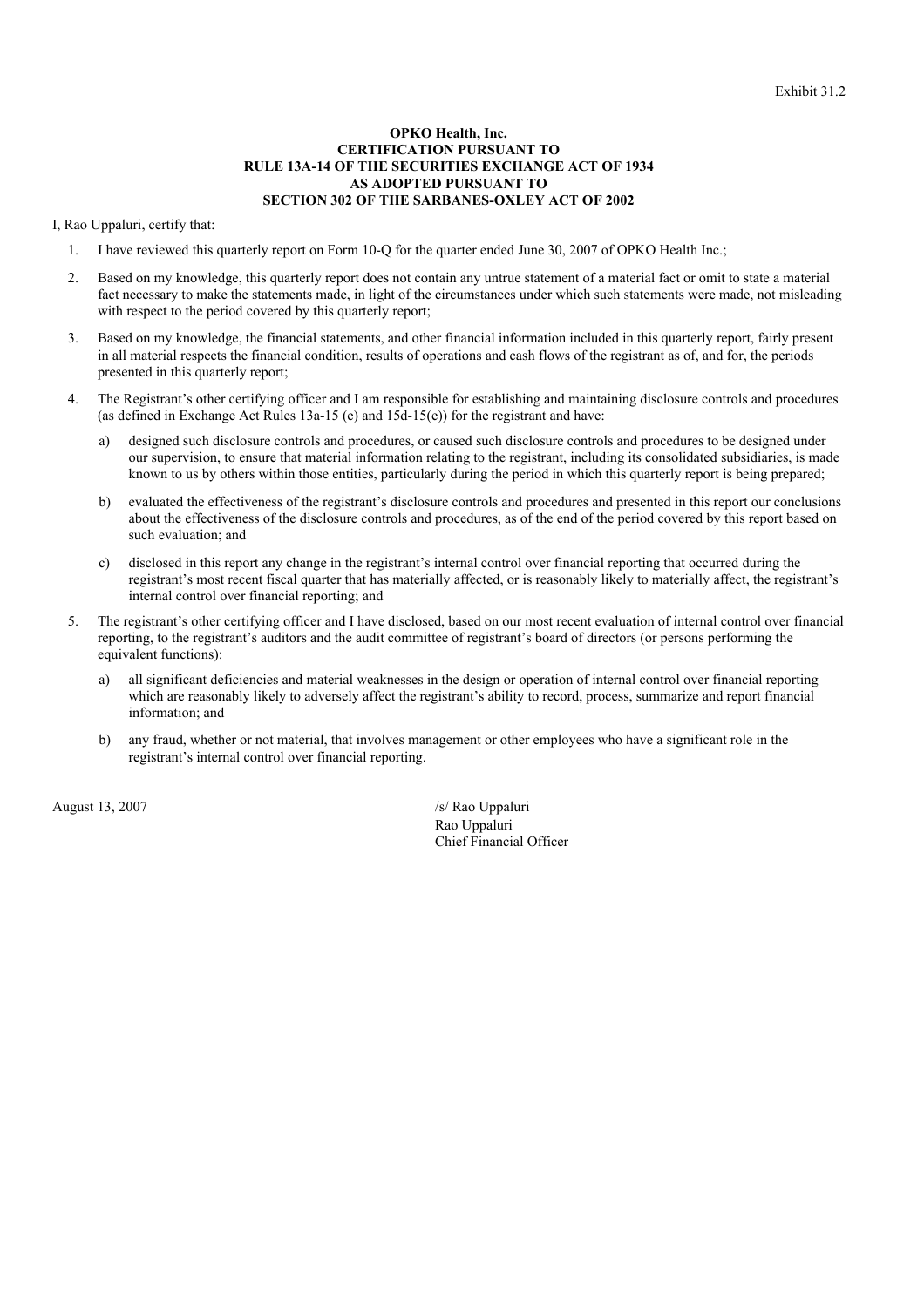Exhibit 31.2

**OPKO Health, Inc.**
**CERTIFICATION PURSUANT TO**
**RULE 13A-14 OF THE SECURITIES EXCHANGE ACT OF 1934**
**AS ADOPTED PURSUANT TO**
**SECTION 302 OF THE SARBANES-OXLEY ACT OF 2002**

I, Rao Uppaluri, certify that:

1. I have reviewed this quarterly report on Form 10-Q for the quarter ended June 30, 2007 of OPKO Health Inc.;

2. Based on my knowledge, this quarterly report does not contain any untrue statement of a material fact or omit to state a material fact necessary to make the statements made, in light of the circumstances under which such statements were made, not misleading with respect to the period covered by this quarterly report;

3. Based on my knowledge, the financial statements, and other financial information included in this quarterly report, fairly present in all material respects the financial condition, results of operations and cash flows of the registrant as of, and for, the periods presented in this quarterly report;

4. The Registrant's other certifying officer and I am responsible for establishing and maintaining disclosure controls and procedures (as defined in Exchange Act Rules 13a-15 (e) and 15d-15(e)) for the registrant and have:

   a) designed such disclosure controls and procedures, or caused such disclosure controls and procedures to be designed under our supervision, to ensure that material information relating to the registrant, including its consolidated subsidiaries, is made known to us by others within those entities, particularly during the period in which this quarterly report is being prepared;

   b) evaluated the effectiveness of the registrant's disclosure controls and procedures and presented in this report our conclusions about the effectiveness of the disclosure controls and procedures, as of the end of the period covered by this report based on such evaluation; and

   c) disclosed in this report any change in the registrant's internal control over financial reporting that occurred during the registrant's most recent fiscal quarter that has materially affected, or is reasonably likely to materially affect, the registrant's internal control over financial reporting; and

5. The registrant's other certifying officer and I have disclosed, based on our most recent evaluation of internal control over financial reporting, to the registrant's auditors and the audit committee of registrant's board of directors (or persons performing the equivalent functions):

   a) all significant deficiencies and material weaknesses in the design or operation of internal control over financial reporting which are reasonably likely to adversely affect the registrant's ability to record, process, summarize and report financial information; and

   b) any fraud, whether or not material, that involves management or other employees who have a significant role in the registrant's internal control over financial reporting.

August 13, 2007

/s/ Rao Uppaluri
Rao Uppaluri
Chief Financial Officer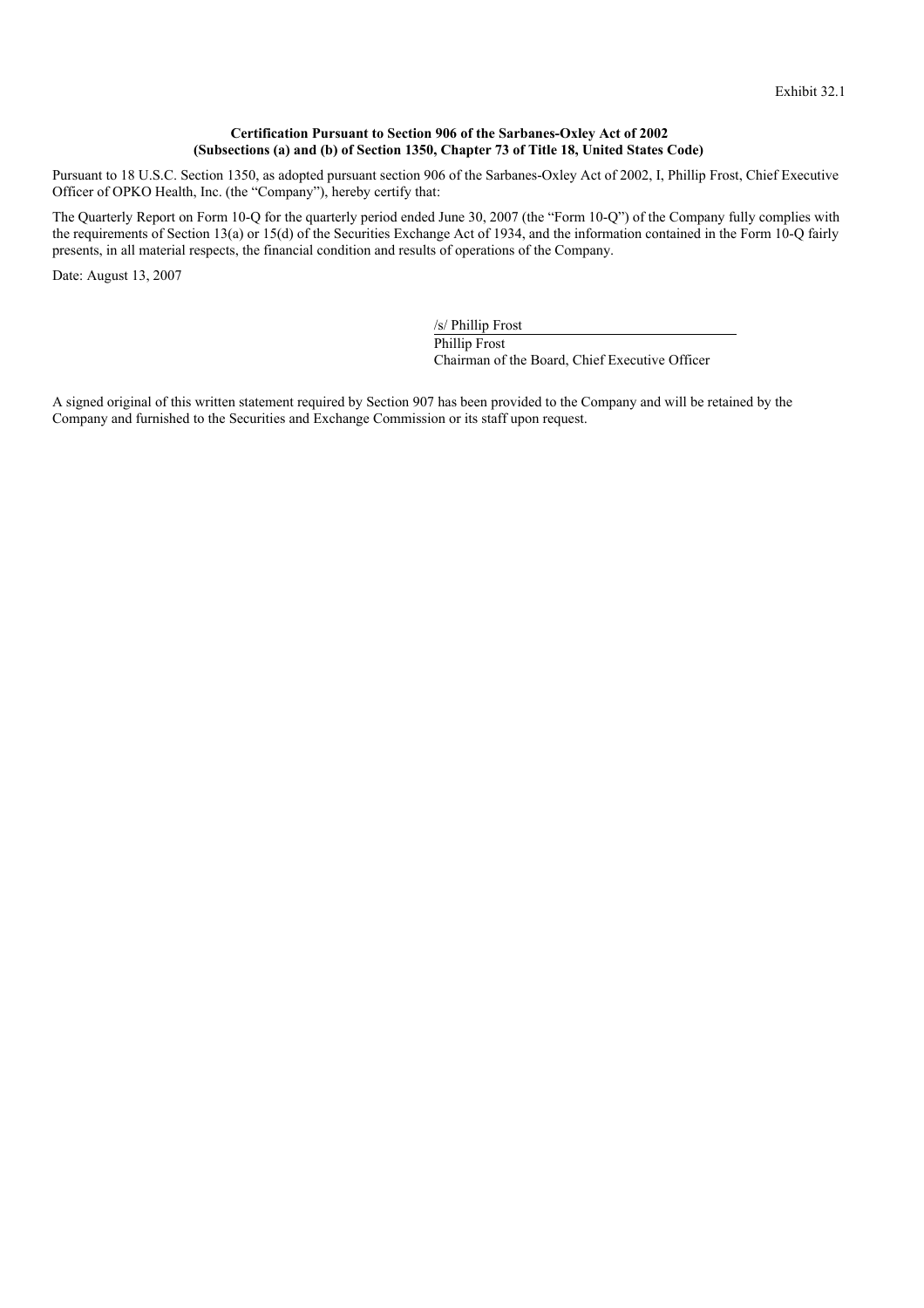Exhibit 32.1

**Certification Pursuant to Section 906 of the Sarbanes-Oxley Act of 2002**
**(Subsections (a) and (b) of Section 1350, Chapter 73 of Title 18, United States Code)**

Pursuant to 18 U.S.C. Section 1350, as adopted pursuant section 906 of the Sarbanes-Oxley Act of 2002, I, Phillip Frost, Chief Executive Officer of OPKO Health, Inc. (the "Company"), hereby certify that:

The Quarterly Report on Form 10-Q for the quarterly period ended June 30, 2007 (the "Form 10-Q") of the Company fully complies with the requirements of Section 13(a) or 15(d) of the Securities Exchange Act of 1934, and the information contained in the Form 10-Q fairly presents, in all material respects, the financial condition and results of operations of the Company.

Date: August 13, 2007

/s/ Phillip Frost
Phillip Frost
Chairman of the Board, Chief Executive Officer

A signed original of this written statement required by Section 907 has been provided to the Company and will be retained by the Company and furnished to the Securities and Exchange Commission or its staff upon request.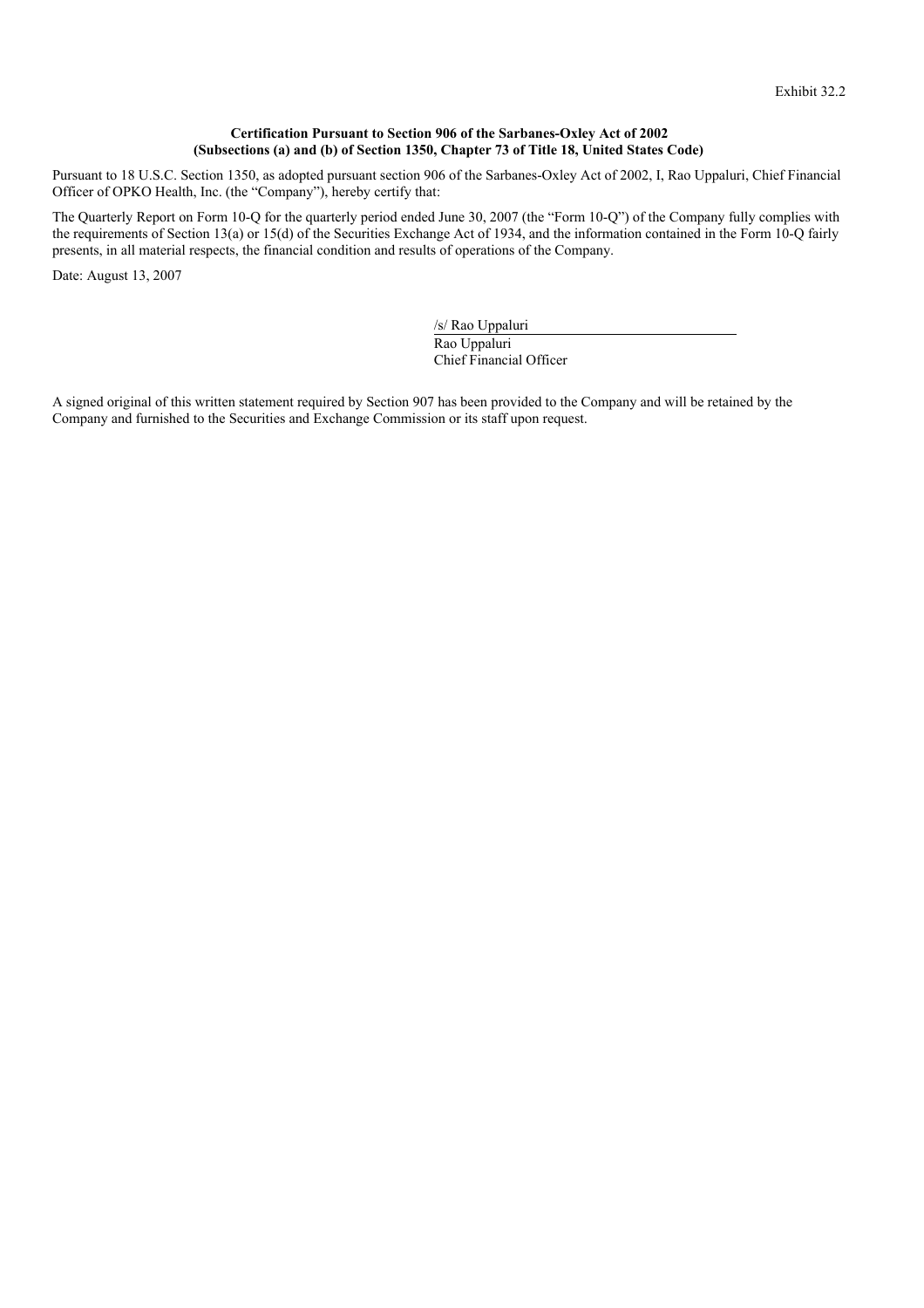Exhibit 32.2

**Certification Pursuant to Section 906 of the Sarbanes-Oxley Act of 2002**
**(Subsections (a) and (b) of Section 1350, Chapter 73 of Title 18, United States Code)**

Pursuant to 18 U.S.C. Section 1350, as adopted pursuant section 906 of the Sarbanes-Oxley Act of 2002, I, Rao Uppaluri, Chief Financial Officer of OPKO Health, Inc. (the "Company"), hereby certify that:

The Quarterly Report on Form 10-Q for the quarterly period ended June 30, 2007 (the "Form 10-Q") of the Company fully complies with the requirements of Section 13(a) or 15(d) of the Securities Exchange Act of 1934, and the information contained in the Form 10-Q fairly presents, in all material respects, the financial condition and results of operations of the Company.

Date: August 13, 2007

/s/ Rao Uppaluri
Rao Uppaluri
Chief Financial Officer

A signed original of this written statement required by Section 907 has been provided to the Company and will be retained by the Company and furnished to the Securities and Exchange Commission or its staff upon request.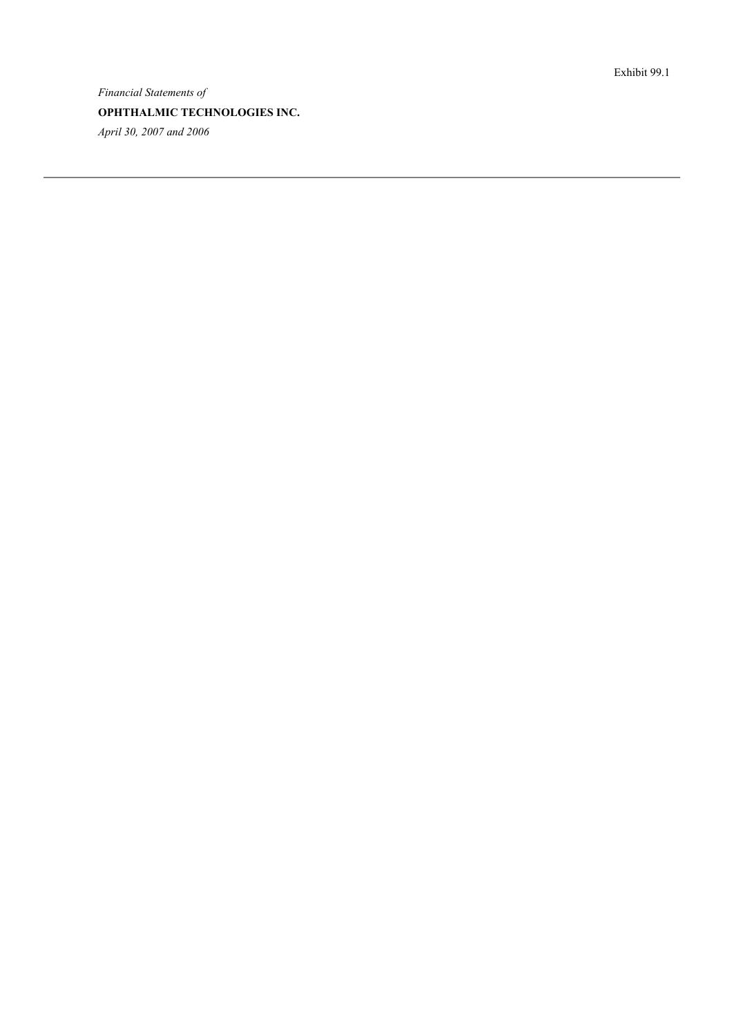Exhibit 99.1

*Financial Statements of*

**OPHTHALMIC TECHNOLOGIES INC.**

*April 30, 2007 and 2006*

---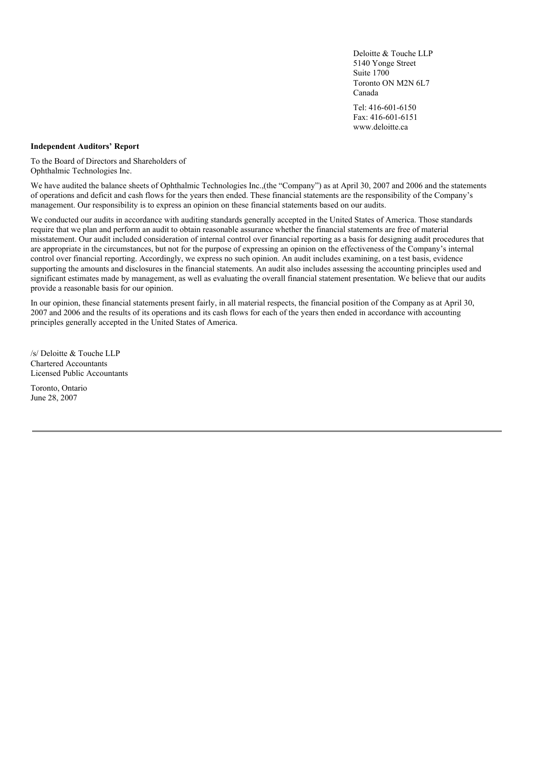Deloitte & Touche LLP
5140 Yonge Street
Suite 1700
Toronto ON M2N 6L7
Canada

Tel: 416-601-6150
Fax: 416-601-6151
www.deloitte.ca

**Independent Auditors' Report**

To the Board of Directors and Shareholders of
Ophthalmic Technologies Inc.

We have audited the balance sheets of Ophthalmic Technologies Inc.,(the "Company") as at April 30, 2007 and 2006 and the statements of operations and deficit and cash flows for the years then ended. These financial statements are the responsibility of the Company's management. Our responsibility is to express an opinion on these financial statements based on our audits.

We conducted our audits in accordance with auditing standards generally accepted in the United States of America. Those standards require that we plan and perform an audit to obtain reasonable assurance whether the financial statements are free of material misstatement. Our audit included consideration of internal control over financial reporting as a basis for designing audit procedures that are appropriate in the circumstances, but not for the purpose of expressing an opinion on the effectiveness of the Company's internal control over financial reporting. Accordingly, we express no such opinion. An audit includes examining, on a test basis, evidence supporting the amounts and disclosures in the financial statements. An audit also includes assessing the accounting principles used and significant estimates made by management, as well as evaluating the overall financial statement presentation. We believe that our audits provide a reasonable basis for our opinion.

In our opinion, these financial statements present fairly, in all material respects, the financial position of the Company as at April 30, 2007 and 2006 and the results of its operations and its cash flows for each of the years then ended in accordance with accounting principles generally accepted in the United States of America.

/s/ Deloitte & Touche LLP
Chartered Accountants
Licensed Public Accountants

Toronto, Ontario
June 28, 2007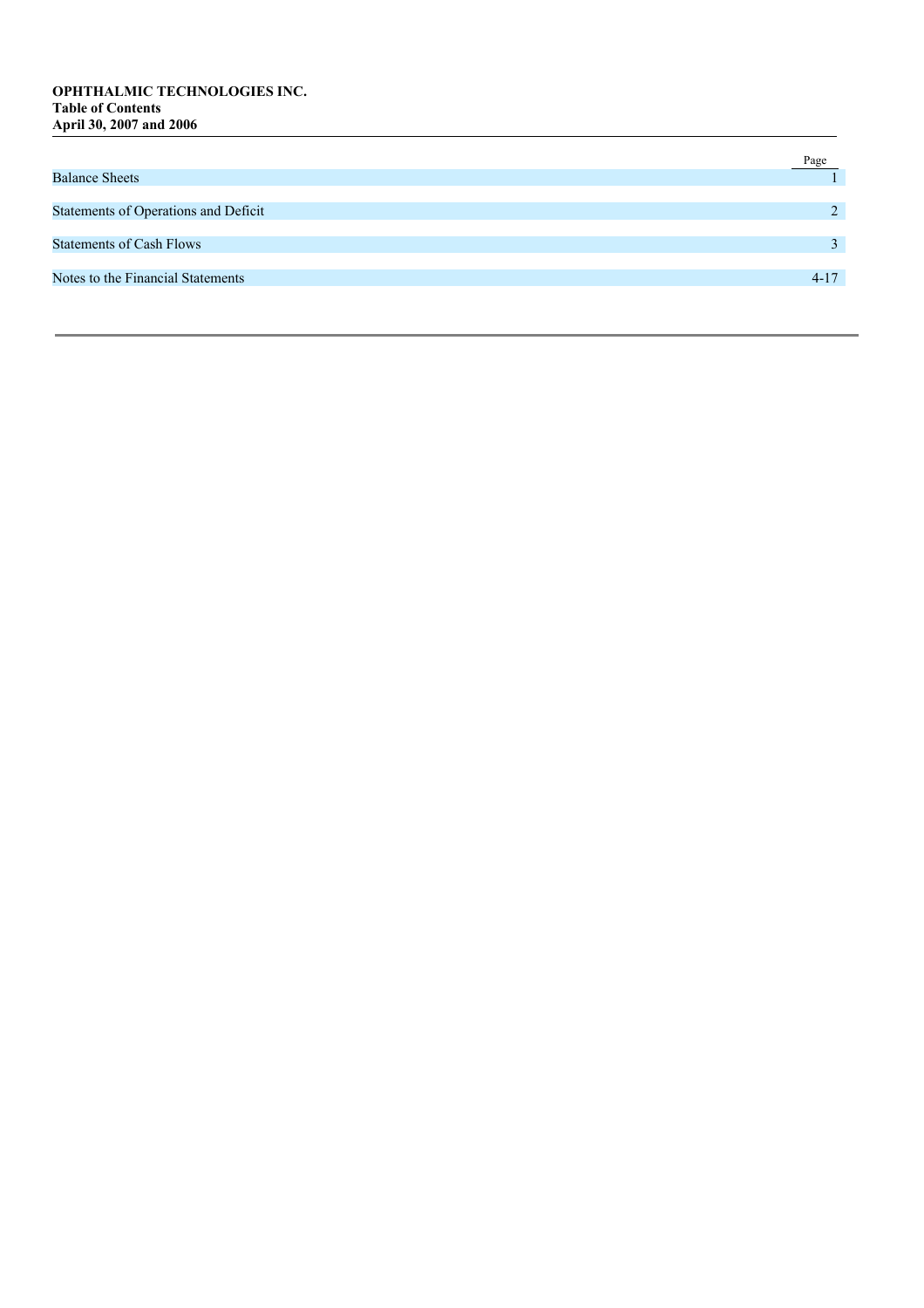**OPHTHALMIC TECHNOLOGIES INC.**
**Table of Contents**
**April 30, 2007 and 2006**

| | Page |
|---|---|
| Balance Sheets | 1 |
| Statements of Operations and Deficit | 2 |
| Statements of Cash Flows | 3 |
| Notes to the Financial Statements | 4-17 |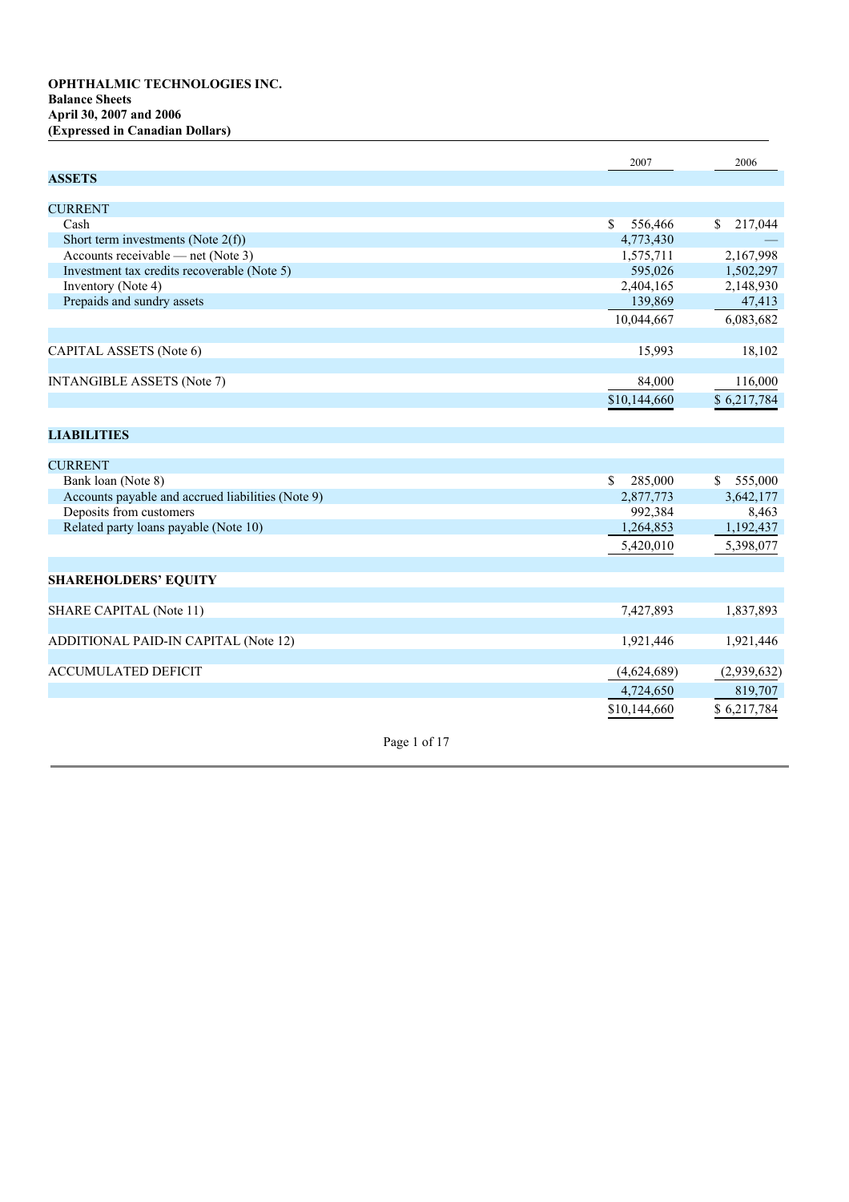**OPHTHALMIC TECHNOLOGIES INC.**
**Balance Sheets**
**April 30, 2007 and 2006**
**(Expressed in Canadian Dollars)**

| | 2007 | 2006 |
|---|---|---|
| **ASSETS** | | |
| CURRENT | | |
| Cash | $ 556,466 | $ 217,044 |
| Short term investments (Note 2(f)) | 4,773,430 | — |
| Accounts receivable — net (Note 3) | 1,575,711 | 2,167,998 |
| Investment tax credits recoverable (Note 5) | 595,026 | 1,502,297 |
| Inventory (Note 4) | 2,404,165 | 2,148,930 |
| Prepaids and sundry assets | 139,869 | 47,413 |
| | 10,044,667 | 6,083,682 |
| CAPITAL ASSETS (Note 6) | 15,993 | 18,102 |
| INTANGIBLE ASSETS (Note 7) | 84,000 | 116,000 |
| | $10,144,660 | $ 6,217,784 |
| **LIABILITIES** | | |
| CURRENT | | |
| Bank loan (Note 8) | $ 285,000 | $ 555,000 |
| Accounts payable and accrued liabilities (Note 9) | 2,877,773 | 3,642,177 |
| Deposits from customers | 992,384 | 8,463 |
| Related party loans payable (Note 10) | 1,264,853 | 1,192,437 |
| | 5,420,010 | 5,398,077 |
| **SHAREHOLDERS' EQUITY** | | |
| SHARE CAPITAL (Note 11) | 7,427,893 | 1,837,893 |
| ADDITIONAL PAID-IN CAPITAL (Note 12) | 1,921,446 | 1,921,446 |
| ACCUMULATED DEFICIT | (4,624,689) | (2,939,632) |
| | 4,724,650 | 819,707 |
| | $10,144,660 | $ 6,217,784 |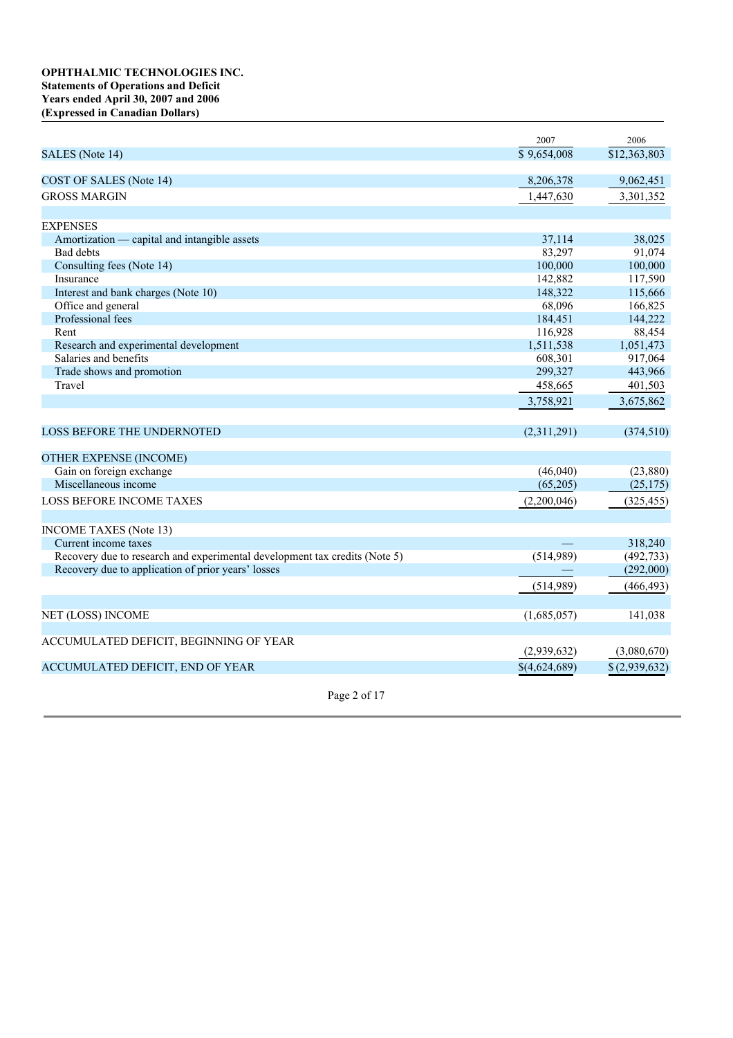**OPHTHALMIC TECHNOLOGIES INC.**
**Statements of Operations and Deficit**
**Years ended April 30, 2007 and 2006**
**(Expressed in Canadian Dollars)**

| | 2007 | 2006 |
|---|---|---|
| SALES (Note 14) | $ 9,654,008 | $12,363,803 |
| COST OF SALES (Note 14) | 8,206,378 | 9,062,451 |
| GROSS MARGIN | 1,447,630 | 3,301,352 |
| EXPENSES | | |
| Amortization — capital and intangible assets | 37,114 | 38,025 |
| Bad debts | 83,297 | 91,074 |
| Consulting fees (Note 14) | 100,000 | 100,000 |
| Insurance | 142,882 | 117,590 |
| Interest and bank charges (Note 10) | 148,322 | 115,666 |
| Office and general | 68,096 | 166,825 |
| Professional fees | 184,451 | 144,222 |
| Rent | 116,928 | 88,454 |
| Research and experimental development | 1,511,538 | 1,051,473 |
| Salaries and benefits | 608,301 | 917,064 |
| Trade shows and promotion | 299,327 | 443,966 |
| Travel | 458,665 | 401,503 |
| | 3,758,921 | 3,675,862 |
| LOSS BEFORE THE UNDERNOTED | (2,311,291) | (374,510) |
| OTHER EXPENSE (INCOME) | | |
| Gain on foreign exchange | (46,040) | (23,880) |
| Miscellaneous income | (65,205) | (25,175) |
| LOSS BEFORE INCOME TAXES | (2,200,046) | (325,455) |
| INCOME TAXES (Note 13) | | |
| Current income taxes | — | 318,240 |
| Recovery due to research and experimental development tax credits (Note 5) | (514,989) | (492,733) |
| Recovery due to application of prior years' losses | — | (292,000) |
| | (514,989) | (466,493) |
| NET (LOSS) INCOME | (1,685,057) | 141,038 |
| ACCUMULATED DEFICIT, BEGINNING OF YEAR | (2,939,632) | (3,080,670) |
| ACCUMULATED DEFICIT, END OF YEAR | $(4,624,689) | $ (2,939,632) |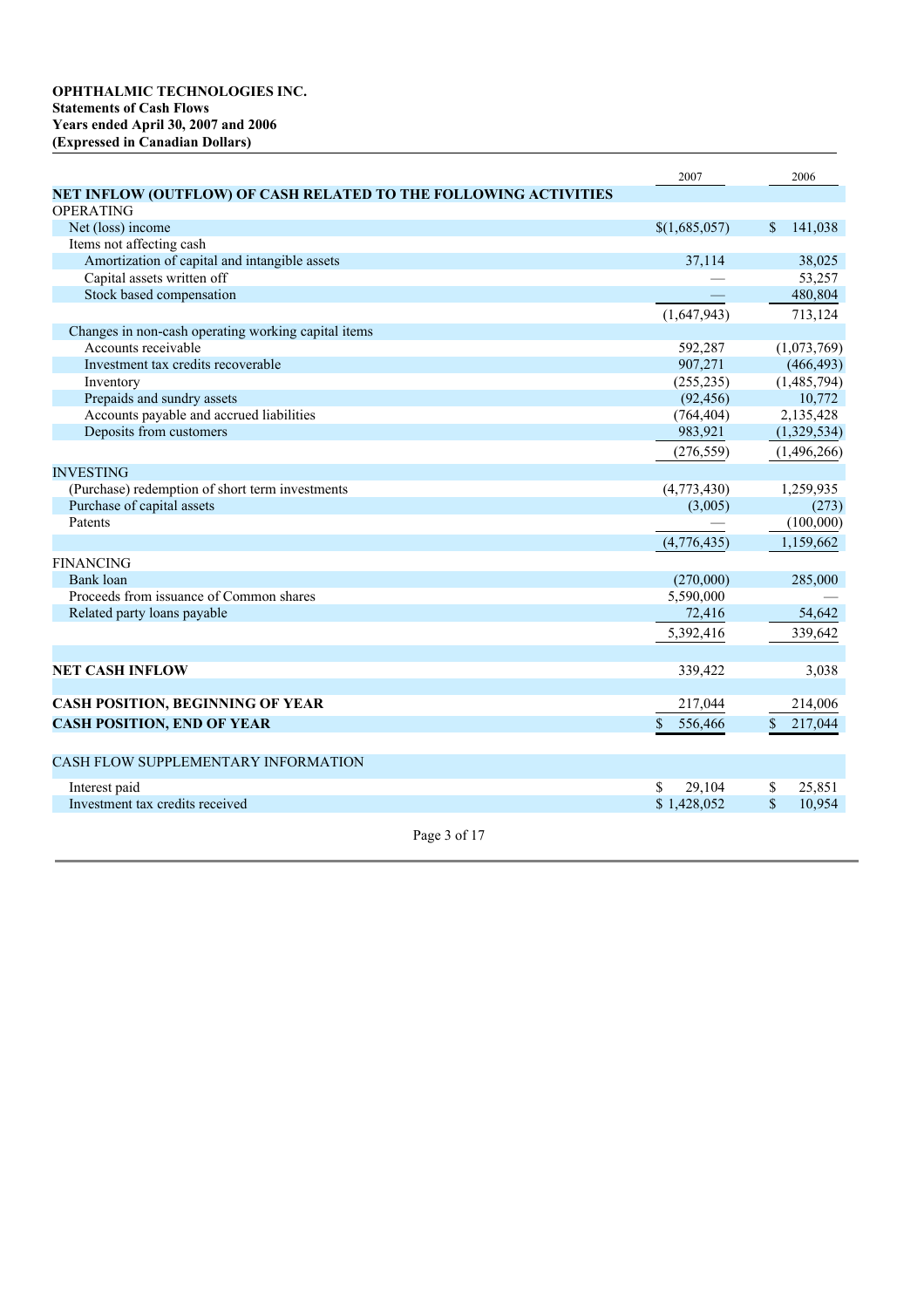**OPHTHALMIC TECHNOLOGIES INC.**
**Statements of Cash Flows**
**Years ended April 30, 2007 and 2006**
**(Expressed in Canadian Dollars)**

| | 2007 | 2006 |
|---|---|---|
| **NET INFLOW (OUTFLOW) OF CASH RELATED TO THE FOLLOWING ACTIVITIES** | | |
| OPERATING | | |
| Net (loss) income | $(1,685,057) | $ 141,038 |
| Items not affecting cash | | |
| Amortization of capital and intangible assets | 37,114 | 38,025 |
| Capital assets written off | — | 53,257 |
| Stock based compensation | — | 480,804 |
| | (1,647,943) | 713,124 |
| Changes in non-cash operating working capital items | | |
| Accounts receivable | 592,287 | (1,073,769) |
| Investment tax credits recoverable | 907,271 | (466,493) |
| Inventory | (255,235) | (1,485,794) |
| Prepaids and sundry assets | (92,456) | 10,772 |
| Accounts payable and accrued liabilities | (764,404) | 2,135,428 |
| Deposits from customers | 983,921 | (1,329,534) |
| | (276,559) | (1,496,266) |
| INVESTING | | |
| (Purchase) redemption of short term investments | (4,773,430) | 1,259,935 |
| Purchase of capital assets | (3,005) | (273) |
| Patents | — | (100,000) |
| | (4,776,435) | 1,159,662 |
| FINANCING | | |
| Bank loan | (270,000) | 285,000 |
| Proceeds from issuance of Common shares | 5,590,000 | — |
| Related party loans payable | 72,416 | 54,642 |
| | 5,392,416 | 339,642 |
| **NET CASH INFLOW** | 339,422 | 3,038 |
| **CASH POSITION, BEGINNING OF YEAR** | 217,044 | 214,006 |
| **CASH POSITION, END OF YEAR** | $ 556,466 | $ 217,044 |

| CASH FLOW SUPPLEMENTARY INFORMATION | | |
|---|---|---|
| Interest paid | $ 29,104 | $ 25,851 |
| Investment tax credits received | $ 1,428,052 | $ 10,954 |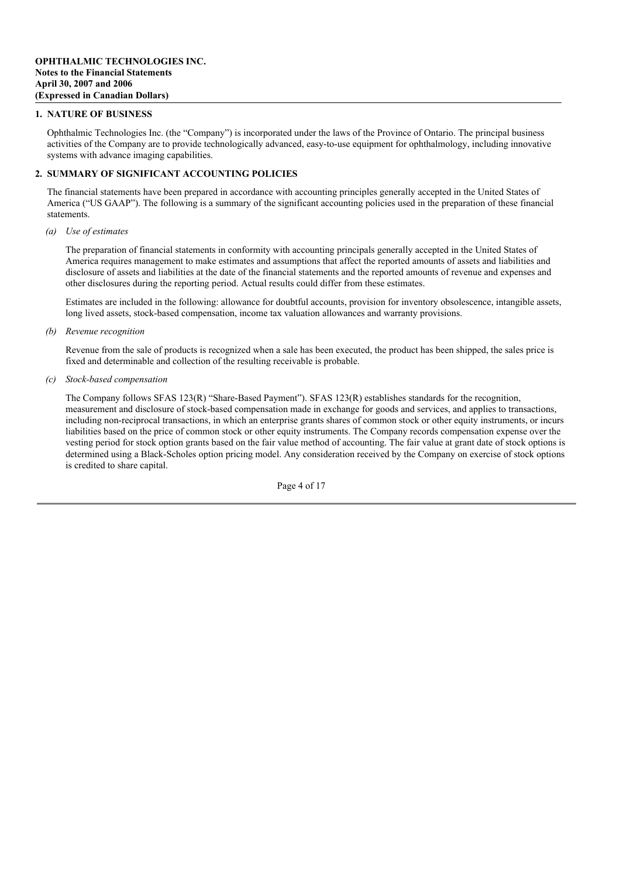**OPHTHALMIC TECHNOLOGIES INC.**
**Notes to the Financial Statements**
**April 30, 2007 and 2006**
**(Expressed in Canadian Dollars)**

## 1. NATURE OF BUSINESS

Ophthalmic Technologies Inc. (the "Company") is incorporated under the laws of the Province of Ontario. The principal business activities of the Company are to provide technologically advanced, easy-to-use equipment for ophthalmology, including innovative systems with advance imaging capabilities.

## 2. SUMMARY OF SIGNIFICANT ACCOUNTING POLICIES

The financial statements have been prepared in accordance with accounting principles generally accepted in the United States of America ("US GAAP"). The following is a summary of the significant accounting policies used in the preparation of these financial statements.

*(a) Use of estimates*

The preparation of financial statements in conformity with accounting principals generally accepted in the United States of America requires management to make estimates and assumptions that affect the reported amounts of assets and liabilities and disclosure of assets and liabilities at the date of the financial statements and the reported amounts of revenue and expenses and other disclosures during the reporting period. Actual results could differ from these estimates.

Estimates are included in the following: allowance for doubtful accounts, provision for inventory obsolescence, intangible assets, long lived assets, stock-based compensation, income tax valuation allowances and warranty provisions.

*(b) Revenue recognition*

Revenue from the sale of products is recognized when a sale has been executed, the product has been shipped, the sales price is fixed and determinable and collection of the resulting receivable is probable.

*(c) Stock-based compensation*

The Company follows SFAS 123(R) "Share-Based Payment"). SFAS 123(R) establishes standards for the recognition, measurement and disclosure of stock-based compensation made in exchange for goods and services, and applies to transactions, including non-reciprocal transactions, in which an enterprise grants shares of common stock or other equity instruments, or incurs liabilities based on the price of common stock or other equity instruments. The Company records compensation expense over the vesting period for stock option grants based on the fair value method of accounting. The fair value at grant date of stock options is determined using a Black-Scholes option pricing model. Any consideration received by the Company on exercise of stock options is credited to share capital.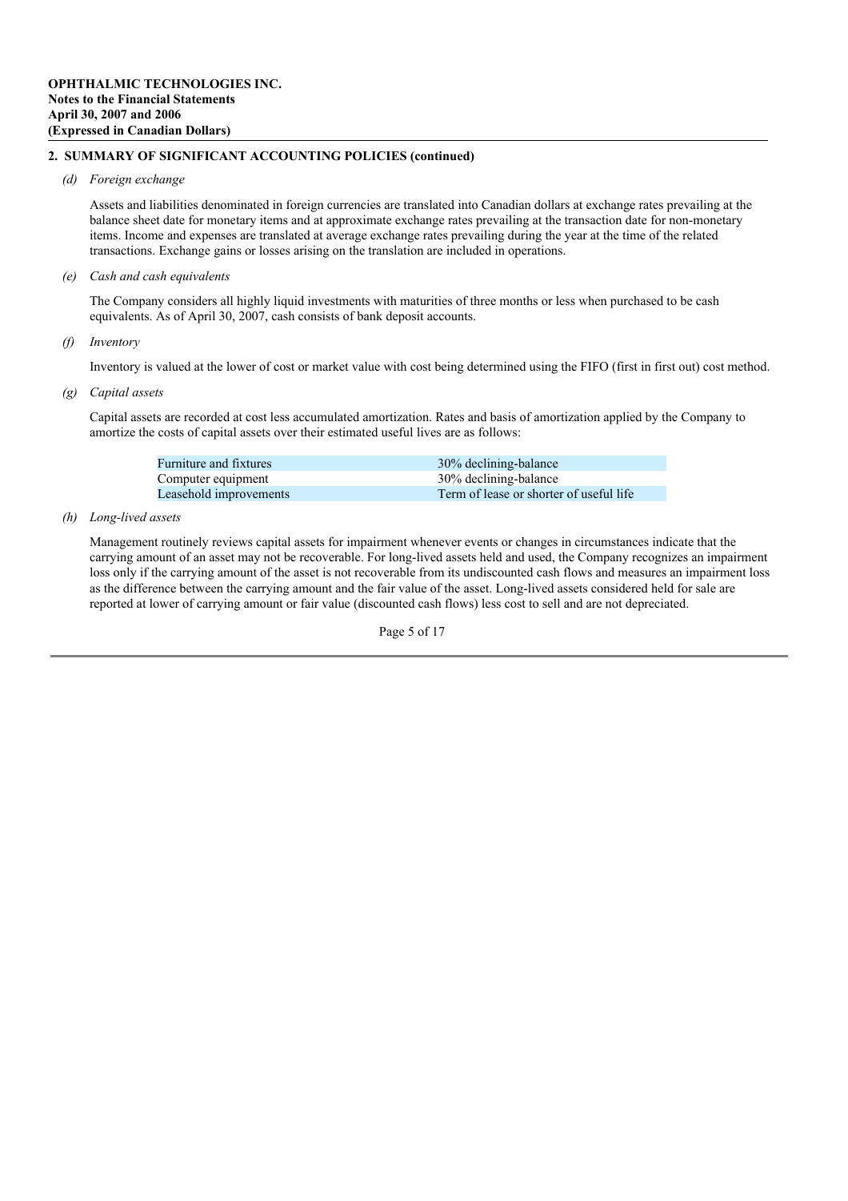**OPHTHALMIC TECHNOLOGIES INC.**
**Notes to the Financial Statements**
**April 30, 2007 and 2006**
**(Expressed in Canadian Dollars)**

## 2. SUMMARY OF SIGNIFICANT ACCOUNTING POLICIES (continued)

*(d) Foreign exchange*

Assets and liabilities denominated in foreign currencies are translated into Canadian dollars at exchange rates prevailing at the balance sheet date for monetary items and at approximate exchange rates prevailing at the transaction date for non-monetary items. Income and expenses are translated at average exchange rates prevailing during the year at the time of the related transactions. Exchange gains or losses arising on the translation are included in operations.

*(e) Cash and cash equivalents*

The Company considers all highly liquid investments with maturities of three months or less when purchased to be cash equivalents. As of April 30, 2007, cash consists of bank deposit accounts.

*(f) Inventory*

Inventory is valued at the lower of cost or market value with cost being determined using the FIFO (first in first out) cost method.

*(g) Capital assets*

Capital assets are recorded at cost less accumulated amortization. Rates and basis of amortization applied by the Company to amortize the costs of capital assets over their estimated useful lives are as follows:

| | |
|---|---|
| Furniture and fixtures | 30% declining-balance |
| Computer equipment | 30% declining-balance |
| Leasehold improvements | Term of lease or shorter of useful life |

*(h) Long-lived assets*

Management routinely reviews capital assets for impairment whenever events or changes in circumstances indicate that the carrying amount of an asset may not be recoverable. For long-lived assets held and used, the Company recognizes an impairment loss only if the carrying amount of the asset is not recoverable from its undiscounted cash flows and measures an impairment loss as the difference between the carrying amount and the fair value of the asset. Long-lived assets considered held for sale are reported at lower of carrying amount or fair value (discounted cash flows) less cost to sell and are not depreciated.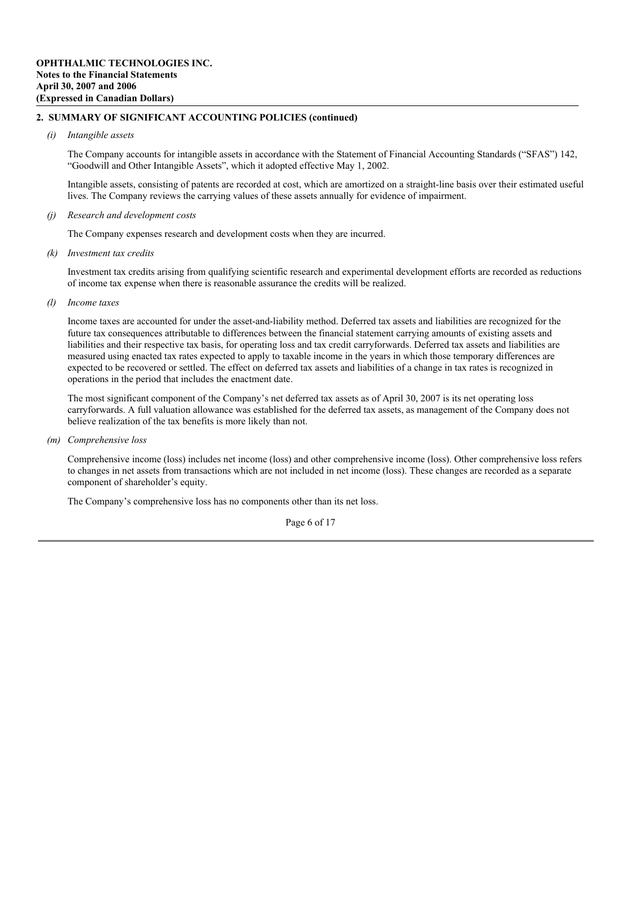## 2. SUMMARY OF SIGNIFICANT ACCOUNTING POLICIES (continued)

*(i) Intangible assets*

The Company accounts for intangible assets in accordance with the Statement of Financial Accounting Standards ("SFAS") 142, "Goodwill and Other Intangible Assets", which it adopted effective May 1, 2002.

Intangible assets, consisting of patents are recorded at cost, which are amortized on a straight-line basis over their estimated useful lives. The Company reviews the carrying values of these assets annually for evidence of impairment.

*(j) Research and development costs*

The Company expenses research and development costs when they are incurred.

*(k) Investment tax credits*

Investment tax credits arising from qualifying scientific research and experimental development efforts are recorded as reductions of income tax expense when there is reasonable assurance the credits will be realized.

*(l) Income taxes*

Income taxes are accounted for under the asset-and-liability method. Deferred tax assets and liabilities are recognized for the future tax consequences attributable to differences between the financial statement carrying amounts of existing assets and liabilities and their respective tax basis, for operating loss and tax credit carryforwards. Deferred tax assets and liabilities are measured using enacted tax rates expected to apply to taxable income in the years in which those temporary differences are expected to be recovered or settled. The effect on deferred tax assets and liabilities of a change in tax rates is recognized in operations in the period that includes the enactment date.

The most significant component of the Company's net deferred tax assets as of April 30, 2007 is its net operating loss carryforwards. A full valuation allowance was established for the deferred tax assets, as management of the Company does not believe realization of the tax benefits is more likely than not.

*(m) Comprehensive loss*

Comprehensive income (loss) includes net income (loss) and other comprehensive income (loss). Other comprehensive loss refers to changes in net assets from transactions which are not included in net income (loss). These changes are recorded as a separate component of shareholder's equity.

The Company's comprehensive loss has no components other than its net loss.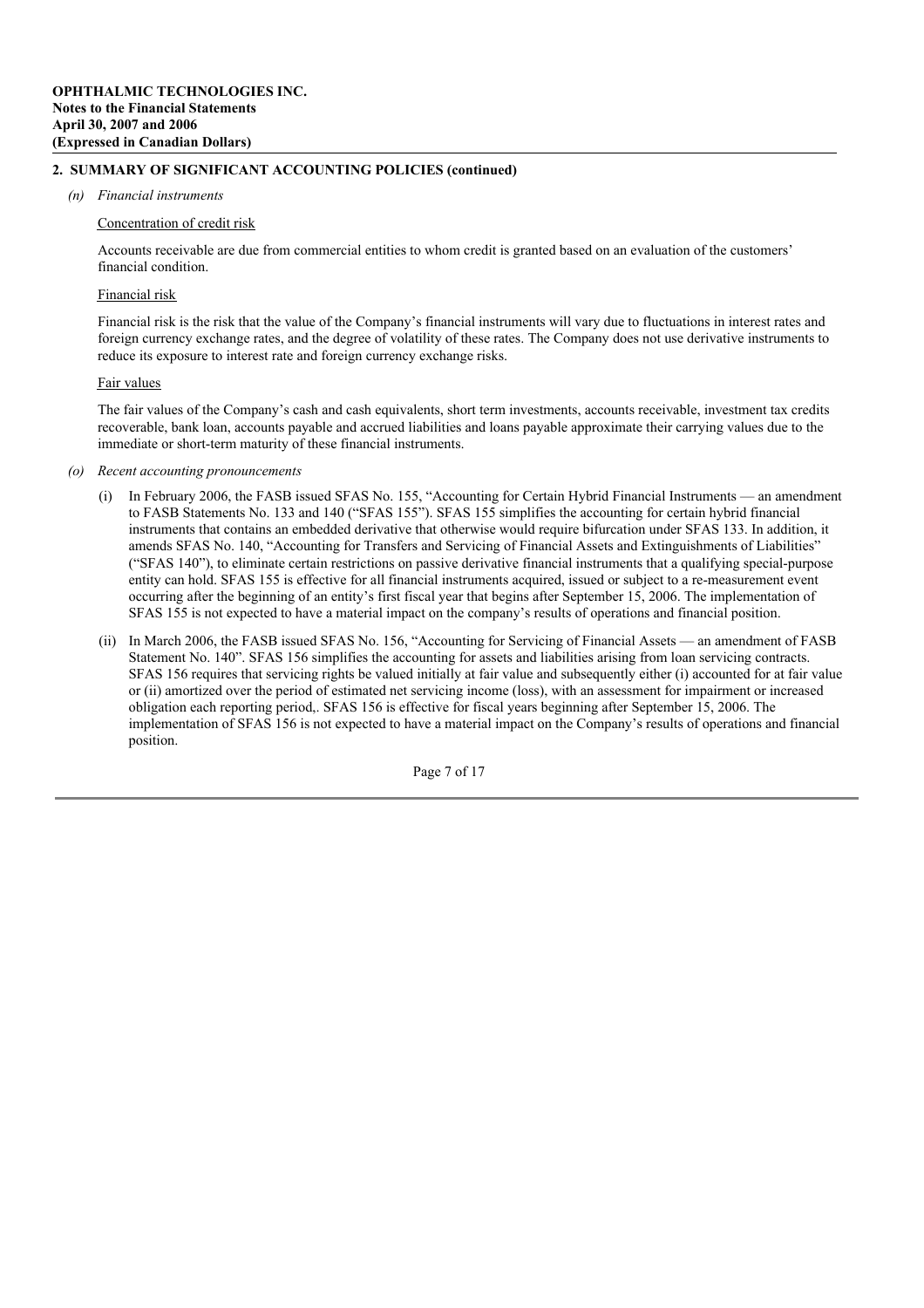**OPHTHALMIC TECHNOLOGIES INC.**
**Notes to the Financial Statements**
**April 30, 2007 and 2006**
**(Expressed in Canadian Dollars)**

## 2. SUMMARY OF SIGNIFICANT ACCOUNTING POLICIES (continued)

*(n) Financial instruments*

Concentration of credit risk

Accounts receivable are due from commercial entities to whom credit is granted based on an evaluation of the customers' financial condition.

Financial risk

Financial risk is the risk that the value of the Company's financial instruments will vary due to fluctuations in interest rates and foreign currency exchange rates, and the degree of volatility of these rates. The Company does not use derivative instruments to reduce its exposure to interest rate and foreign currency exchange risks.

Fair values

The fair values of the Company's cash and cash equivalents, short term investments, accounts receivable, investment tax credits recoverable, bank loan, accounts payable and accrued liabilities and loans payable approximate their carrying values due to the immediate or short-term maturity of these financial instruments.

*(o) Recent accounting pronouncements*

(i) In February 2006, the FASB issued SFAS No. 155, "Accounting for Certain Hybrid Financial Instruments — an amendment to FASB Statements No. 133 and 140 ("SFAS 155"). SFAS 155 simplifies the accounting for certain hybrid financial instruments that contains an embedded derivative that otherwise would require bifurcation under SFAS 133. In addition, it amends SFAS No. 140, "Accounting for Transfers and Servicing of Financial Assets and Extinguishments of Liabilities" ("SFAS 140"), to eliminate certain restrictions on passive derivative financial instruments that a qualifying special-purpose entity can hold. SFAS 155 is effective for all financial instruments acquired, issued or subject to a re-measurement event occurring after the beginning of an entity's first fiscal year that begins after September 15, 2006. The implementation of SFAS 155 is not expected to have a material impact on the company's results of operations and financial position.

(ii) In March 2006, the FASB issued SFAS No. 156, "Accounting for Servicing of Financial Assets — an amendment of FASB Statement No. 140". SFAS 156 simplifies the accounting for assets and liabilities arising from loan servicing contracts. SFAS 156 requires that servicing rights be valued initially at fair value and subsequently either (i) accounted for at fair value or (ii) amortized over the period of estimated net servicing income (loss), with an assessment for impairment or increased obligation each reporting period,. SFAS 156 is effective for fiscal years beginning after September 15, 2006. The implementation of SFAS 156 is not expected to have a material impact on the Company's results of operations and financial position.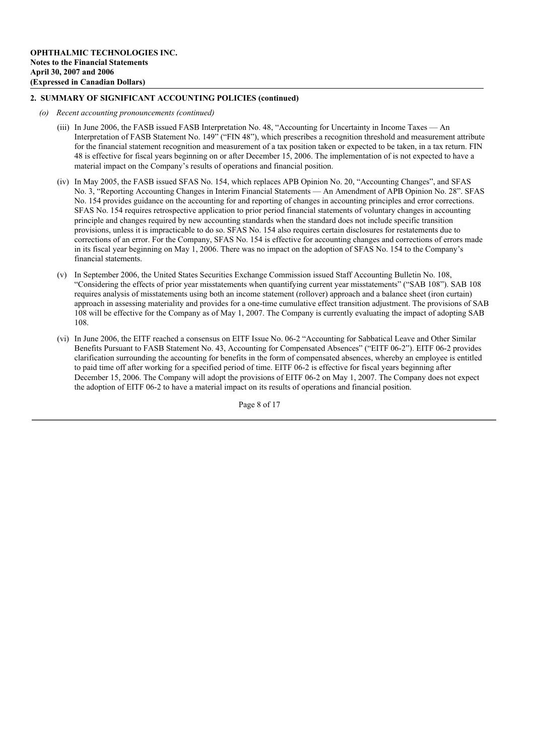**OPHTHALMIC TECHNOLOGIES INC.**
**Notes to the Financial Statements**
**April 30, 2007 and 2006**
**(Expressed in Canadian Dollars)**

## 2. SUMMARY OF SIGNIFICANT ACCOUNTING POLICIES (continued)

*(o) Recent accounting pronouncements (continued)*

(iii) In June 2006, the FASB issued FASB Interpretation No. 48, "Accounting for Uncertainty in Income Taxes — An Interpretation of FASB Statement No. 149" ("FIN 48"), which prescribes a recognition threshold and measurement attribute for the financial statement recognition and measurement of a tax position taken or expected to be taken, in a tax return. FIN 48 is effective for fiscal years beginning on or after December 15, 2006. The implementation of is not expected to have a material impact on the Company's results of operations and financial position.

(iv) In May 2005, the FASB issued SFAS No. 154, which replaces APB Opinion No. 20, "Accounting Changes", and SFAS No. 3, "Reporting Accounting Changes in Interim Financial Statements — An Amendment of APB Opinion No. 28". SFAS No. 154 provides guidance on the accounting for and reporting of changes in accounting principles and error corrections. SFAS No. 154 requires retrospective application to prior period financial statements of voluntary changes in accounting principle and changes required by new accounting standards when the standard does not include specific transition provisions, unless it is impracticable to do so. SFAS No. 154 also requires certain disclosures for restatements due to corrections of an error. For the Company, SFAS No. 154 is effective for accounting changes and corrections of errors made in its fiscal year beginning on May 1, 2006. There was no impact on the adoption of SFAS No. 154 to the Company's financial statements.

(v) In September 2006, the United States Securities Exchange Commission issued Staff Accounting Bulletin No. 108, "Considering the effects of prior year misstatements when quantifying current year misstatements" ("SAB 108"). SAB 108 requires analysis of misstatements using both an income statement (rollover) approach and a balance sheet (iron curtain) approach in assessing materiality and provides for a one-time cumulative effect transition adjustment. The provisions of SAB 108 will be effective for the Company as of May 1, 2007. The Company is currently evaluating the impact of adopting SAB 108.

(vi) In June 2006, the EITF reached a consensus on EITF Issue No. 06-2 "Accounting for Sabbatical Leave and Other Similar Benefits Pursuant to FASB Statement No. 43, Accounting for Compensated Absences" ("EITF 06-2"). EITF 06-2 provides clarification surrounding the accounting for benefits in the form of compensated absences, whereby an employee is entitled to paid time off after working for a specified period of time. EITF 06-2 is effective for fiscal years beginning after December 15, 2006. The Company will adopt the provisions of EITF 06-2 on May 1, 2007. The Company does not expect the adoption of EITF 06-2 to have a material impact on its results of operations and financial position.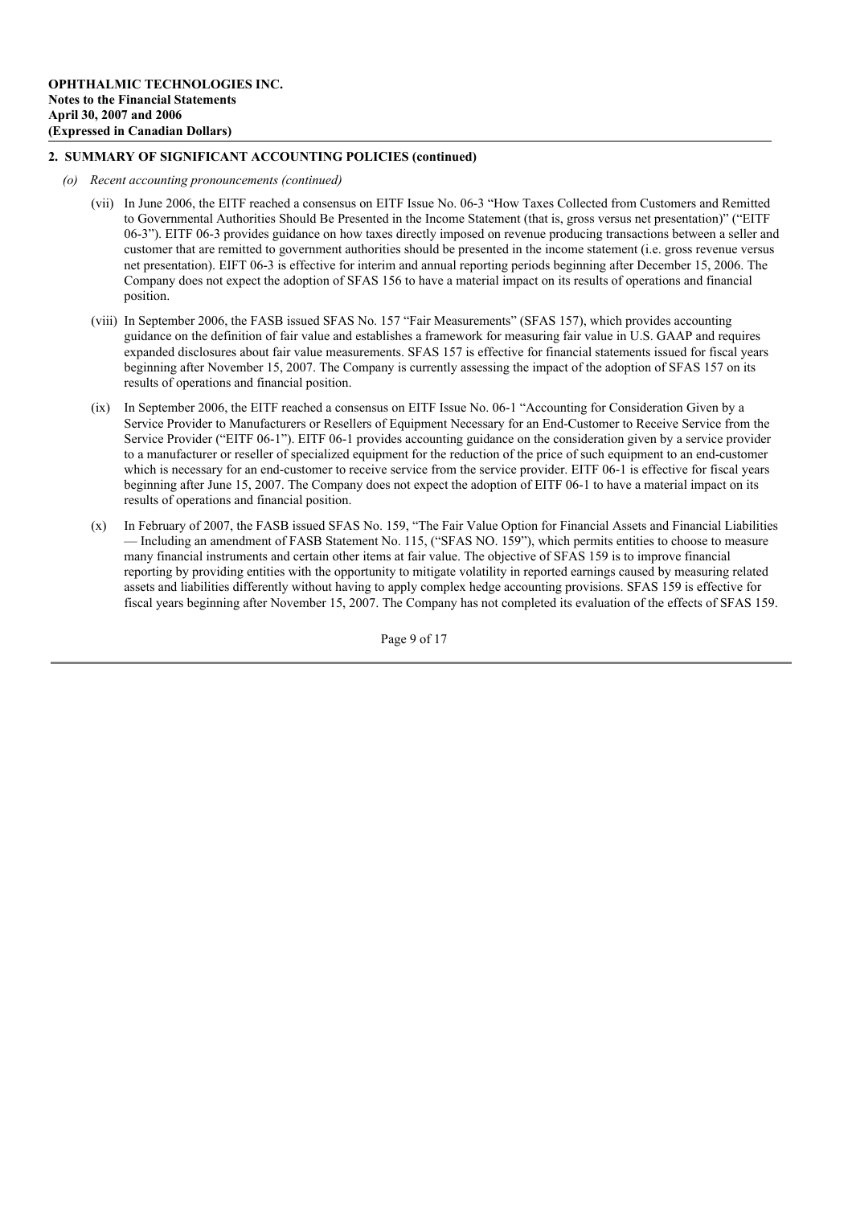## 2. SUMMARY OF SIGNIFICANT ACCOUNTING POLICIES (continued)

*(o) Recent accounting pronouncements (continued)*

(vii) In June 2006, the EITF reached a consensus on EITF Issue No. 06-3 "How Taxes Collected from Customers and Remitted to Governmental Authorities Should Be Presented in the Income Statement (that is, gross versus net presentation)" ("EITF 06-3"). EITF 06-3 provides guidance on how taxes directly imposed on revenue producing transactions between a seller and customer that are remitted to government authorities should be presented in the income statement (i.e. gross revenue versus net presentation). EIFT 06-3 is effective for interim and annual reporting periods beginning after December 15, 2006. The Company does not expect the adoption of SFAS 156 to have a material impact on its results of operations and financial position.

(viii) In September 2006, the FASB issued SFAS No. 157 "Fair Measurements" (SFAS 157), which provides accounting guidance on the definition of fair value and establishes a framework for measuring fair value in U.S. GAAP and requires expanded disclosures about fair value measurements. SFAS 157 is effective for financial statements issued for fiscal years beginning after November 15, 2007. The Company is currently assessing the impact of the adoption of SFAS 157 on its results of operations and financial position.

(ix) In September 2006, the EITF reached a consensus on EITF Issue No. 06-1 "Accounting for Consideration Given by a Service Provider to Manufacturers or Resellers of Equipment Necessary for an End-Customer to Receive Service from the Service Provider ("EITF 06-1"). EITF 06-1 provides accounting guidance on the consideration given by a service provider to a manufacturer or reseller of specialized equipment for the reduction of the price of such equipment to an end-customer which is necessary for an end-customer to receive service from the service provider. EITF 06-1 is effective for fiscal years beginning after June 15, 2007. The Company does not expect the adoption of EITF 06-1 to have a material impact on its results of operations and financial position.

(x) In February of 2007, the FASB issued SFAS No. 159, "The Fair Value Option for Financial Assets and Financial Liabilities — Including an amendment of FASB Statement No. 115, ("SFAS NO. 159"), which permits entities to choose to measure many financial instruments and certain other items at fair value. The objective of SFAS 159 is to improve financial reporting by providing entities with the opportunity to mitigate volatility in reported earnings caused by measuring related assets and liabilities differently without having to apply complex hedge accounting provisions. SFAS 159 is effective for fiscal years beginning after November 15, 2007. The Company has not completed its evaluation of the effects of SFAS 159.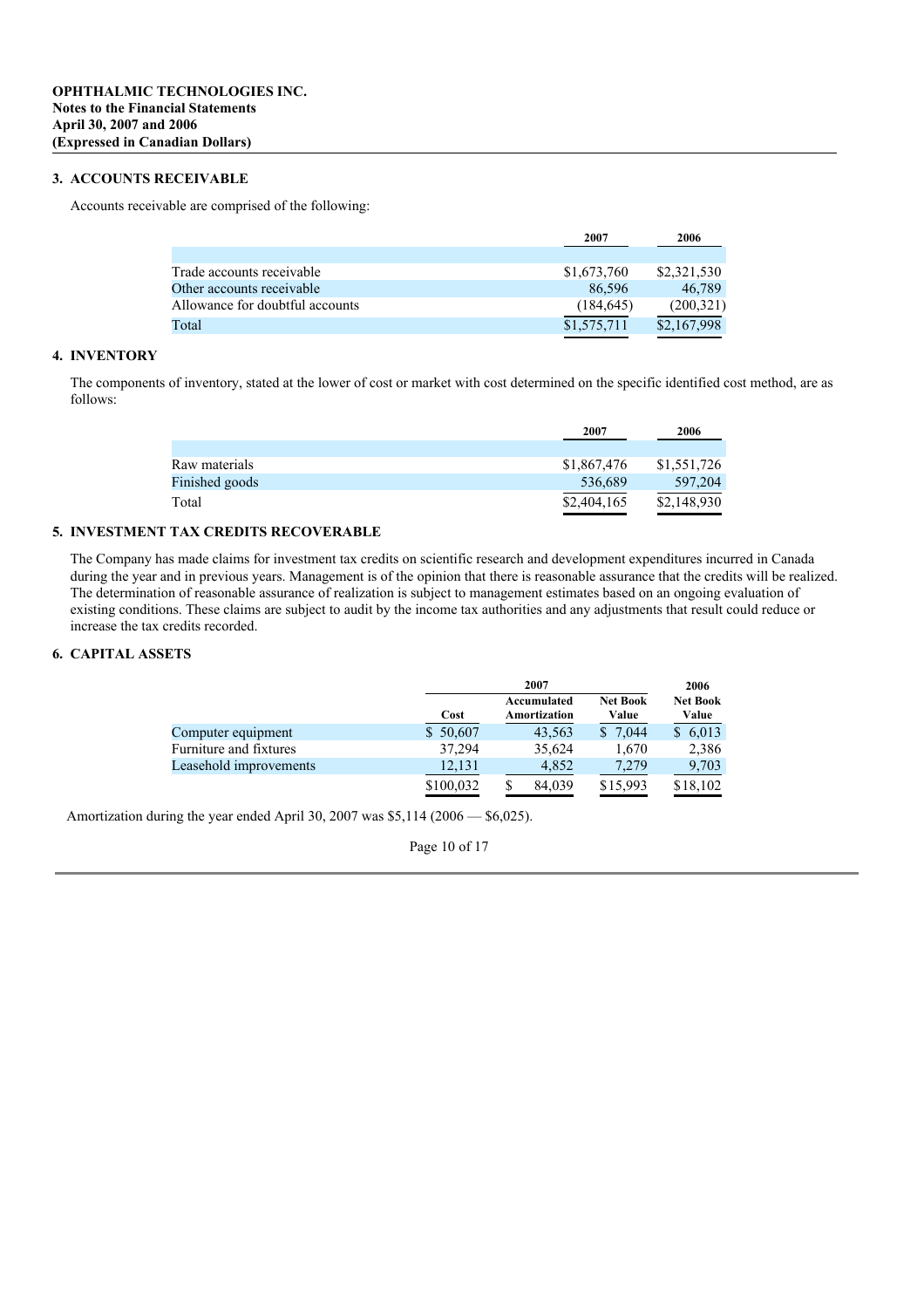**OPHTHALMIC TECHNOLOGIES INC.**
**Notes to the Financial Statements**
**April 30, 2007 and 2006**
**(Expressed in Canadian Dollars)**

### 3. ACCOUNTS RECEIVABLE

Accounts receivable are comprised of the following:

| | 2007 | 2006 |
|---|---|---|
| Trade accounts receivable | $1,673,760 | $2,321,530 |
| Other accounts receivable | 86,596 | 46,789 |
| Allowance for doubtful accounts | (184,645) | (200,321) |
| Total | $1,575,711 | $2,167,998 |

### 4. INVENTORY

The components of inventory, stated at the lower of cost or market with cost determined on the specific identified cost method, are as follows:

| | 2007 | 2006 |
|---|---|---|
| Raw materials | $1,867,476 | $1,551,726 |
| Finished goods | 536,689 | 597,204 |
| Total | $2,404,165 | $2,148,930 |

### 5. INVESTMENT TAX CREDITS RECOVERABLE

The Company has made claims for investment tax credits on scientific research and development expenditures incurred in Canada during the year and in previous years. Management is of the opinion that there is reasonable assurance that the credits will be realized. The determination of reasonable assurance of realization is subject to management estimates based on an ongoing evaluation of existing conditions. These claims are subject to audit by the income tax authorities and any adjustments that result could reduce or increase the tax credits recorded.

### 6. CAPITAL ASSETS

| | 2007 | | | 2006 |
|---|---|---|---|---|
| | Cost | Accumulated Amortization | Net Book Value | Net Book Value |
| Computer equipment | $ 50,607 | 43,563 | $ 7,044 | $ 6,013 |
| Furniture and fixtures | 37,294 | 35,624 | 1,670 | 2,386 |
| Leasehold improvements | 12,131 | 4,852 | 7,279 | 9,703 |
| | $100,032 | $ 84,039 | $15,993 | $18,102 |

Amortization during the year ended April 30, 2007 was $5,114 (2006 — $6,025).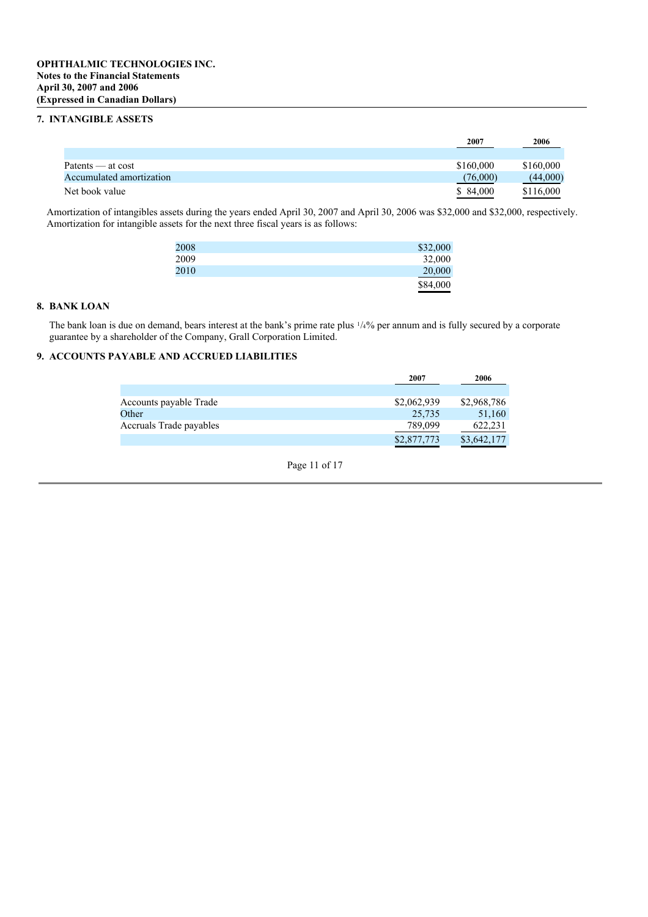**OPHTHALMIC TECHNOLOGIES INC.**
**Notes to the Financial Statements**
**April 30, 2007 and 2006**
**(Expressed in Canadian Dollars)**

## 7. INTANGIBLE ASSETS

| | 2007 | 2006 |
|---|---|---|
| Patents — at cost | $160,000 | $160,000 |
| Accumulated amortization | (76,000) | (44,000) |
| Net book value | $ 84,000 | $116,000 |

Amortization of intangibles assets during the years ended April 30, 2007 and April 30, 2006 was $32,000 and $32,000, respectively. Amortization for intangible assets for the next three fiscal years is as follows:

| | |
|---|---|
| 2008 | $32,000 |
| 2009 | 32,000 |
| 2010 | 20,000 |
| | $84,000 |

## 8. BANK LOAN

The bank loan is due on demand, bears interest at the bank's prime rate plus 1/4% per annum and is fully secured by a corporate guarantee by a shareholder of the Company, Grall Corporation Limited.

## 9. ACCOUNTS PAYABLE AND ACCRUED LIABILITIES

| | 2007 | 2006 |
|---|---|---|
| Accounts payable Trade | $2,062,939 | $2,968,786 |
| Other | 25,735 | 51,160 |
| Accruals Trade payables | 789,099 | 622,231 |
| | $2,877,773 | $3,642,177 |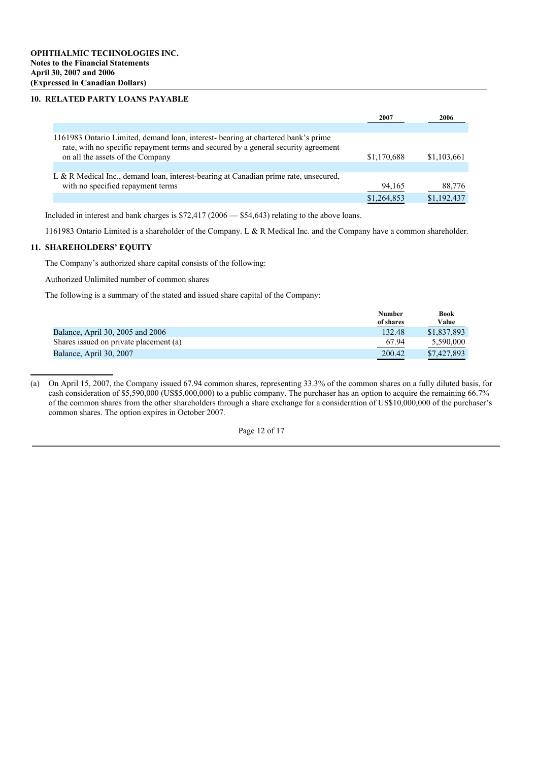**OPHTHALMIC TECHNOLOGIES INC.**
**Notes to the Financial Statements**
**April 30, 2007 and 2006**
**(Expressed in Canadian Dollars)**

## 10. RELATED PARTY LOANS PAYABLE

| | 2007 | 2006 |
|---|---|---|
| 1161983 Ontario Limited, demand loan, interest- bearing at chartered bank's prime rate, with no specific repayment terms and secured by a general security agreement on all the assets of the Company | $1,170,688 | $1,103,661 |
| L & R Medical Inc., demand loan, interest-bearing at Canadian prime rate, unsecured, with no specified repayment terms | 94,165 | 88,776 |
| | $1,264,853 | $1,192,437 |

Included in interest and bank charges is $72,417 (2006 — $54,643) relating to the above loans.

1161983 Ontario Limited is a shareholder of the Company. L & R Medical Inc. and the Company have a common shareholder.

## 11. SHAREHOLDERS' EQUITY

The Company's authorized share capital consists of the following:

Authorized Unlimited number of common shares

The following is a summary of the stated and issued share capital of the Company:

| | Number of shares | Book Value |
|---|---|---|
| Balance, April 30, 2005 and 2006 | 132.48 | $1,837,893 |
| Shares issued on private placement (a) | 67.94 | 5,590,000 |
| Balance, April 30, 2007 | 200.42 | $7,427,893 |

(a) On April 15, 2007, the Company issued 67.94 common shares, representing 33.3% of the common shares on a fully diluted basis, for cash consideration of $5,590,000 (US$5,000,000) to a public company. The purchaser has an option to acquire the remaining 66.7% of the common shares from the other shareholders through a share exchange for a consideration of US$10,000,000 of the purchaser's common shares. The option expires in October 2007.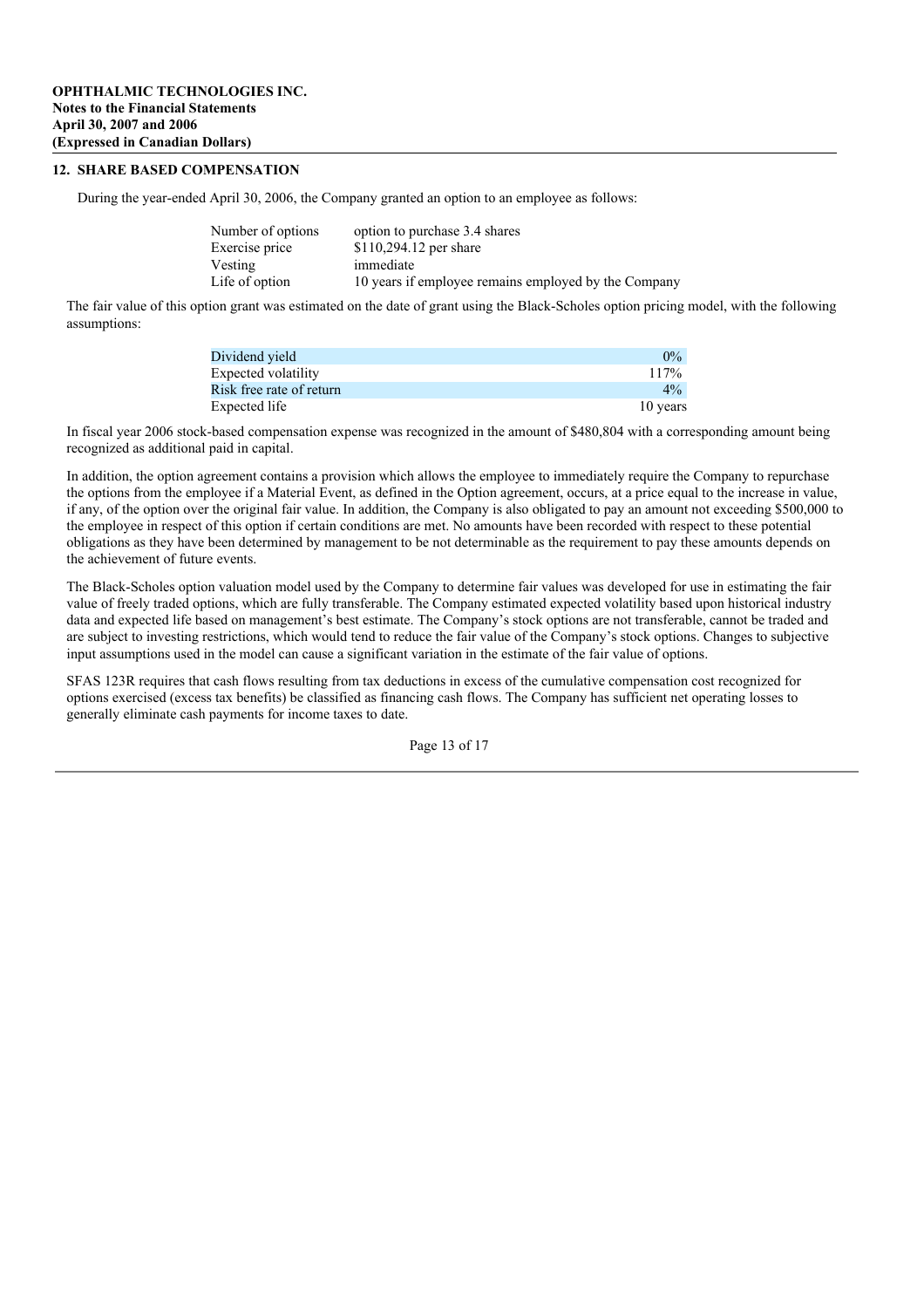**OPHTHALMIC TECHNOLOGIES INC.**
**Notes to the Financial Statements**
**April 30, 2007 and 2006**
**(Expressed in Canadian Dollars)**

## 12. SHARE BASED COMPENSATION

During the year-ended April 30, 2006, the Company granted an option to an employee as follows:

| | |
|---|---|
| Number of options | option to purchase 3.4 shares |
| Exercise price | $110,294.12 per share |
| Vesting | immediate |
| Life of option | 10 years if employee remains employed by the Company |

The fair value of this option grant was estimated on the date of grant using the Black-Scholes option pricing model, with the following assumptions:

| | |
|---|---|
| Dividend yield | 0% |
| Expected volatility | 117% |
| Risk free rate of return | 4% |
| Expected life | 10 years |

In fiscal year 2006 stock-based compensation expense was recognized in the amount of $480,804 with a corresponding amount being recognized as additional paid in capital.

In addition, the option agreement contains a provision which allows the employee to immediately require the Company to repurchase the options from the employee if a Material Event, as defined in the Option agreement, occurs, at a price equal to the increase in value, if any, of the option over the original fair value. In addition, the Company is also obligated to pay an amount not exceeding $500,000 to the employee in respect of this option if certain conditions are met. No amounts have been recorded with respect to these potential obligations as they have been determined by management to be not determinable as the requirement to pay these amounts depends on the achievement of future events.

The Black-Scholes option valuation model used by the Company to determine fair values was developed for use in estimating the fair value of freely traded options, which are fully transferable. The Company estimated expected volatility based upon historical industry data and expected life based on management's best estimate. The Company's stock options are not transferable, cannot be traded and are subject to investing restrictions, which would tend to reduce the fair value of the Company's stock options. Changes to subjective input assumptions used in the model can cause a significant variation in the estimate of the fair value of options.

SFAS 123R requires that cash flows resulting from tax deductions in excess of the cumulative compensation cost recognized for options exercised (excess tax benefits) be classified as financing cash flows. The Company has sufficient net operating losses to generally eliminate cash payments for income taxes to date.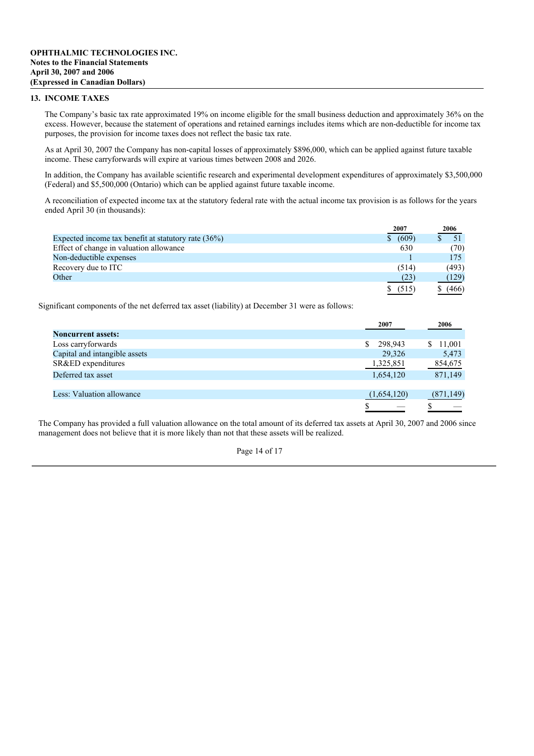**OPHTHALMIC TECHNOLOGIES INC.**
**Notes to the Financial Statements**
**April 30, 2007 and 2006**
**(Expressed in Canadian Dollars)**

## 13. INCOME TAXES

The Company's basic tax rate approximated 19% on income eligible for the small business deduction and approximately 36% on the excess. However, because the statement of operations and retained earnings includes items which are non-deductible for income tax purposes, the provision for income taxes does not reflect the basic tax rate.

As at April 30, 2007 the Company has non-capital losses of approximately $896,000, which can be applied against future taxable income. These carryforwards will expire at various times between 2008 and 2026.

In addition, the Company has available scientific research and experimental development expenditures of approximately $3,500,000 (Federal) and $5,500,000 (Ontario) which can be applied against future taxable income.

A reconciliation of expected income tax at the statutory federal rate with the actual income tax provision is as follows for the years ended April 30 (in thousands):

| | 2007 | 2006 |
|---|---|---|
| Expected income tax benefit at statutory rate (36%) | $ (609) | $ 51 |
| Effect of change in valuation allowance | 630 | (70) |
| Non-deductible expenses | 1 | 175 |
| Recovery due to ITC | (514) | (493) |
| Other | (23) | (129) |
| | $ (515) | $ (466) |

Significant components of the net deferred tax asset (liability) at December 31 were as follows:

| | 2007 | 2006 |
|---|---|---|
| **Noncurrent assets:** | | |
| Loss carryforwards | $ 298,943 | $ 11,001 |
| Capital and intangible assets | 29,326 | 5,473 |
| SR&ED expenditures | 1,325,851 | 854,675 |
| Deferred tax asset | 1,654,120 | 871,149 |
| | | |
| Less: Valuation allowance | (1,654,120) | (871,149) |
| | $ — | $ — |

The Company has provided a full valuation allowance on the total amount of its deferred tax assets at April 30, 2007 and 2006 since management does not believe that it is more likely than not that these assets will be realized.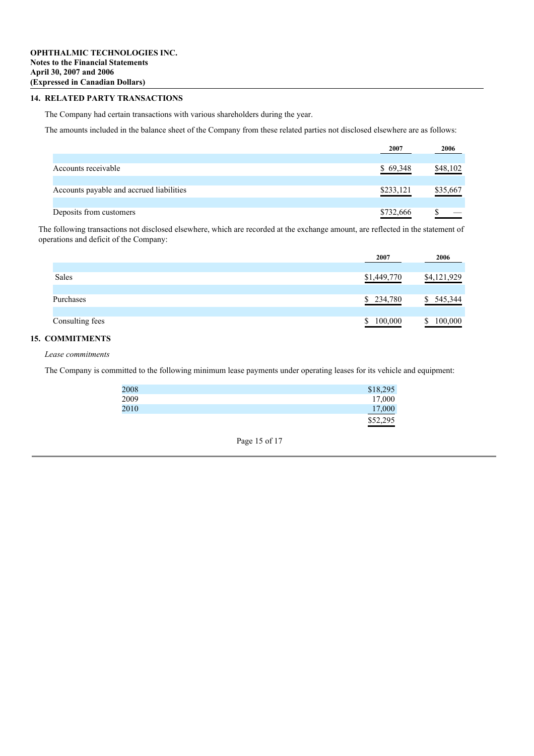**OPHTHALMIC TECHNOLOGIES INC.**
**Notes to the Financial Statements**
**April 30, 2007 and 2006**
**(Expressed in Canadian Dollars)**

## 14. RELATED PARTY TRANSACTIONS

The Company had certain transactions with various shareholders during the year.

The amounts included in the balance sheet of the Company from these related parties not disclosed elsewhere are as follows:

| | 2007 | 2006 |
|---|---|---|
| Accounts receivable | $ 69,348 | $48,102 |
| Accounts payable and accrued liabilities | $233,121 | $35,667 |
| Deposits from customers | $732,666 | $ — |

The following transactions not disclosed elsewhere, which are recorded at the exchange amount, are reflected in the statement of operations and deficit of the Company:

| | 2007 | 2006 |
|---|---|---|
| Sales | $1,449,770 | $4,121,929 |
| Purchases | $ 234,780 | $ 545,344 |
| Consulting fees | $ 100,000 | $ 100,000 |

## 15. COMMITMENTS

*Lease commitments*

The Company is committed to the following minimum lease payments under operating leases for its vehicle and equipment:

| | |
|---|---|
| 2008 | $18,295 |
| 2009 | 17,000 |
| 2010 | 17,000 |
| | $52,295 |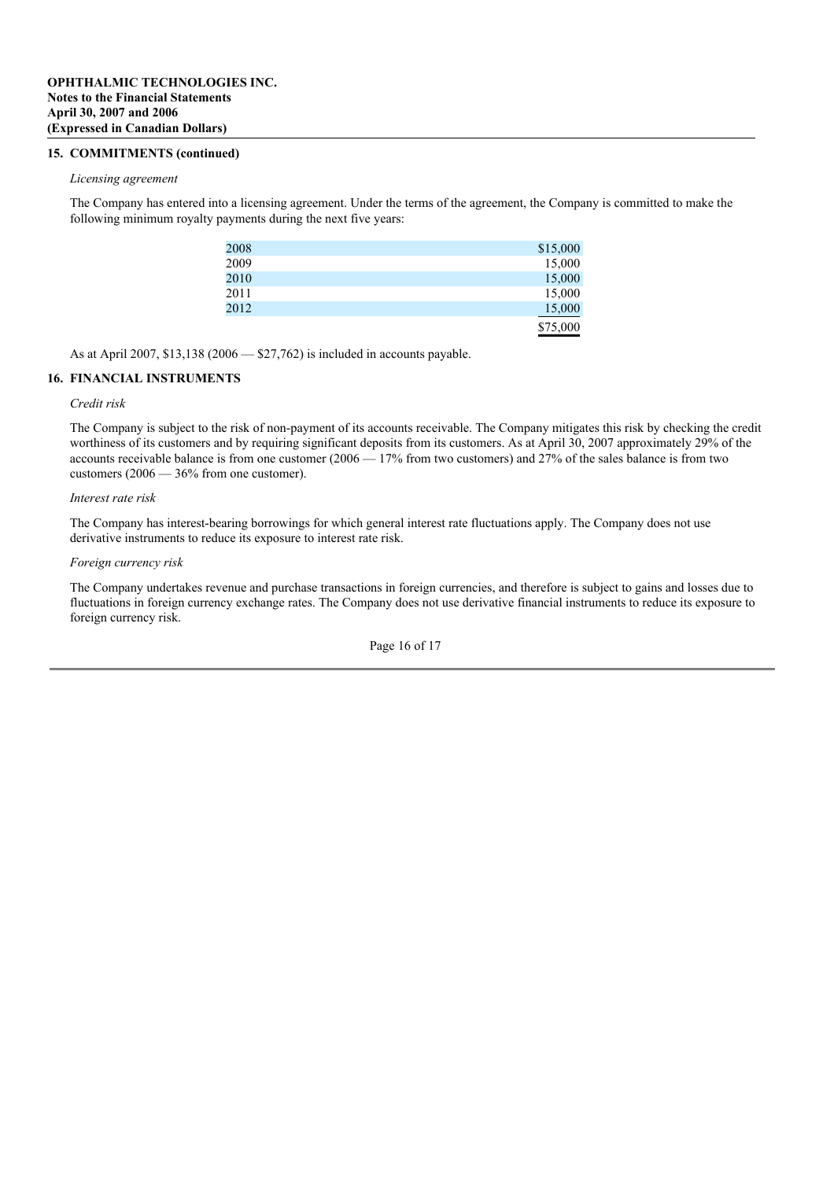**OPHTHALMIC TECHNOLOGIES INC.**
**Notes to the Financial Statements**
**April 30, 2007 and 2006**
**(Expressed in Canadian Dollars)**

## 15. COMMITMENTS (continued)

*Licensing agreement*

The Company has entered into a licensing agreement. Under the terms of the agreement, the Company is committed to make the following minimum royalty payments during the next five years:

| | |
|---|---|
| 2008 | $15,000 |
| 2009 | 15,000 |
| 2010 | 15,000 |
| 2011 | 15,000 |
| 2012 | 15,000 |
| | $75,000 |

As at April 2007, $13,138 (2006 — $27,762) is included in accounts payable.

## 16. FINANCIAL INSTRUMENTS

*Credit risk*

The Company is subject to the risk of non-payment of its accounts receivable. The Company mitigates this risk by checking the credit worthiness of its customers and by requiring significant deposits from its customers. As at April 30, 2007 approximately 29% of the accounts receivable balance is from one customer (2006 — 17% from two customers) and 27% of the sales balance is from two customers (2006 — 36% from one customer).

*Interest rate risk*

The Company has interest-bearing borrowings for which general interest rate fluctuations apply. The Company does not use derivative instruments to reduce its exposure to interest rate risk.

*Foreign currency risk*

The Company undertakes revenue and purchase transactions in foreign currencies, and therefore is subject to gains and losses due to fluctuations in foreign currency exchange rates. The Company does not use derivative financial instruments to reduce its exposure to foreign currency risk.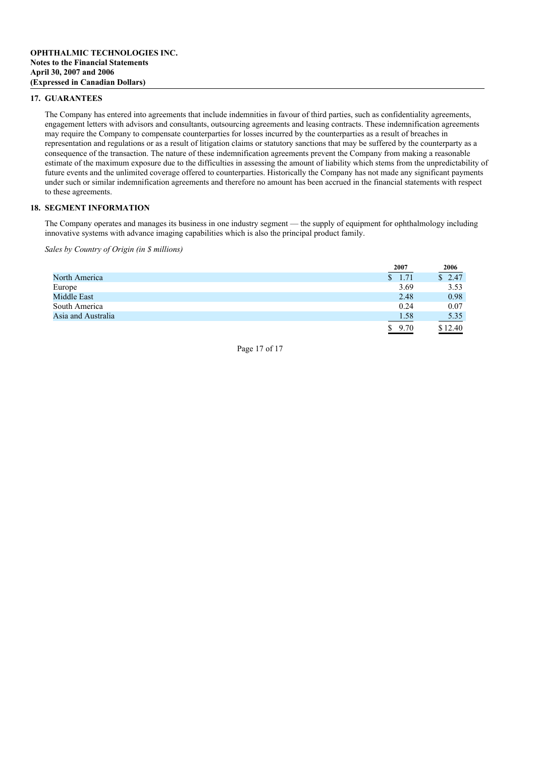## 17. GUARANTEES

The Company has entered into agreements that include indemnities in favour of third parties, such as confidentiality agreements, engagement letters with advisors and consultants, outsourcing agreements and leasing contracts. These indemnification agreements may require the Company to compensate counterparties for losses incurred by the counterparties as a result of breaches in representation and regulations or as a result of litigation claims or statutory sanctions that may be suffered by the counterparty as a consequence of the transaction. The nature of these indemnification agreements prevent the Company from making a reasonable estimate of the maximum exposure due to the difficulties in assessing the amount of liability which stems from the unpredictability of future events and the unlimited coverage offered to counterparties. Historically the Company has not made any significant payments under such or similar indemnification agreements and therefore no amount has been accrued in the financial statements with respect to these agreements.

## 18. SEGMENT INFORMATION

The Company operates and manages its business in one industry segment — the supply of equipment for ophthalmology including innovative systems with advance imaging capabilities which is also the principal product family.

*Sales by Country of Origin (in $ millions)*

| | 2007 | 2006 |
|---|---|---|
| North America | $ 1.71 | $ 2.47 |
| Europe | 3.69 | 3.53 |
| Middle East | 2.48 | 0.98 |
| South America | 0.24 | 0.07 |
| Asia and Australia | 1.58 | 5.35 |
| | $ 9.70 | $ 12.40 |